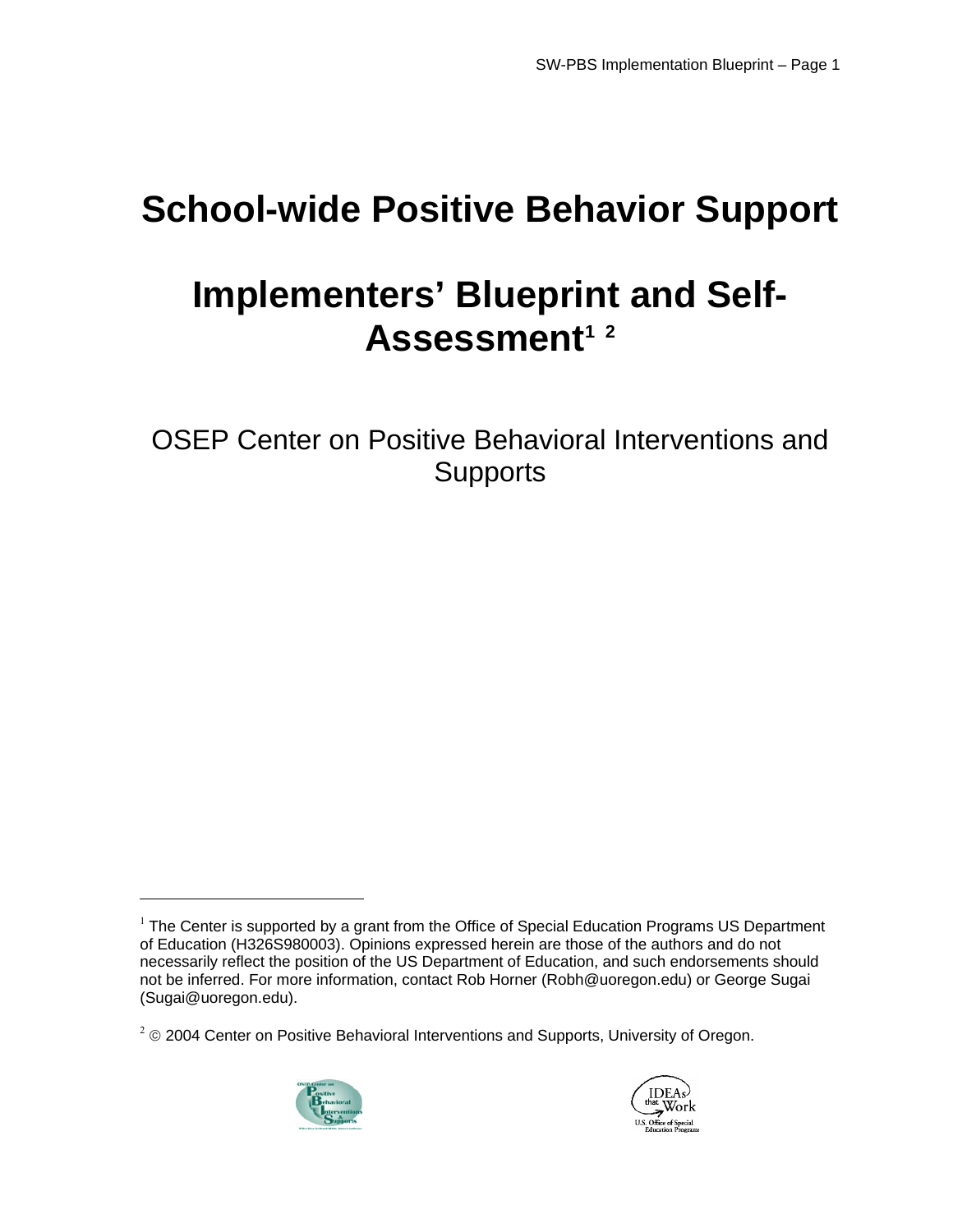# School-wide Positive Behavior Support

# Implementers' Blueprint and Self-Assessment[1] [2]

OSEP Center on Positive Behavioral Interventions and Supports

---

[1] The Center is supported by a grant from the Office of Special Education Programs US Department of Education (H326S980003). Opinions expressed herein are those of the authors and do not necessarily reflect the position of the US Department of Education, and such endorsements should not be inferred. For more information, contact Rob Horner (Robh@uoregon.edu) or George Sugai (Sugai@uoregon.edu).

[2] © 2004 Center on Positive Behavioral Interventions and Supports, University of Oregon.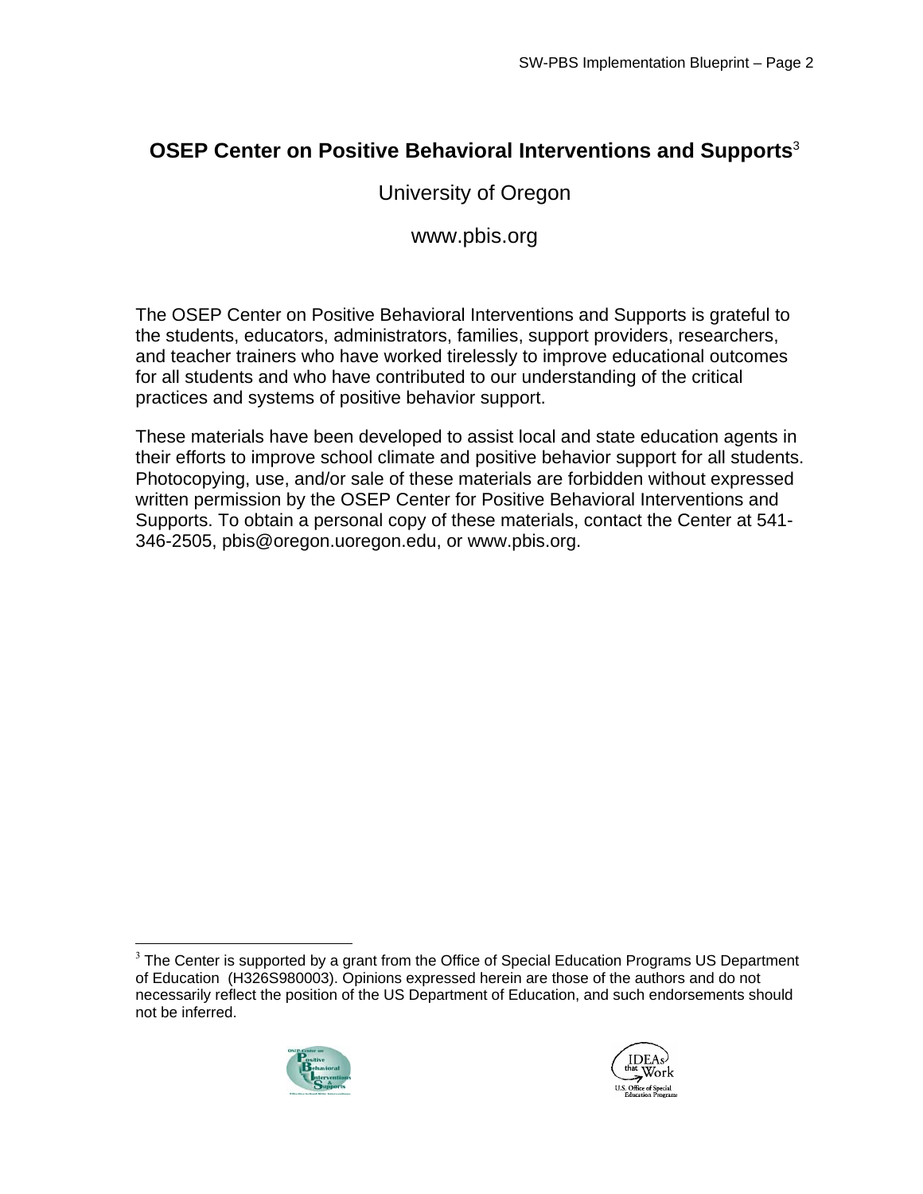## OSEP Center on Positive Behavioral Interventions and Supports[3]

University of Oregon

www.pbis.org

The OSEP Center on Positive Behavioral Interventions and Supports is grateful to the students, educators, administrators, families, support providers, researchers, and teacher trainers who have worked tirelessly to improve educational outcomes for all students and who have contributed to our understanding of the critical practices and systems of positive behavior support.

These materials have been developed to assist local and state education agents in their efforts to improve school climate and positive behavior support for all students. Photocopying, use, and/or sale of these materials are forbidden without expressed written permission by the OSEP Center for Positive Behavioral Interventions and Supports. To obtain a personal copy of these materials, contact the Center at 541-346-2505, pbis@oregon.uoregon.edu, or www.pbis.org.

[3] The Center is supported by a grant from the Office of Special Education Programs US Department of Education (H326S980003). Opinions expressed herein are those of the authors and do not necessarily reflect the position of the US Department of Education, and such endorsements should not be inferred.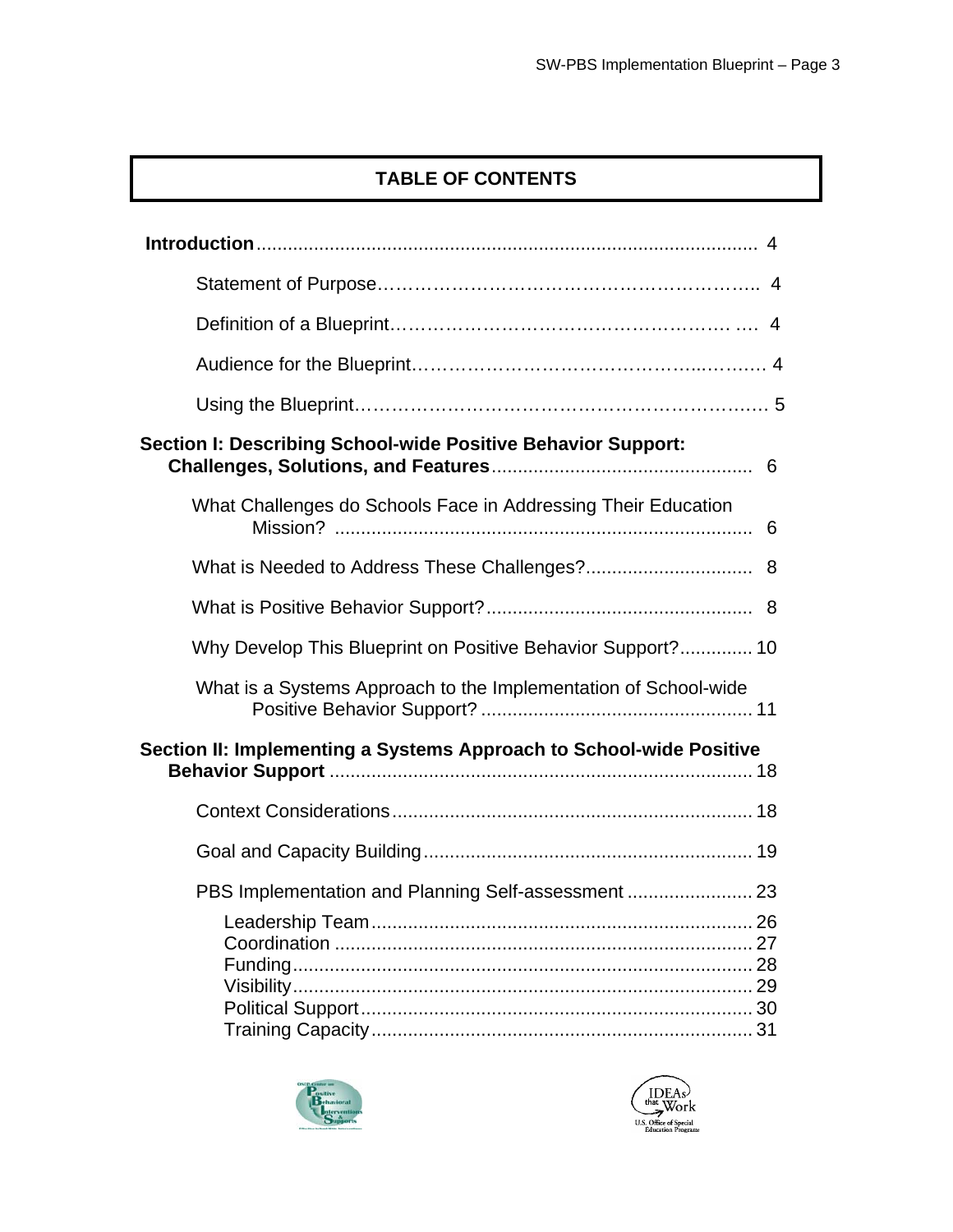# TABLE OF CONTENTS

**Introduction** ............................................................................................... 4

- Statement of Purpose ................................................................... 4
- Definition of a Blueprint ................................................................ 4
- Audience for the Blueprint ............................................................ 4
- Using the Blueprint ....................................................................... 5

**Section I: Describing School-wide Positive Behavior Support: Challenges, Solutions, and Features** ................................................. 6

- What Challenges do Schools Face in Addressing Their Education Mission? ............................................................................... 6
- What is Needed to Address These Challenges? ................................ 8
- What is Positive Behavior Support? .................................................. 8
- Why Develop This Blueprint on Positive Behavior Support? ............. 10
- What is a Systems Approach to the Implementation of School-wide Positive Behavior Support? ................................................... 11

**Section II: Implementing a Systems Approach to School-wide Positive Behavior Support** ............................................................................... 18

- Context Considerations ..................................................................... 18
- Goal and Capacity Building .............................................................. 19
- PBS Implementation and Planning Self-assessment ........................ 23
  - Leadership Team ......................................................................... 26
  - Coordination ................................................................................ 27
  - Funding ........................................................................................ 28
  - Visibility ....................................................................................... 29
  - Political Support ........................................................................... 30
  - Training Capacity ......................................................................... 31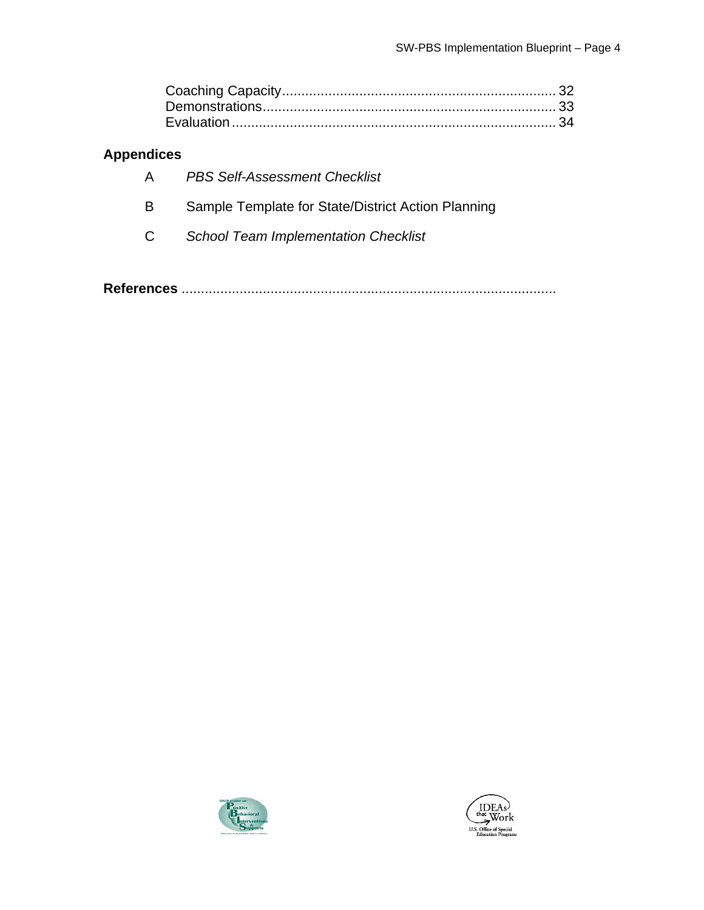Coaching Capacity....................................................................... 32
Demonstrations........................................................................... 33
Evaluation.................................................................................... 34

## Appendices

A *PBS Self-Assessment Checklist*

B Sample Template for State/District Action Planning

C *School Team Implementation Checklist*

**References** ................................................................................................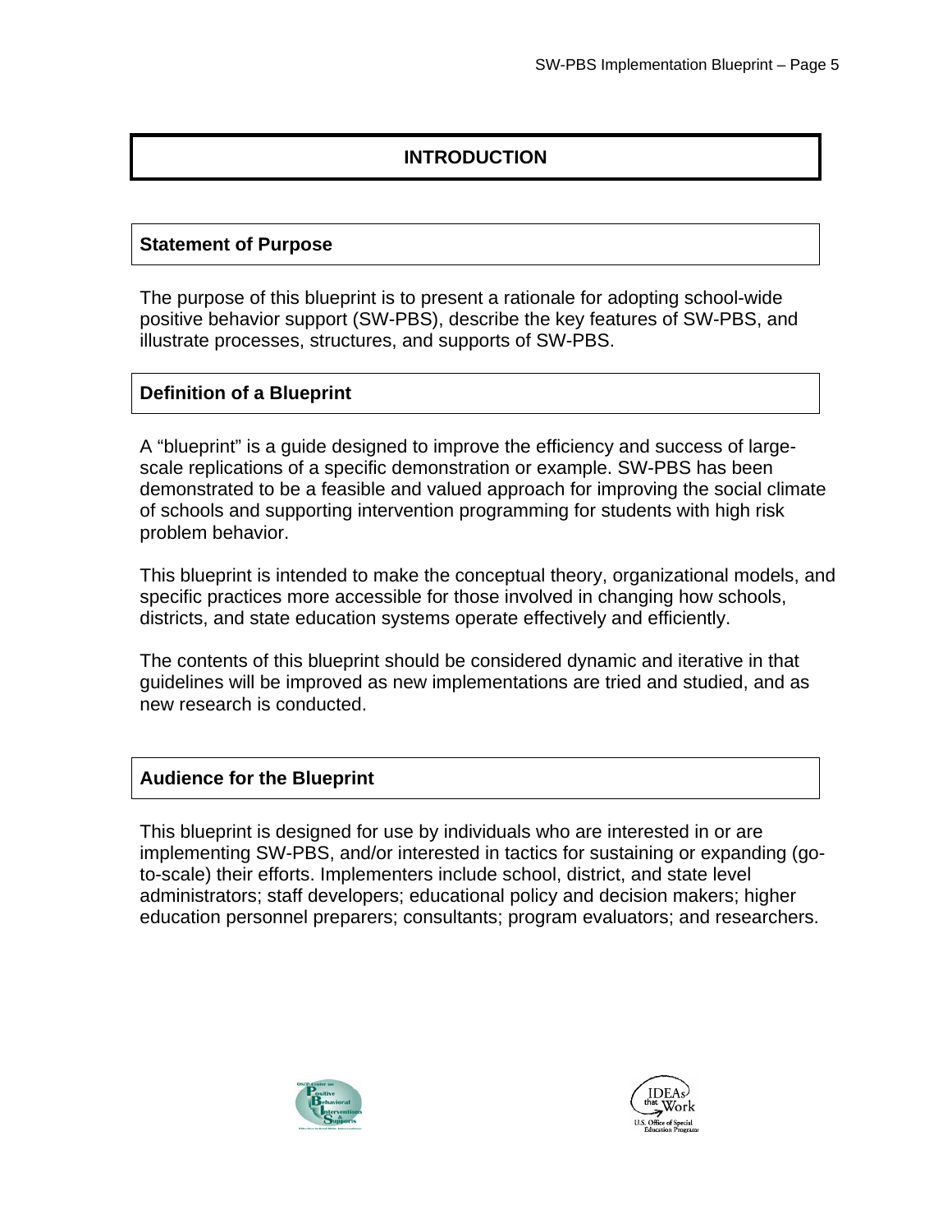# INTRODUCTION

## Statement of Purpose

The purpose of this blueprint is to present a rationale for adopting school-wide positive behavior support (SW-PBS), describe the key features of SW-PBS, and illustrate processes, structures, and supports of SW-PBS.

## Definition of a Blueprint

A "blueprint" is a guide designed to improve the efficiency and success of large-scale replications of a specific demonstration or example. SW-PBS has been demonstrated to be a feasible and valued approach for improving the social climate of schools and supporting intervention programming for students with high risk problem behavior.

This blueprint is intended to make the conceptual theory, organizational models, and specific practices more accessible for those involved in changing how schools, districts, and state education systems operate effectively and efficiently.

The contents of this blueprint should be considered dynamic and iterative in that guidelines will be improved as new implementations are tried and studied, and as new research is conducted.

## Audience for the Blueprint

This blueprint is designed for use by individuals who are interested in or are implementing SW-PBS, and/or interested in tactics for sustaining or expanding (go-to-scale) their efforts. Implementers include school, district, and state level administrators; staff developers; educational policy and decision makers; higher education personnel preparers; consultants; program evaluators; and researchers.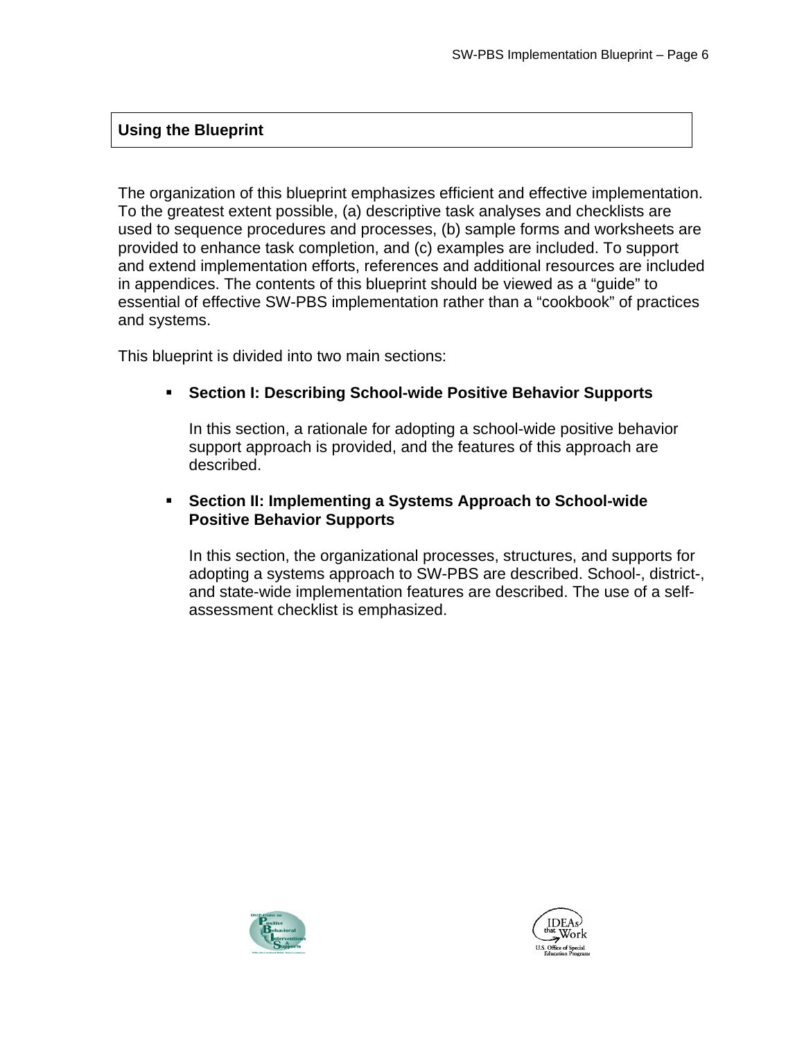## Using the Blueprint

The organization of this blueprint emphasizes efficient and effective implementation. To the greatest extent possible, (a) descriptive task analyses and checklists are used to sequence procedures and processes, (b) sample forms and worksheets are provided to enhance task completion, and (c) examples are included. To support and extend implementation efforts, references and additional resources are included in appendices. The contents of this blueprint should be viewed as a “guide” to essential of effective SW-PBS implementation rather than a “cookbook” of practices and systems.

This blueprint is divided into two main sections:

- **Section I: Describing School-wide Positive Behavior Supports**

  In this section, a rationale for adopting a school-wide positive behavior support approach is provided, and the features of this approach are described.

- **Section II: Implementing a Systems Approach to School-wide Positive Behavior Supports**

  In this section, the organizational processes, structures, and supports for adopting a systems approach to SW-PBS are described. School-, district-, and state-wide implementation features are described. The use of a self-assessment checklist is emphasized.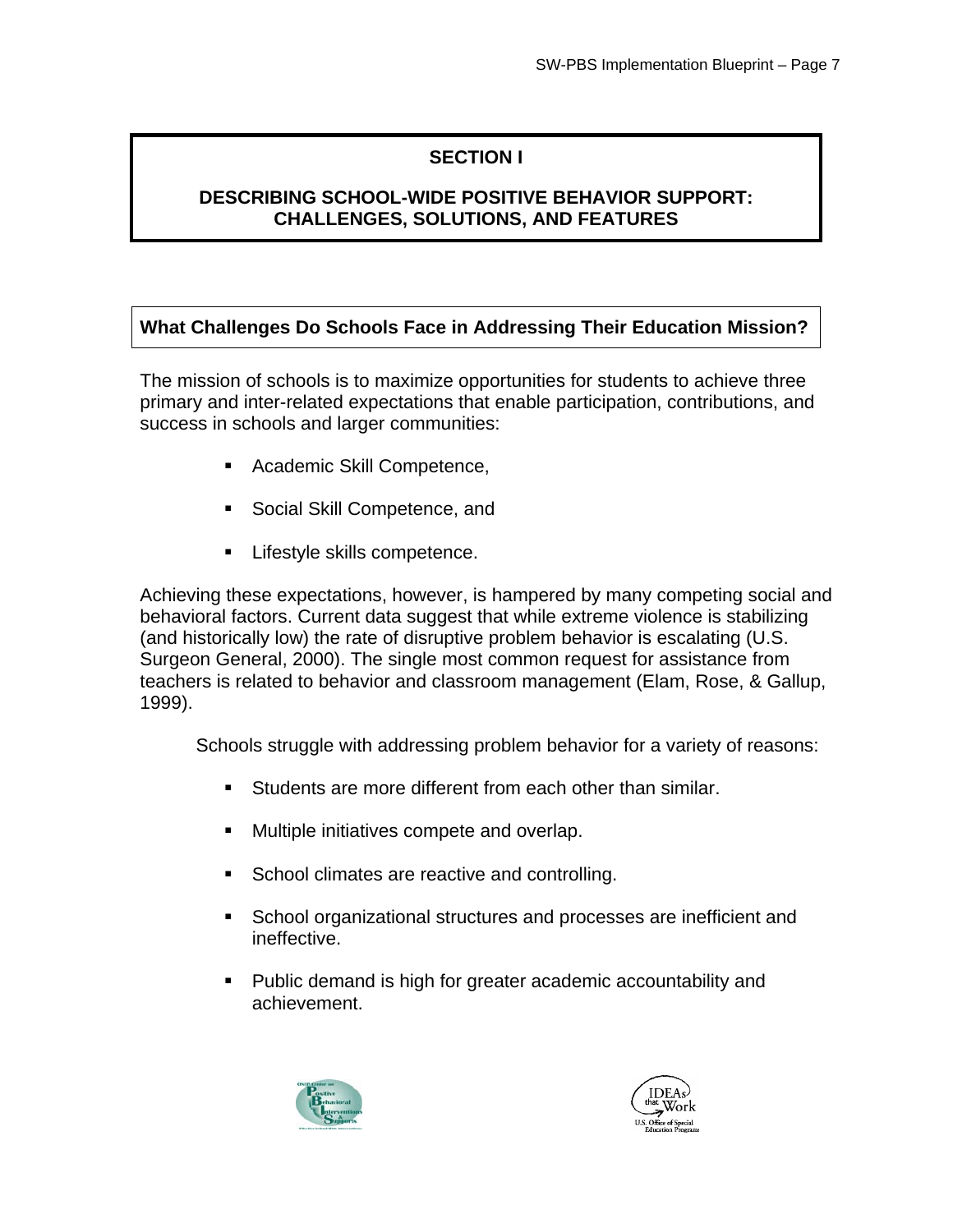## SECTION I

## DESCRIBING SCHOOL-WIDE POSITIVE BEHAVIOR SUPPORT: CHALLENGES, SOLUTIONS, AND FEATURES

### What Challenges Do Schools Face in Addressing Their Education Mission?

The mission of schools is to maximize opportunities for students to achieve three primary and inter-related expectations that enable participation, contributions, and success in schools and larger communities:

- Academic Skill Competence,
- Social Skill Competence, and
- Lifestyle skills competence.

Achieving these expectations, however, is hampered by many competing social and behavioral factors. Current data suggest that while extreme violence is stabilizing (and historically low) the rate of disruptive problem behavior is escalating (U.S. Surgeon General, 2000). The single most common request for assistance from teachers is related to behavior and classroom management (Elam, Rose, & Gallup, 1999).

Schools struggle with addressing problem behavior for a variety of reasons:

- Students are more different from each other than similar.
- Multiple initiatives compete and overlap.
- School climates are reactive and controlling.
- School organizational structures and processes are inefficient and ineffective.
- Public demand is high for greater academic accountability and achievement.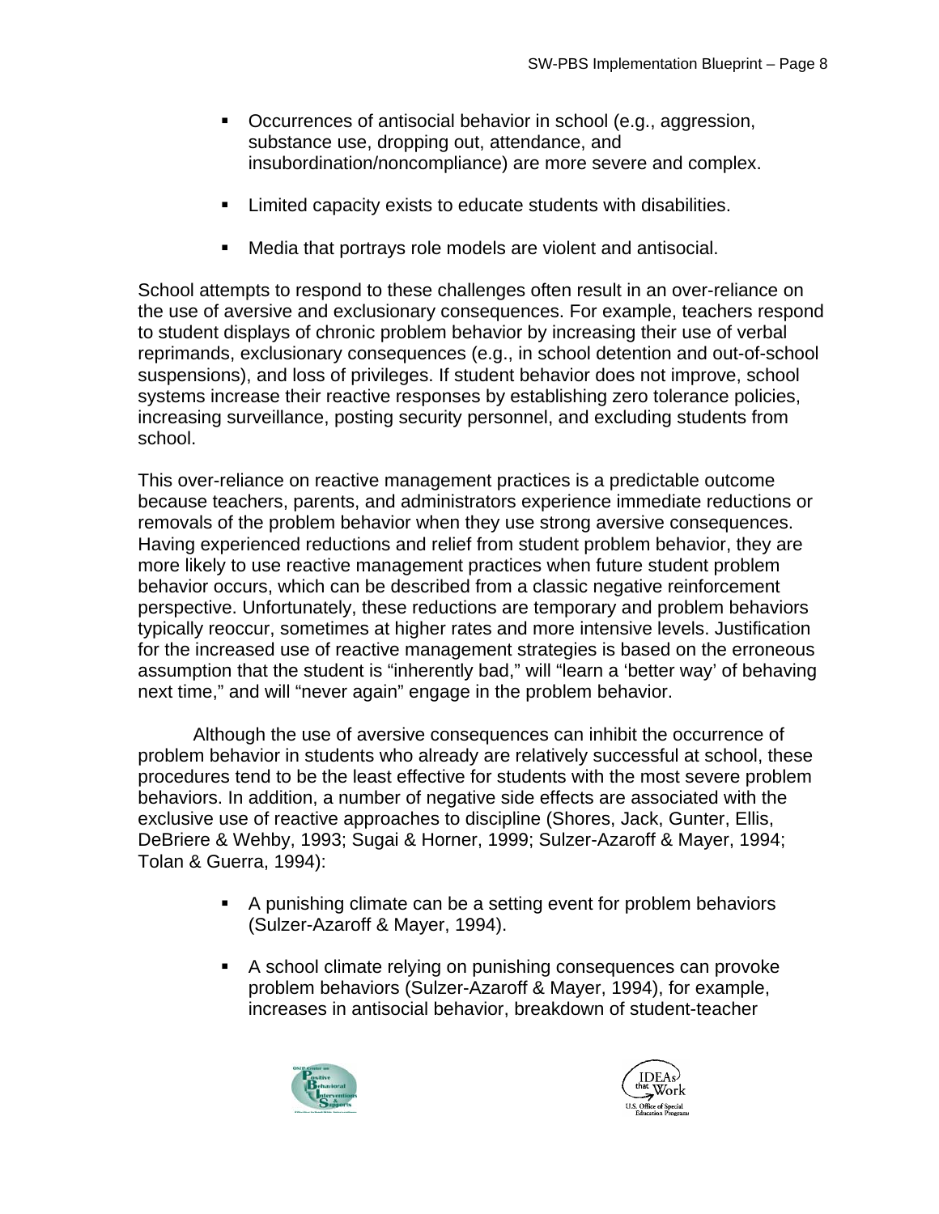- Occurrences of antisocial behavior in school (e.g., aggression, substance use, dropping out, attendance, and insubordination/noncompliance) are more severe and complex.

- Limited capacity exists to educate students with disabilities.

- Media that portrays role models are violent and antisocial.

School attempts to respond to these challenges often result in an over-reliance on the use of aversive and exclusionary consequences. For example, teachers respond to student displays of chronic problem behavior by increasing their use of verbal reprimands, exclusionary consequences (e.g., in school detention and out-of-school suspensions), and loss of privileges. If student behavior does not improve, school systems increase their reactive responses by establishing zero tolerance policies, increasing surveillance, posting security personnel, and excluding students from school.

This over-reliance on reactive management practices is a predictable outcome because teachers, parents, and administrators experience immediate reductions or removals of the problem behavior when they use strong aversive consequences. Having experienced reductions and relief from student problem behavior, they are more likely to use reactive management practices when future student problem behavior occurs, which can be described from a classic negative reinforcement perspective. Unfortunately, these reductions are temporary and problem behaviors typically reoccur, sometimes at higher rates and more intensive levels. Justification for the increased use of reactive management strategies is based on the erroneous assumption that the student is "inherently bad," will "learn a 'better way' of behaving next time," and will "never again" engage in the problem behavior.

Although the use of aversive consequences can inhibit the occurrence of problem behavior in students who already are relatively successful at school, these procedures tend to be the least effective for students with the most severe problem behaviors. In addition, a number of negative side effects are associated with the exclusive use of reactive approaches to discipline (Shores, Jack, Gunter, Ellis, DeBriere & Wehby, 1993; Sugai & Horner, 1999; Sulzer-Azaroff & Mayer, 1994; Tolan & Guerra, 1994):

- A punishing climate can be a setting event for problem behaviors (Sulzer-Azaroff & Mayer, 1994).

- A school climate relying on punishing consequences can provoke problem behaviors (Sulzer-Azaroff & Mayer, 1994), for example, increases in antisocial behavior, breakdown of student-teacher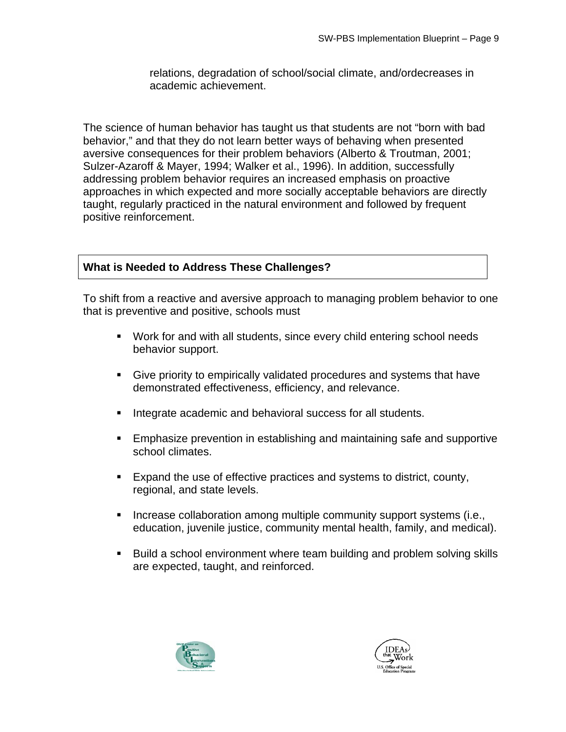relations, degradation of school/social climate, and/ordecreases in academic achievement.

The science of human behavior has taught us that students are not “born with bad behavior,” and that they do not learn better ways of behaving when presented aversive consequences for their problem behaviors (Alberto & Troutman, 2001; Sulzer-Azaroff & Mayer, 1994; Walker et al., 1996). In addition, successfully addressing problem behavior requires an increased emphasis on proactive approaches in which expected and more socially acceptable behaviors are directly taught, regularly practiced in the natural environment and followed by frequent positive reinforcement.

## What is Needed to Address These Challenges?

To shift from a reactive and aversive approach to managing problem behavior to one that is preventive and positive, schools must

- Work for and with all students, since every child entering school needs behavior support.
- Give priority to empirically validated procedures and systems that have demonstrated effectiveness, efficiency, and relevance.
- Integrate academic and behavioral success for all students.
- Emphasize prevention in establishing and maintaining safe and supportive school climates.
- Expand the use of effective practices and systems to district, county, regional, and state levels.
- Increase collaboration among multiple community support systems (i.e., education, juvenile justice, community mental health, family, and medical).
- Build a school environment where team building and problem solving skills are expected, taught, and reinforced.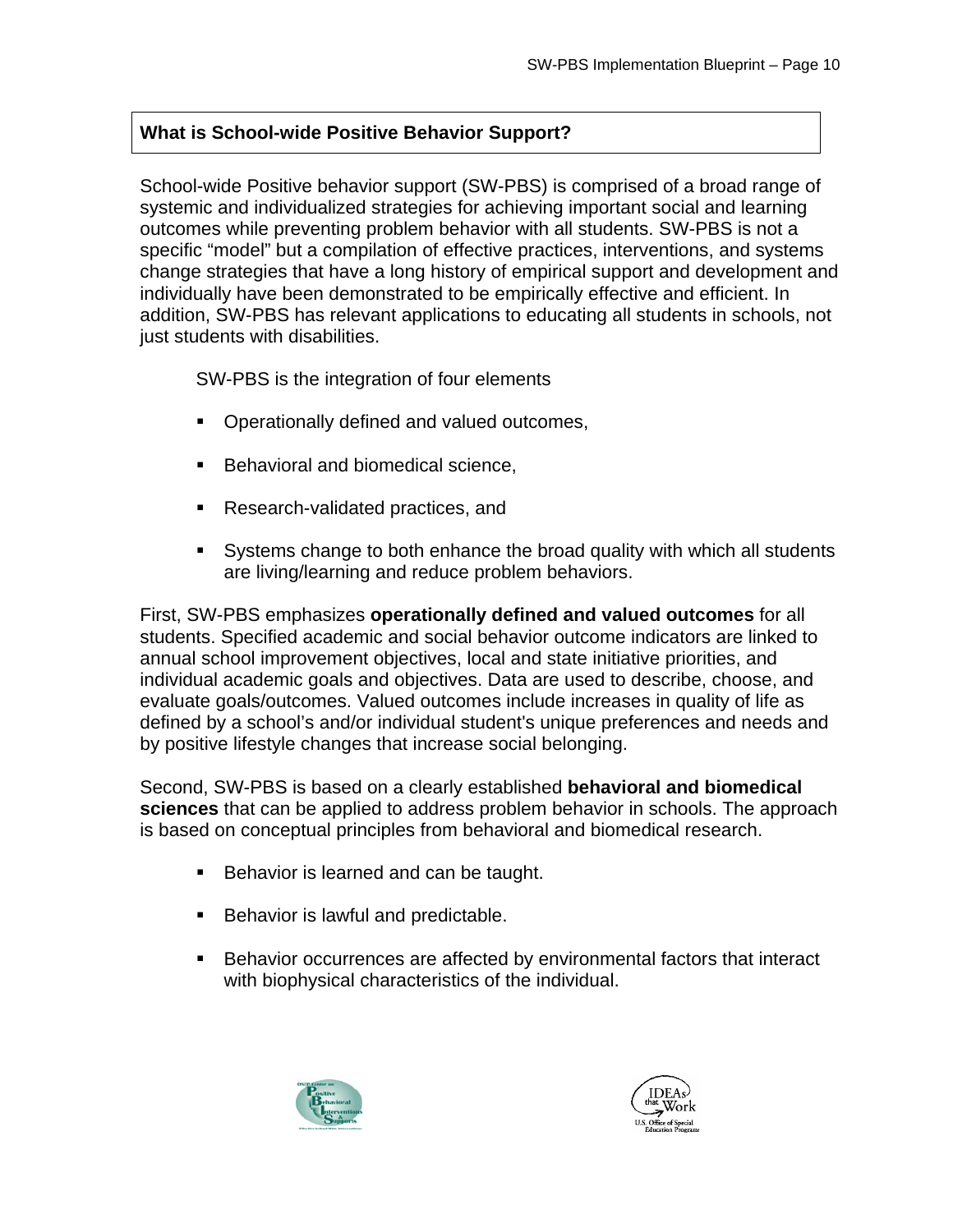## What is School-wide Positive Behavior Support?

School-wide Positive behavior support (SW-PBS) is comprised of a broad range of systemic and individualized strategies for achieving important social and learning outcomes while preventing problem behavior with all students. SW-PBS is not a specific "model" but a compilation of effective practices, interventions, and systems change strategies that have a long history of empirical support and development and individually have been demonstrated to be empirically effective and efficient. In addition, SW-PBS has relevant applications to educating all students in schools, not just students with disabilities.

SW-PBS is the integration of four elements

- Operationally defined and valued outcomes,
- Behavioral and biomedical science,
- Research-validated practices, and
- Systems change to both enhance the broad quality with which all students are living/learning and reduce problem behaviors.

First, SW-PBS emphasizes **operationally defined and valued outcomes** for all students. Specified academic and social behavior outcome indicators are linked to annual school improvement objectives, local and state initiative priorities, and individual academic goals and objectives. Data are used to describe, choose, and evaluate goals/outcomes. Valued outcomes include increases in quality of life as defined by a school's and/or individual student's unique preferences and needs and by positive lifestyle changes that increase social belonging.

Second, SW-PBS is based on a clearly established **behavioral and biomedical sciences** that can be applied to address problem behavior in schools. The approach is based on conceptual principles from behavioral and biomedical research.

- Behavior is learned and can be taught.
- Behavior is lawful and predictable.
- Behavior occurrences are affected by environmental factors that interact with biophysical characteristics of the individual.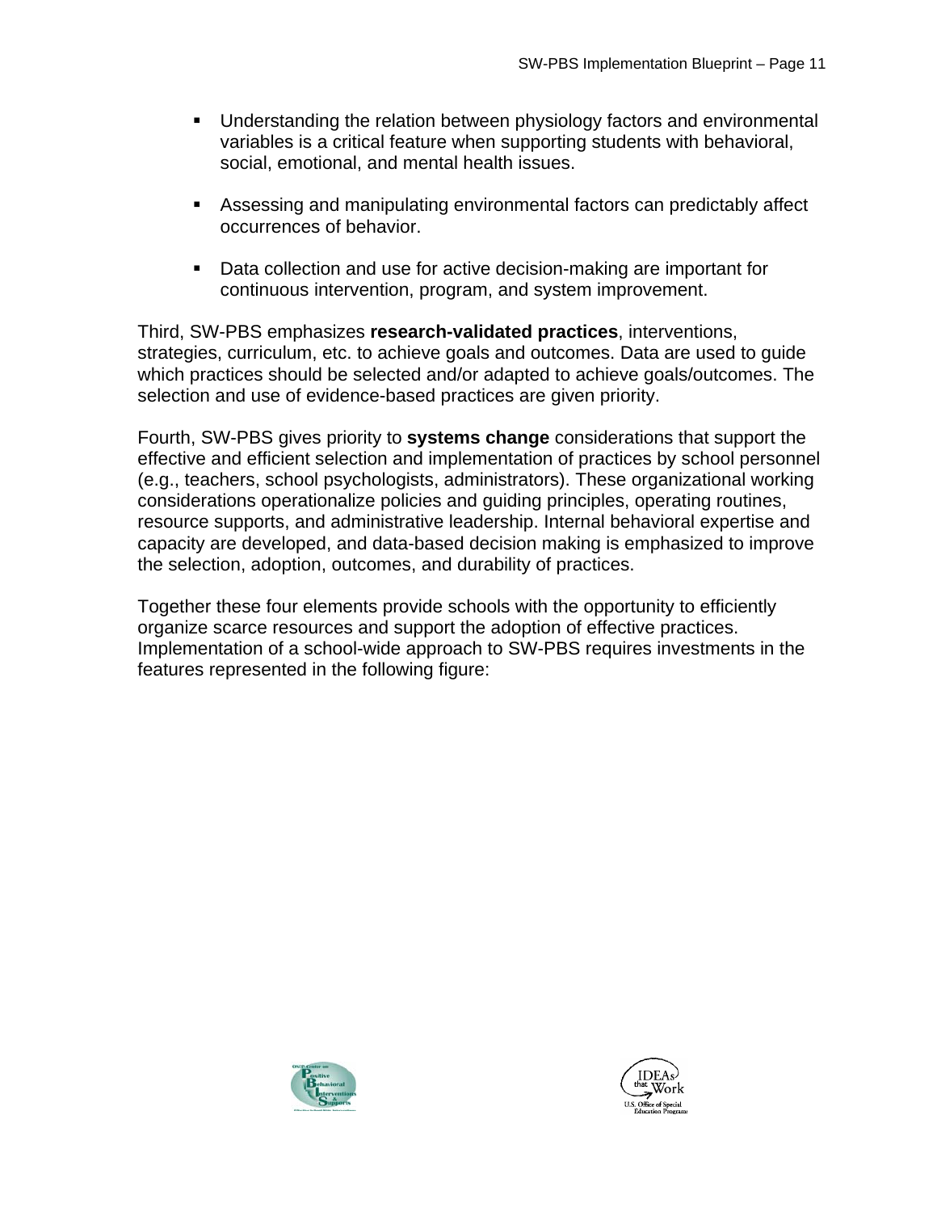- Understanding the relation between physiology factors and environmental variables is a critical feature when supporting students with behavioral, social, emotional, and mental health issues.

- Assessing and manipulating environmental factors can predictably affect occurrences of behavior.

- Data collection and use for active decision-making are important for continuous intervention, program, and system improvement.

Third, SW-PBS emphasizes **research-validated practices**, interventions, strategies, curriculum, etc. to achieve goals and outcomes. Data are used to guide which practices should be selected and/or adapted to achieve goals/outcomes. The selection and use of evidence-based practices are given priority.

Fourth, SW-PBS gives priority to **systems change** considerations that support the effective and efficient selection and implementation of practices by school personnel (e.g., teachers, school psychologists, administrators). These organizational working considerations operationalize policies and guiding principles, operating routines, resource supports, and administrative leadership. Internal behavioral expertise and capacity are developed, and data-based decision making is emphasized to improve the selection, adoption, outcomes, and durability of practices.

Together these four elements provide schools with the opportunity to efficiently organize scarce resources and support the adoption of effective practices. Implementation of a school-wide approach to SW-PBS requires investments in the features represented in the following figure: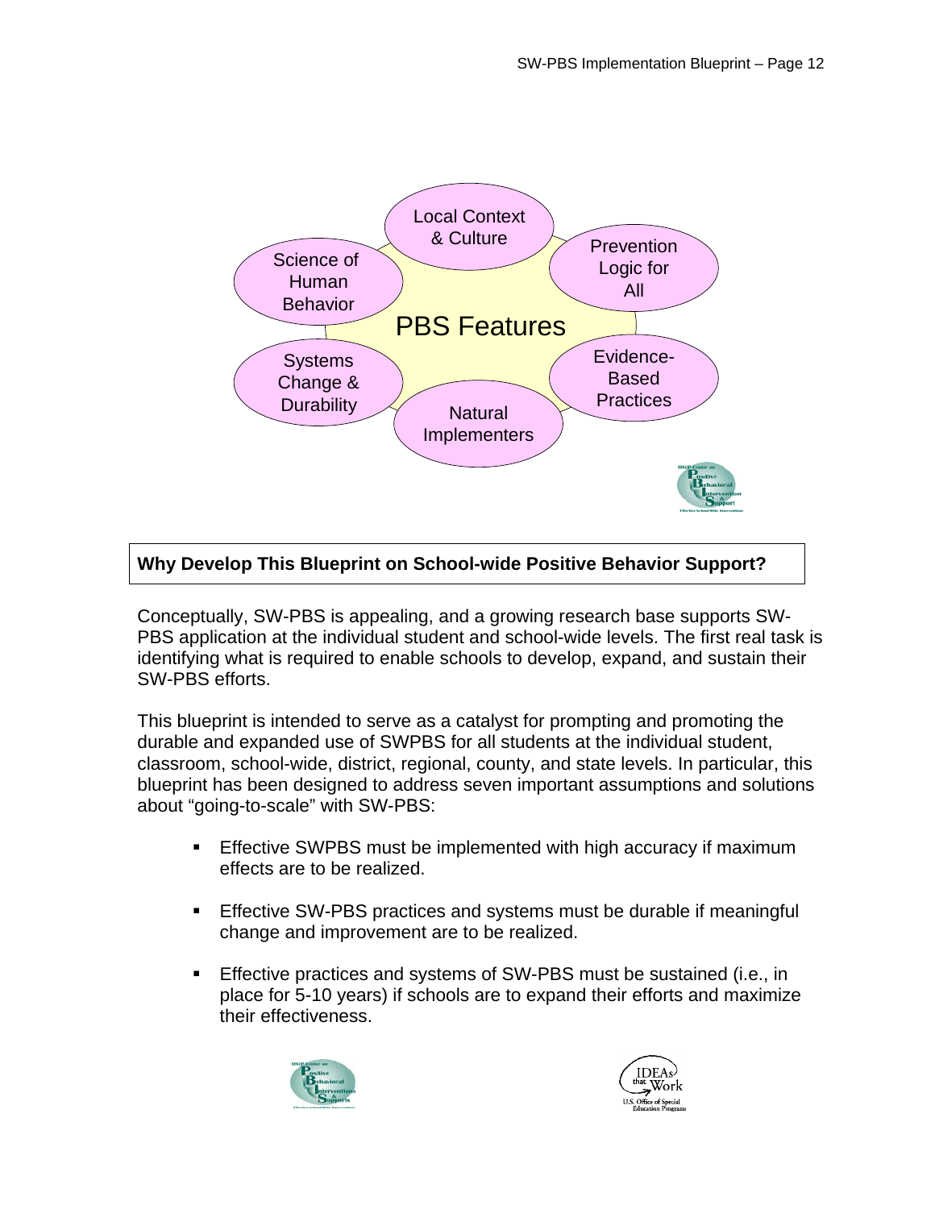PBS Features

- Local Context & Culture
- Prevention Logic for All
- Evidence-Based Practices
- Natural Implementers
- Systems Change & Durability
- Science of Human Behavior

## Why Develop This Blueprint on School-wide Positive Behavior Support?

Conceptually, SW-PBS is appealing, and a growing research base supports SW-PBS application at the individual student and school-wide levels. The first real task is identifying what is required to enable schools to develop, expand, and sustain their SW-PBS efforts.

This blueprint is intended to serve as a catalyst for prompting and promoting the durable and expanded use of SWPBS for all students at the individual student, classroom, school-wide, district, regional, county, and state levels. In particular, this blueprint has been designed to address seven important assumptions and solutions about "going-to-scale" with SW-PBS:

- Effective SWPBS must be implemented with high accuracy if maximum effects are to be realized.
- Effective SW-PBS practices and systems must be durable if meaningful change and improvement are to be realized.
- Effective practices and systems of SW-PBS must be sustained (i.e., in place for 5-10 years) if schools are to expand their efforts and maximize their effectiveness.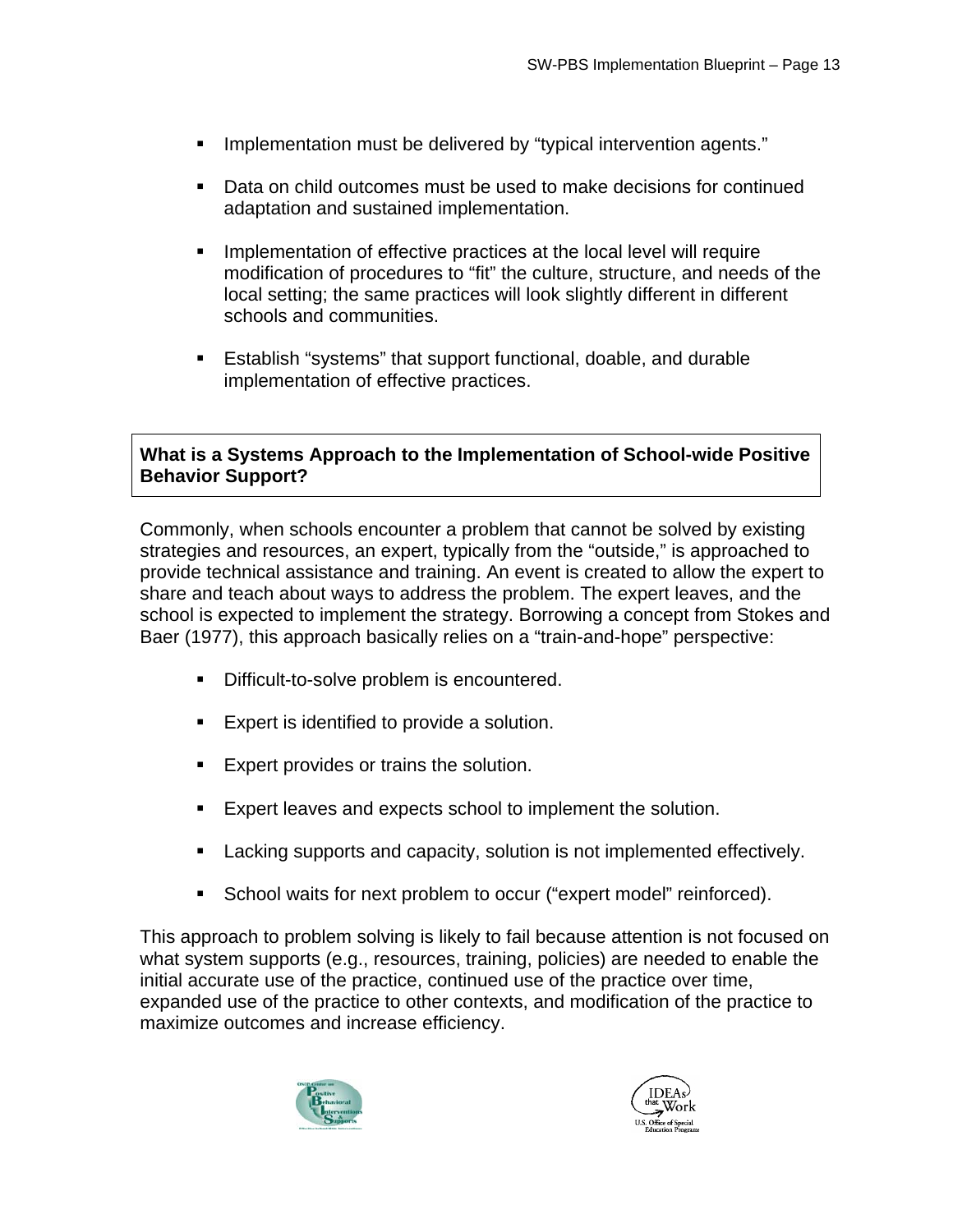- Implementation must be delivered by "typical intervention agents."

- Data on child outcomes must be used to make decisions for continued adaptation and sustained implementation.

- Implementation of effective practices at the local level will require modification of procedures to "fit" the culture, structure, and needs of the local setting; the same practices will look slightly different in different schools and communities.

- Establish "systems" that support functional, doable, and durable implementation of effective practices.

**What is a Systems Approach to the Implementation of School-wide Positive Behavior Support?**

Commonly, when schools encounter a problem that cannot be solved by existing strategies and resources, an expert, typically from the "outside," is approached to provide technical assistance and training. An event is created to allow the expert to share and teach about ways to address the problem. The expert leaves, and the school is expected to implement the strategy. Borrowing a concept from Stokes and Baer (1977), this approach basically relies on a "train-and-hope" perspective:

- Difficult-to-solve problem is encountered.

- Expert is identified to provide a solution.

- Expert provides or trains the solution.

- Expert leaves and expects school to implement the solution.

- Lacking supports and capacity, solution is not implemented effectively.

- School waits for next problem to occur ("expert model" reinforced).

This approach to problem solving is likely to fail because attention is not focused on what system supports (e.g., resources, training, policies) are needed to enable the initial accurate use of the practice, continued use of the practice over time, expanded use of the practice to other contexts, and modification of the practice to maximize outcomes and increase efficiency.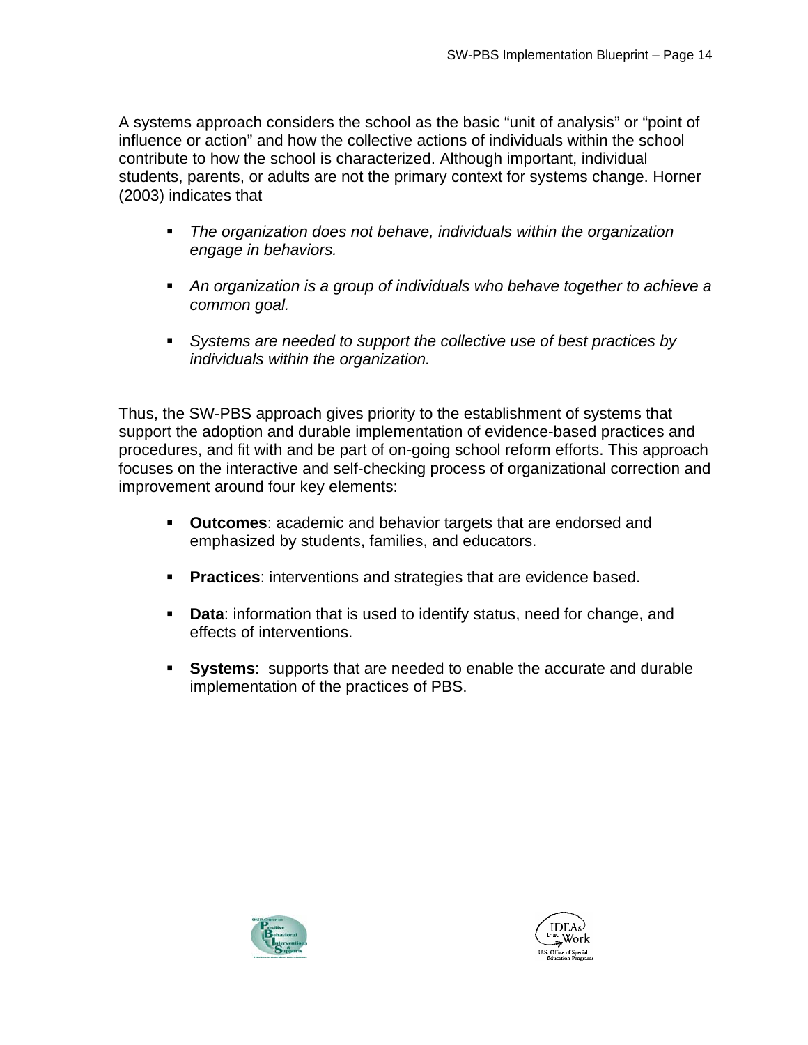A systems approach considers the school as the basic "unit of analysis" or "point of influence or action" and how the collective actions of individuals within the school contribute to how the school is characterized. Although important, individual students, parents, or adults are not the primary context for systems change. Horner (2003) indicates that

- *The organization does not behave, individuals within the organization engage in behaviors.*

- *An organization is a group of individuals who behave together to achieve a common goal.*

- *Systems are needed to support the collective use of best practices by individuals within the organization.*

Thus, the SW-PBS approach gives priority to the establishment of systems that support the adoption and durable implementation of evidence-based practices and procedures, and fit with and be part of on-going school reform efforts. This approach focuses on the interactive and self-checking process of organizational correction and improvement around four key elements:

- **Outcomes**: academic and behavior targets that are endorsed and emphasized by students, families, and educators.

- **Practices**: interventions and strategies that are evidence based.

- **Data**: information that is used to identify status, need for change, and effects of interventions.

- **Systems**: supports that are needed to enable the accurate and durable implementation of the practices of PBS.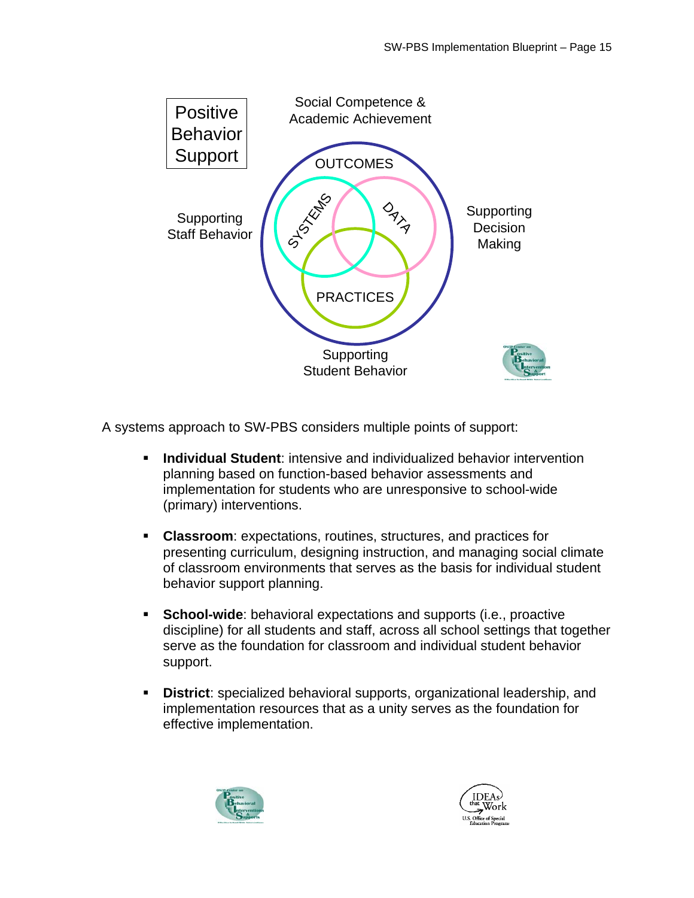Positive Behavior Support

Social Competence & Academic Achievement

OUTCOMES

SYSTEMS

DATA

PRACTICES

Supporting Staff Behavior

Supporting Decision Making

Supporting Student Behavior

A systems approach to SW-PBS considers multiple points of support:

- **Individual Student**: intensive and individualized behavior intervention planning based on function-based behavior assessments and implementation for students who are unresponsive to school-wide (primary) interventions.

- **Classroom**: expectations, routines, structures, and practices for presenting curriculum, designing instruction, and managing social climate of classroom environments that serves as the basis for individual student behavior support planning.

- **School-wide**: behavioral expectations and supports (i.e., proactive discipline) for all students and staff, across all school settings that together serve as the foundation for classroom and individual student behavior support.

- **District**: specialized behavioral supports, organizational leadership, and implementation resources that as a unity serves as the foundation for effective implementation.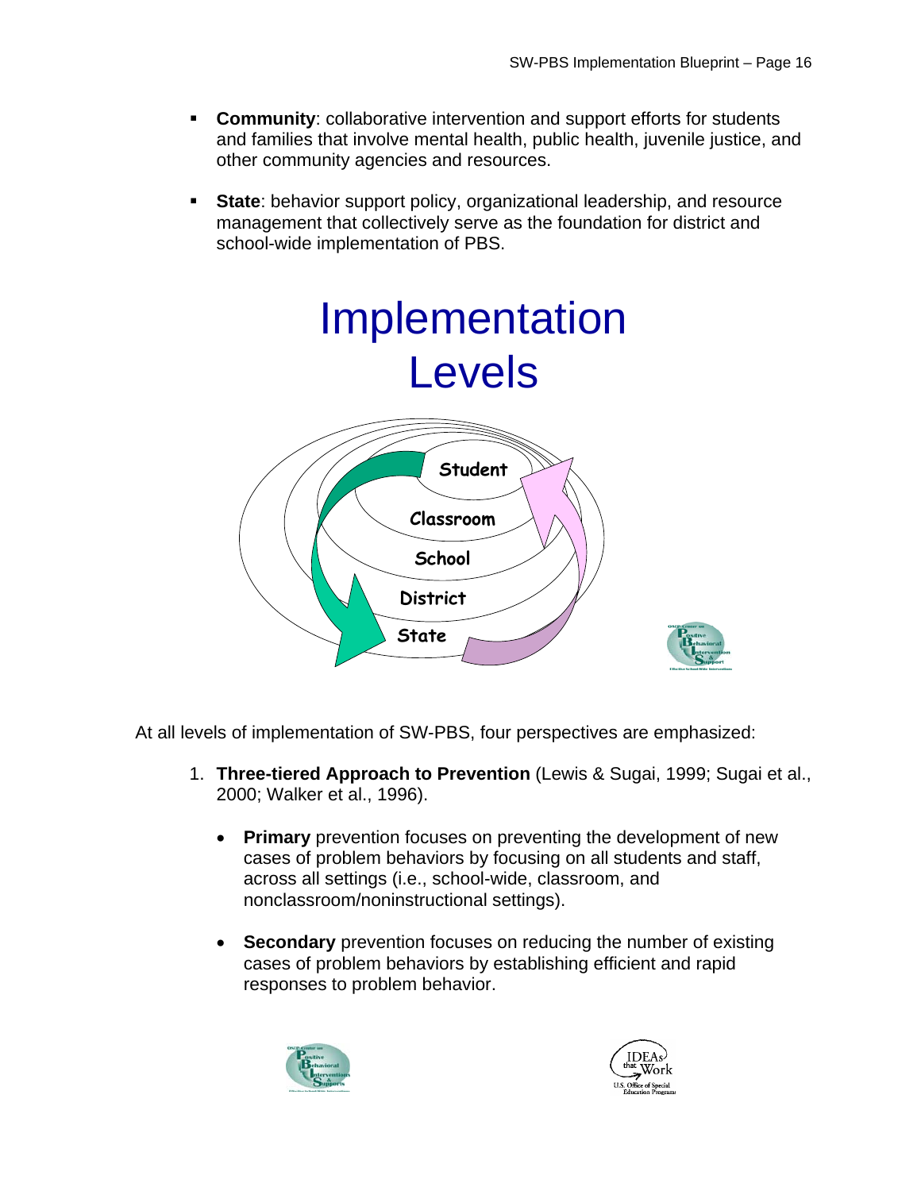- **Community**: collaborative intervention and support efforts for students and families that involve mental health, public health, juvenile justice, and other community agencies and resources.
- **State**: behavior support policy, organizational leadership, and resource management that collectively serve as the foundation for district and school-wide implementation of PBS.

# Implementation Levels

Student

Classroom

School

District

State

At all levels of implementation of SW-PBS, four perspectives are emphasized:

1. **Three-tiered Approach to Prevention** (Lewis & Sugai, 1999; Sugai et al., 2000; Walker et al., 1996).
   - **Primary** prevention focuses on preventing the development of new cases of problem behaviors by focusing on all students and staff, across all settings (i.e., school-wide, classroom, and nonclassroom/noninstructional settings).
   - **Secondary** prevention focuses on reducing the number of existing cases of problem behaviors by establishing efficient and rapid responses to problem behavior.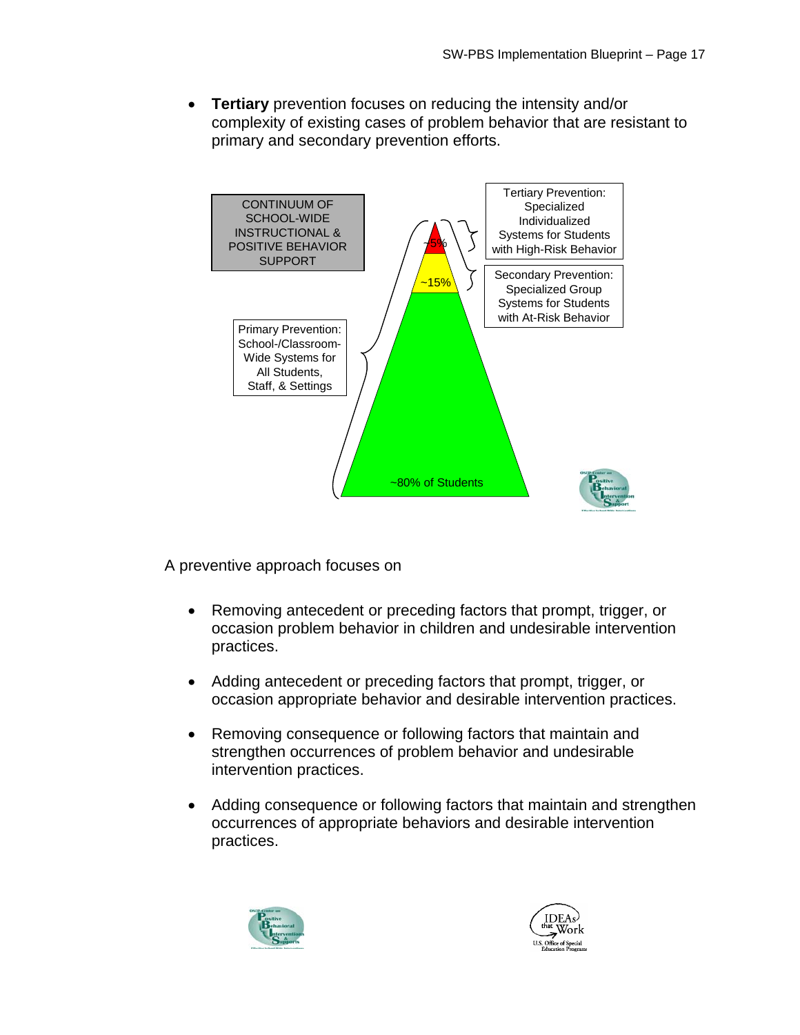- **Tertiary** prevention focuses on reducing the intensity and/or complexity of existing cases of problem behavior that are resistant to primary and secondary prevention efforts.

CONTINUUM OF SCHOOL-WIDE INSTRUCTIONAL & POSITIVE BEHAVIOR SUPPORT

Tertiary Prevention: Specialized Individualized Systems for Students with High-Risk Behavior

~5%

Secondary Prevention: Specialized Group Systems for Students with At-Risk Behavior

~15%

Primary Prevention: School-/Classroom-Wide Systems for All Students, Staff, & Settings

~80% of Students

A preventive approach focuses on

- Removing antecedent or preceding factors that prompt, trigger, or occasion problem behavior in children and undesirable intervention practices.
- Adding antecedent or preceding factors that prompt, trigger, or occasion appropriate behavior and desirable intervention practices.
- Removing consequence or following factors that maintain and strengthen occurrences of problem behavior and undesirable intervention practices.
- Adding consequence or following factors that maintain and strengthen occurrences of appropriate behaviors and desirable intervention practices.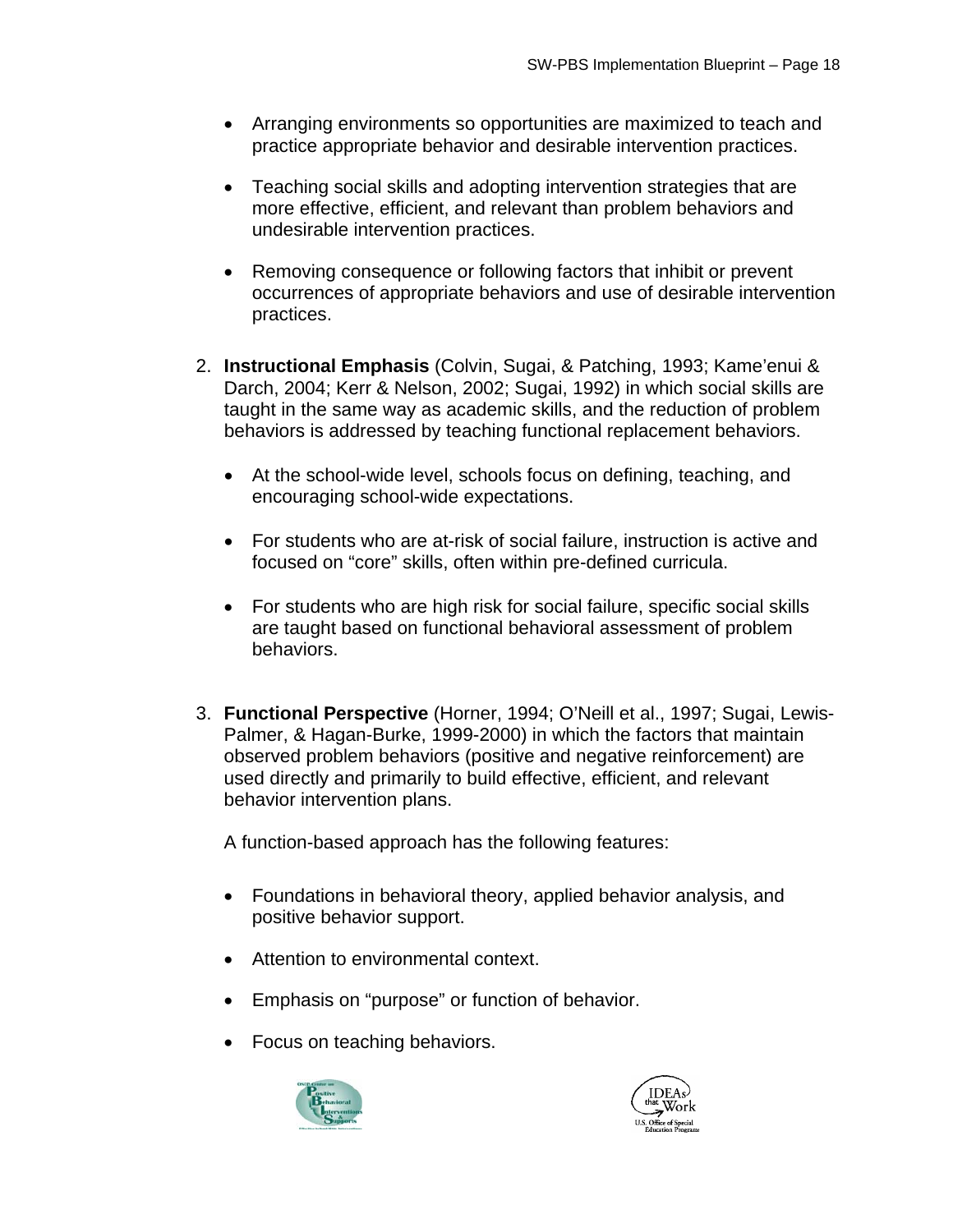- Arranging environments so opportunities are maximized to teach and practice appropriate behavior and desirable intervention practices.

- Teaching social skills and adopting intervention strategies that are more effective, efficient, and relevant than problem behaviors and undesirable intervention practices.

- Removing consequence or following factors that inhibit or prevent occurrences of appropriate behaviors and use of desirable intervention practices.

2. **Instructional Emphasis** (Colvin, Sugai, & Patching, 1993; Kame'enui & Darch, 2004; Kerr & Nelson, 2002; Sugai, 1992) in which social skills are taught in the same way as academic skills, and the reduction of problem behaviors is addressed by teaching functional replacement behaviors.

   - At the school-wide level, schools focus on defining, teaching, and encouraging school-wide expectations.

   - For students who are at-risk of social failure, instruction is active and focused on "core" skills, often within pre-defined curricula.

   - For students who are high risk for social failure, specific social skills are taught based on functional behavioral assessment of problem behaviors.

3. **Functional Perspective** (Horner, 1994; O'Neill et al., 1997; Sugai, Lewis-Palmer, & Hagan-Burke, 1999-2000) in which the factors that maintain observed problem behaviors (positive and negative reinforcement) are used directly and primarily to build effective, efficient, and relevant behavior intervention plans.

   A function-based approach has the following features:

   - Foundations in behavioral theory, applied behavior analysis, and positive behavior support.

   - Attention to environmental context.

   - Emphasis on "purpose" or function of behavior.

   - Focus on teaching behaviors.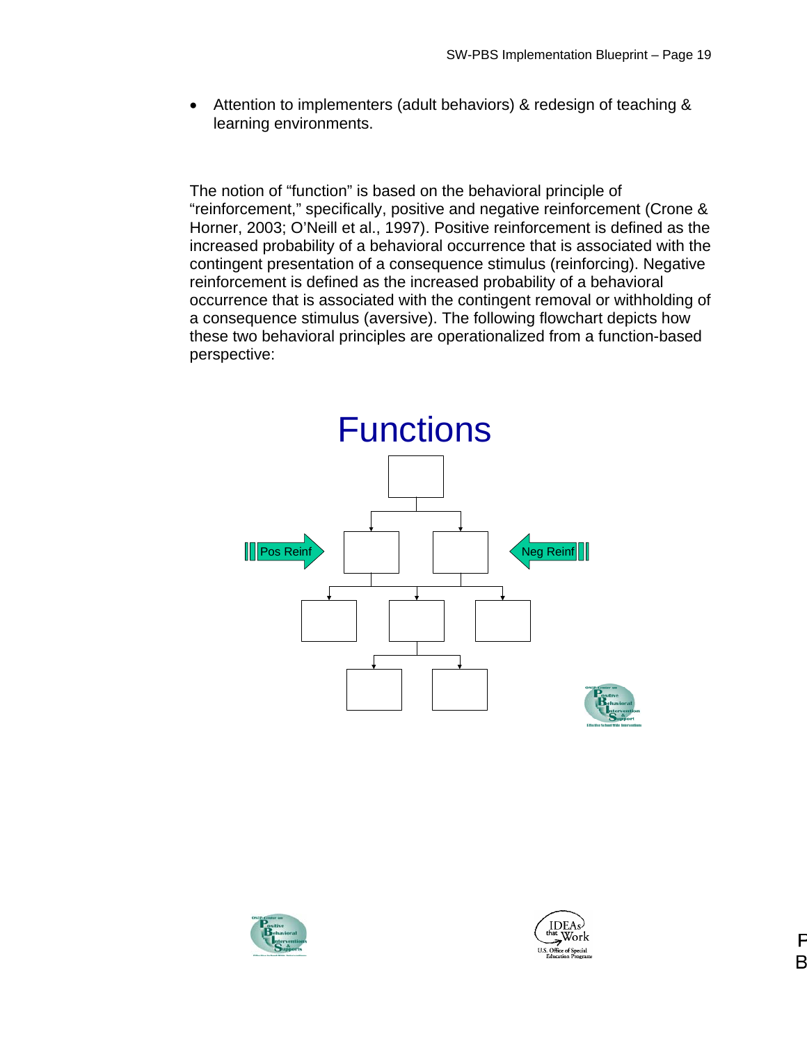- Attention to implementers (adult behaviors) & redesign of teaching & learning environments.

The notion of "function" is based on the behavioral principle of "reinforcement," specifically, positive and negative reinforcement (Crone & Horner, 2003; O'Neill et al., 1997). Positive reinforcement is defined as the increased probability of a behavioral occurrence that is associated with the contingent presentation of a consequence stimulus (reinforcing). Negative reinforcement is defined as the increased probability of a behavioral occurrence that is associated with the contingent removal or withholding of a consequence stimulus (aversive). The following flowchart depicts how these two behavioral principles are operationalized from a function-based perspective:

Functions

Pos Reinf

Neg Reinf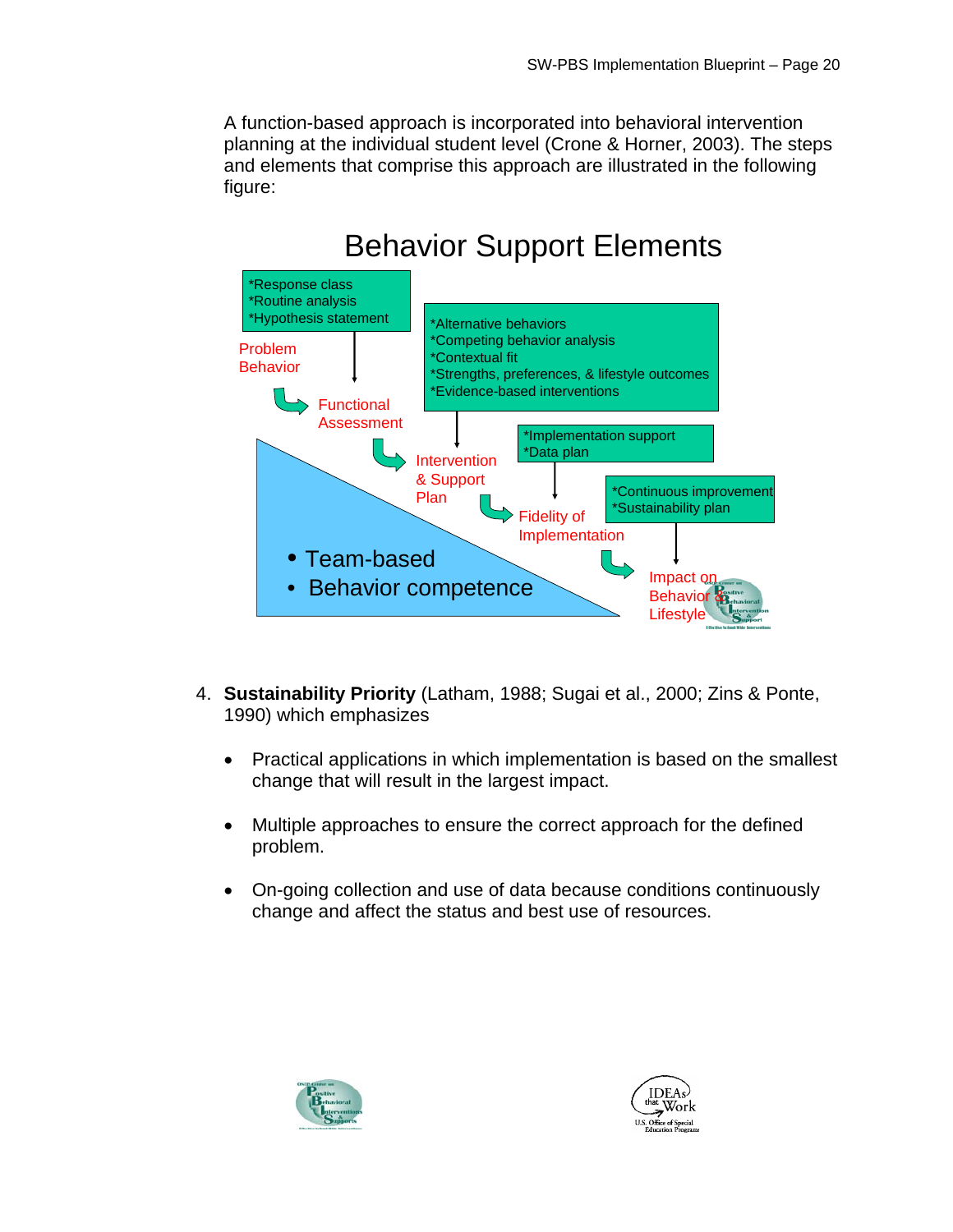A function-based approach is incorporated into behavioral intervention planning at the individual student level (Crone & Horner, 2003). The steps and elements that comprise this approach are illustrated in the following figure:

## Behavior Support Elements

*Response class
*Routine analysis
*Hypothesis statement

*Alternative behaviors
*Competing behavior analysis
*Contextual fit
*Strengths, preferences, & lifestyle outcomes
*Evidence-based interventions

*Implementation support
*Data plan

*Continuous improvement
*Sustainability plan

Problem Behavior → Functional Assessment → Intervention & Support Plan → Fidelity of Implementation → Impact on Behavior & Lifestyle

- Team-based
- Behavior competence

4. **Sustainability Priority** (Latham, 1988; Sugai et al., 2000; Zins & Ponte, 1990) which emphasizes

   - Practical applications in which implementation is based on the smallest change that will result in the largest impact.

   - Multiple approaches to ensure the correct approach for the defined problem.

   - On-going collection and use of data because conditions continuously change and affect the status and best use of resources.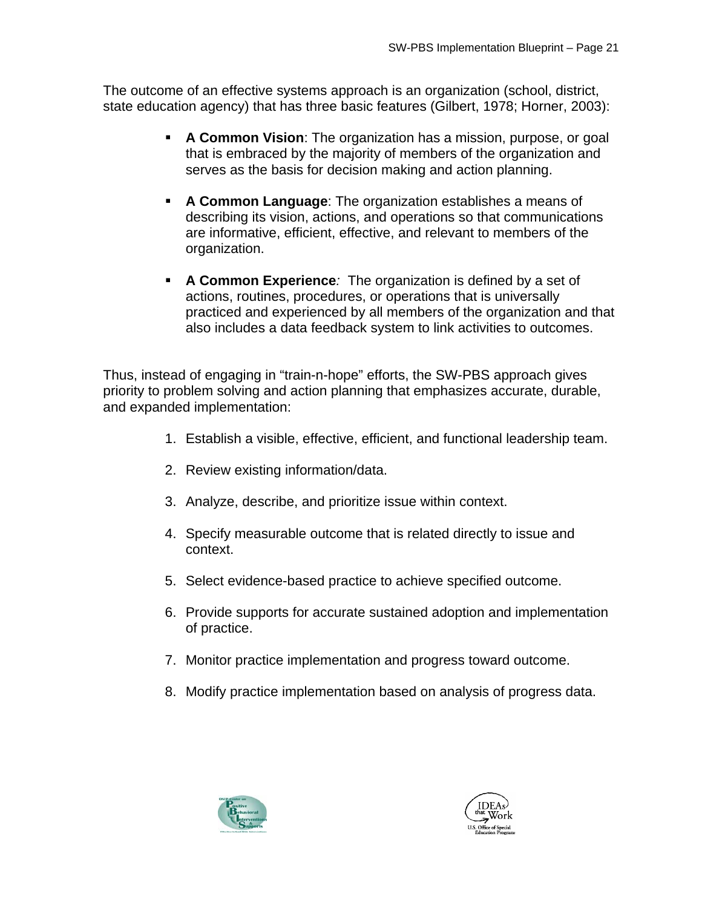The outcome of an effective systems approach is an organization (school, district, state education agency) that has three basic features (Gilbert, 1978; Horner, 2003):

- **A Common Vision**: The organization has a mission, purpose, or goal that is embraced by the majority of members of the organization and serves as the basis for decision making and action planning.
- **A Common Language**: The organization establishes a means of describing its vision, actions, and operations so that communications are informative, efficient, effective, and relevant to members of the organization.
- **A Common Experience**: The organization is defined by a set of actions, routines, procedures, or operations that is universally practiced and experienced by all members of the organization and that also includes a data feedback system to link activities to outcomes.

Thus, instead of engaging in "train-n-hope" efforts, the SW-PBS approach gives priority to problem solving and action planning that emphasizes accurate, durable, and expanded implementation:

1. Establish a visible, effective, efficient, and functional leadership team.
2. Review existing information/data.
3. Analyze, describe, and prioritize issue within context.
4. Specify measurable outcome that is related directly to issue and context.
5. Select evidence-based practice to achieve specified outcome.
6. Provide supports for accurate sustained adoption and implementation of practice.
7. Monitor practice implementation and progress toward outcome.
8. Modify practice implementation based on analysis of progress data.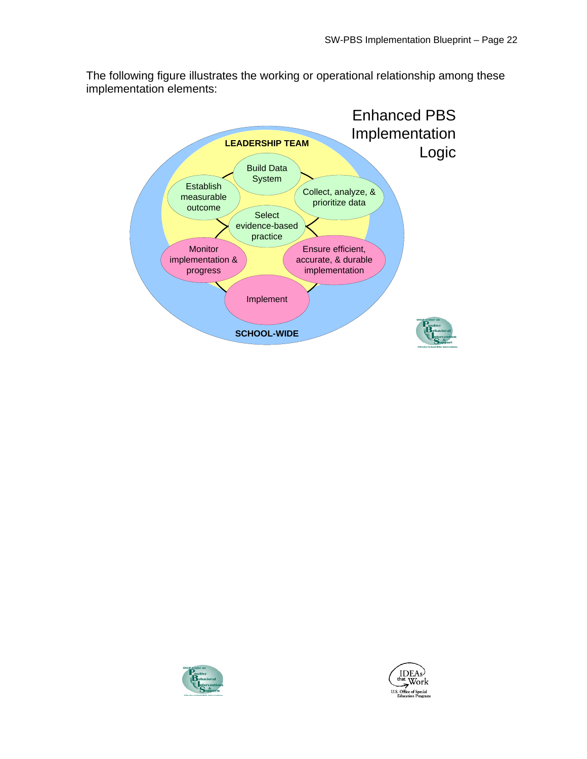The following figure illustrates the working or operational relationship among these implementation elements:

Enhanced PBS Implementation Logic

LEADERSHIP TEAM

Build Data System

Establish measurable outcome

Collect, analyze, & prioritize data

Select evidence-based practice

Monitor implementation & progress

Ensure efficient, accurate, & durable implementation

Implement

SCHOOL-WIDE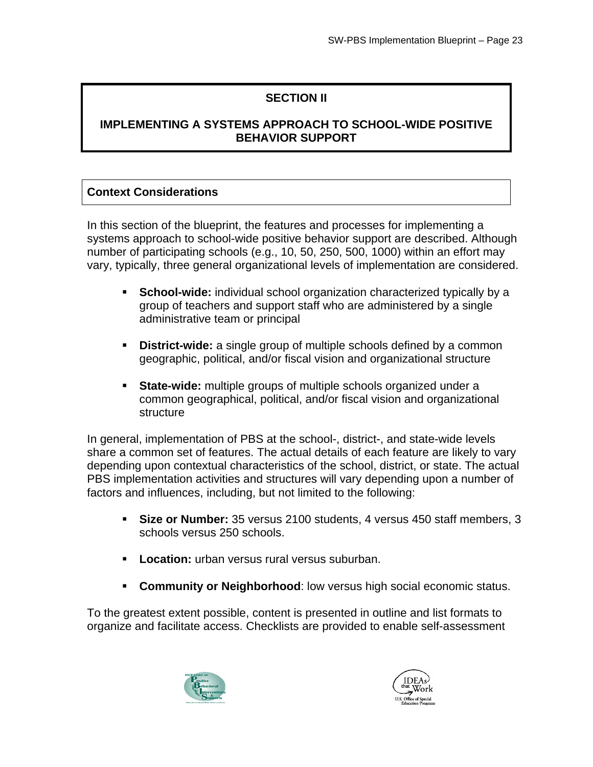# SECTION II

# IMPLEMENTING A SYSTEMS APPROACH TO SCHOOL-WIDE POSITIVE BEHAVIOR SUPPORT

## Context Considerations

In this section of the blueprint, the features and processes for implementing a systems approach to school-wide positive behavior support are described. Although number of participating schools (e.g., 10, 50, 250, 500, 1000) within an effort may vary, typically, three general organizational levels of implementation are considered.

- **School-wide:** individual school organization characterized typically by a group of teachers and support staff who are administered by a single administrative team or principal
- **District-wide:** a single group of multiple schools defined by a common geographic, political, and/or fiscal vision and organizational structure
- **State-wide:** multiple groups of multiple schools organized under a common geographical, political, and/or fiscal vision and organizational structure

In general, implementation of PBS at the school-, district-, and state-wide levels share a common set of features. The actual details of each feature are likely to vary depending upon contextual characteristics of the school, district, or state. The actual PBS implementation activities and structures will vary depending upon a number of factors and influences, including, but not limited to the following:

- **Size or Number:** 35 versus 2100 students, 4 versus 450 staff members, 3 schools versus 250 schools.
- **Location:** urban versus rural versus suburban.
- **Community or Neighborhood**: low versus high social economic status.

To the greatest extent possible, content is presented in outline and list formats to organize and facilitate access. Checklists are provided to enable self-assessment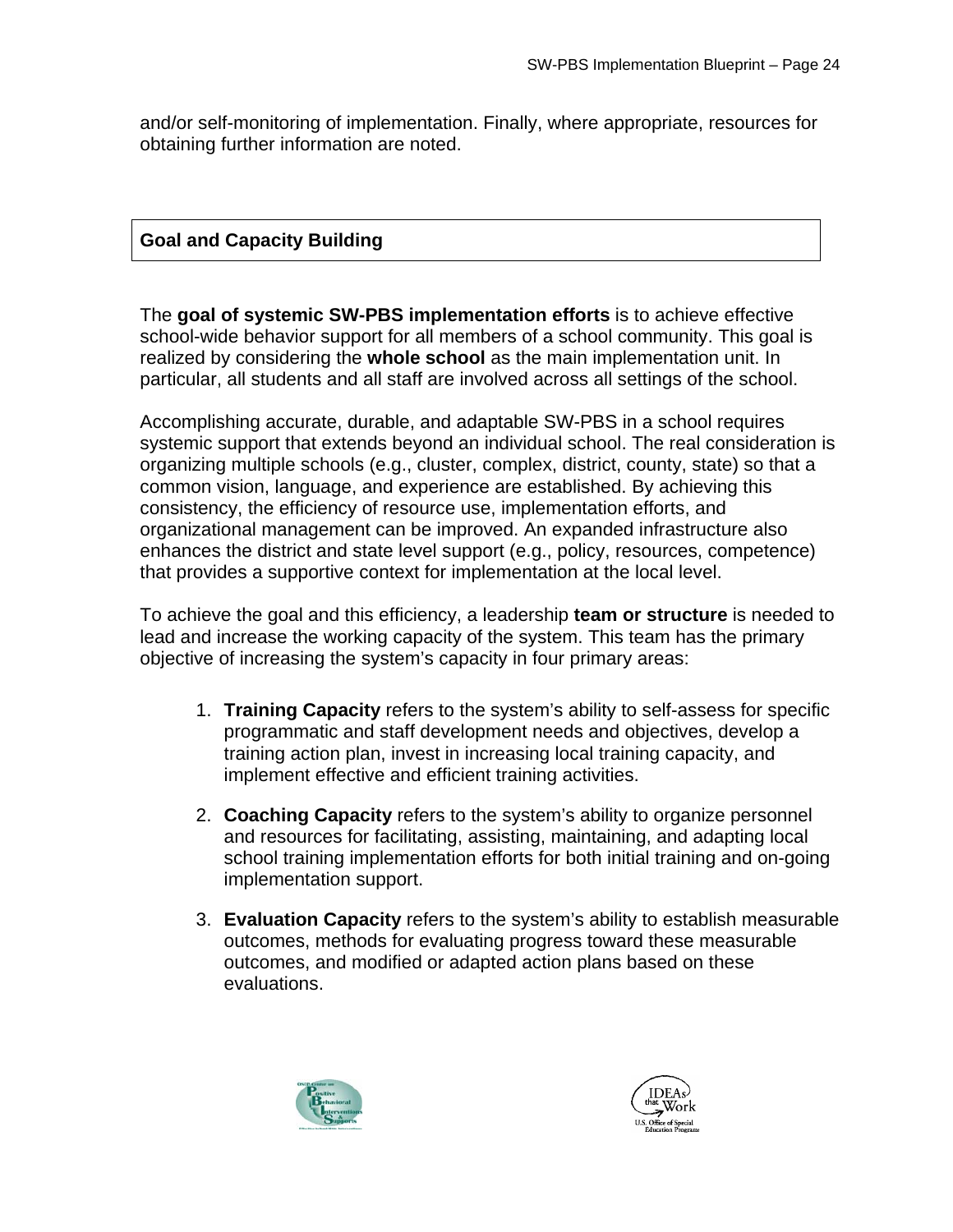and/or self-monitoring of implementation. Finally, where appropriate, resources for obtaining further information are noted.

## Goal and Capacity Building

The **goal of systemic SW-PBS implementation efforts** is to achieve effective school-wide behavior support for all members of a school community. This goal is realized by considering the **whole school** as the main implementation unit. In particular, all students and all staff are involved across all settings of the school.

Accomplishing accurate, durable, and adaptable SW-PBS in a school requires systemic support that extends beyond an individual school. The real consideration is organizing multiple schools (e.g., cluster, complex, district, county, state) so that a common vision, language, and experience are established. By achieving this consistency, the efficiency of resource use, implementation efforts, and organizational management can be improved. An expanded infrastructure also enhances the district and state level support (e.g., policy, resources, competence) that provides a supportive context for implementation at the local level.

To achieve the goal and this efficiency, a leadership **team or structure** is needed to lead and increase the working capacity of the system. This team has the primary objective of increasing the system's capacity in four primary areas:

1. **Training Capacity** refers to the system's ability to self-assess for specific programmatic and staff development needs and objectives, develop a training action plan, invest in increasing local training capacity, and implement effective and efficient training activities.
2. **Coaching Capacity** refers to the system's ability to organize personnel and resources for facilitating, assisting, maintaining, and adapting local school training implementation efforts for both initial training and on-going implementation support.
3. **Evaluation Capacity** refers to the system's ability to establish measurable outcomes, methods for evaluating progress toward these measurable outcomes, and modified or adapted action plans based on these evaluations.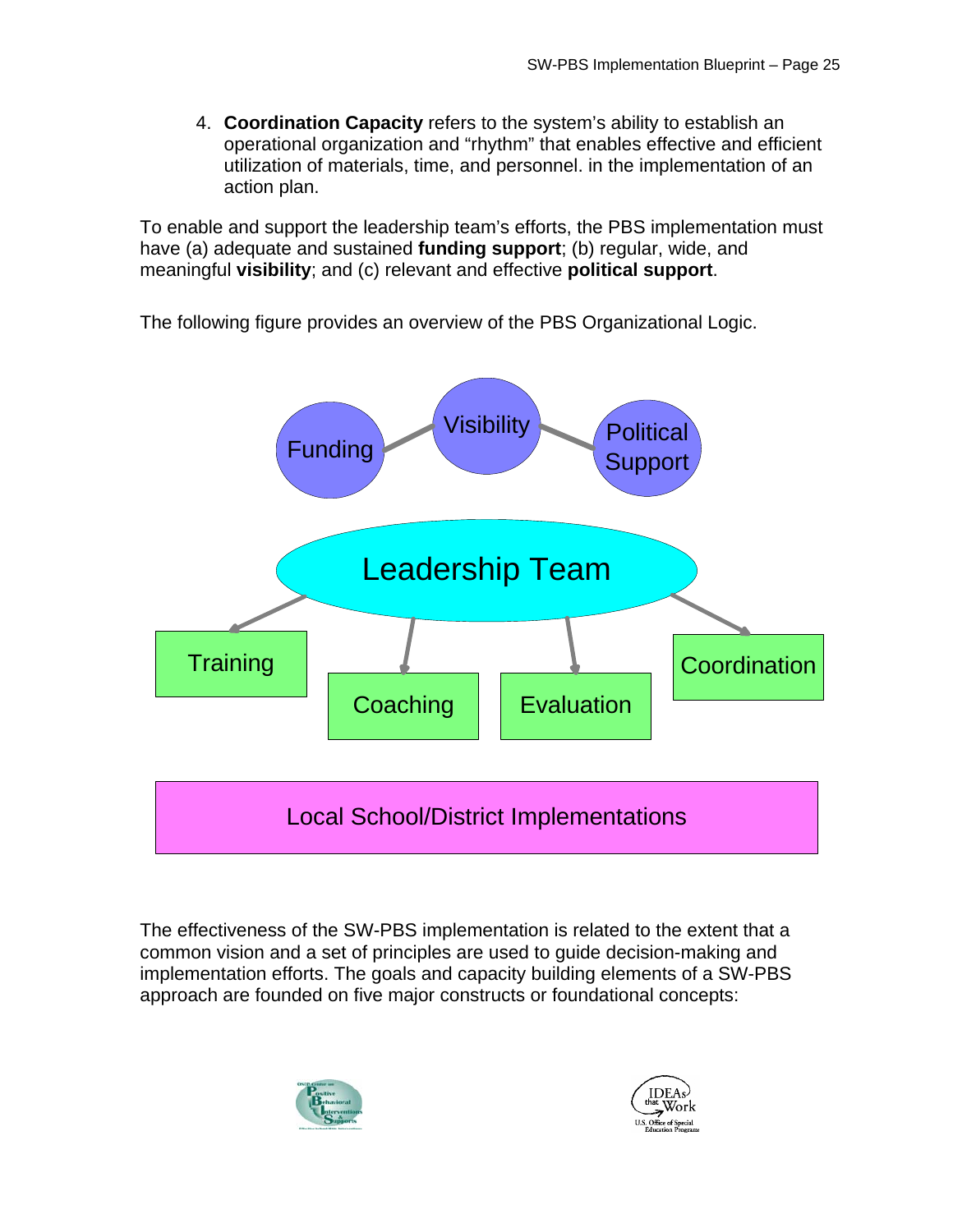4. **Coordination Capacity** refers to the system's ability to establish an operational organization and "rhythm" that enables effective and efficient utilization of materials, time, and personnel. in the implementation of an action plan.

To enable and support the leadership team's efforts, the PBS implementation must have (a) adequate and sustained **funding support**; (b) regular, wide, and meaningful **visibility**; and (c) relevant and effective **political support**.

The following figure provides an overview of the PBS Organizational Logic.

Funding — Visibility — Political Support

Leadership Team

Training | Coaching | Evaluation | Coordination

Local School/District Implementations

The effectiveness of the SW-PBS implementation is related to the extent that a common vision and a set of principles are used to guide decision-making and implementation efforts. The goals and capacity building elements of a SW-PBS approach are founded on five major constructs or foundational concepts: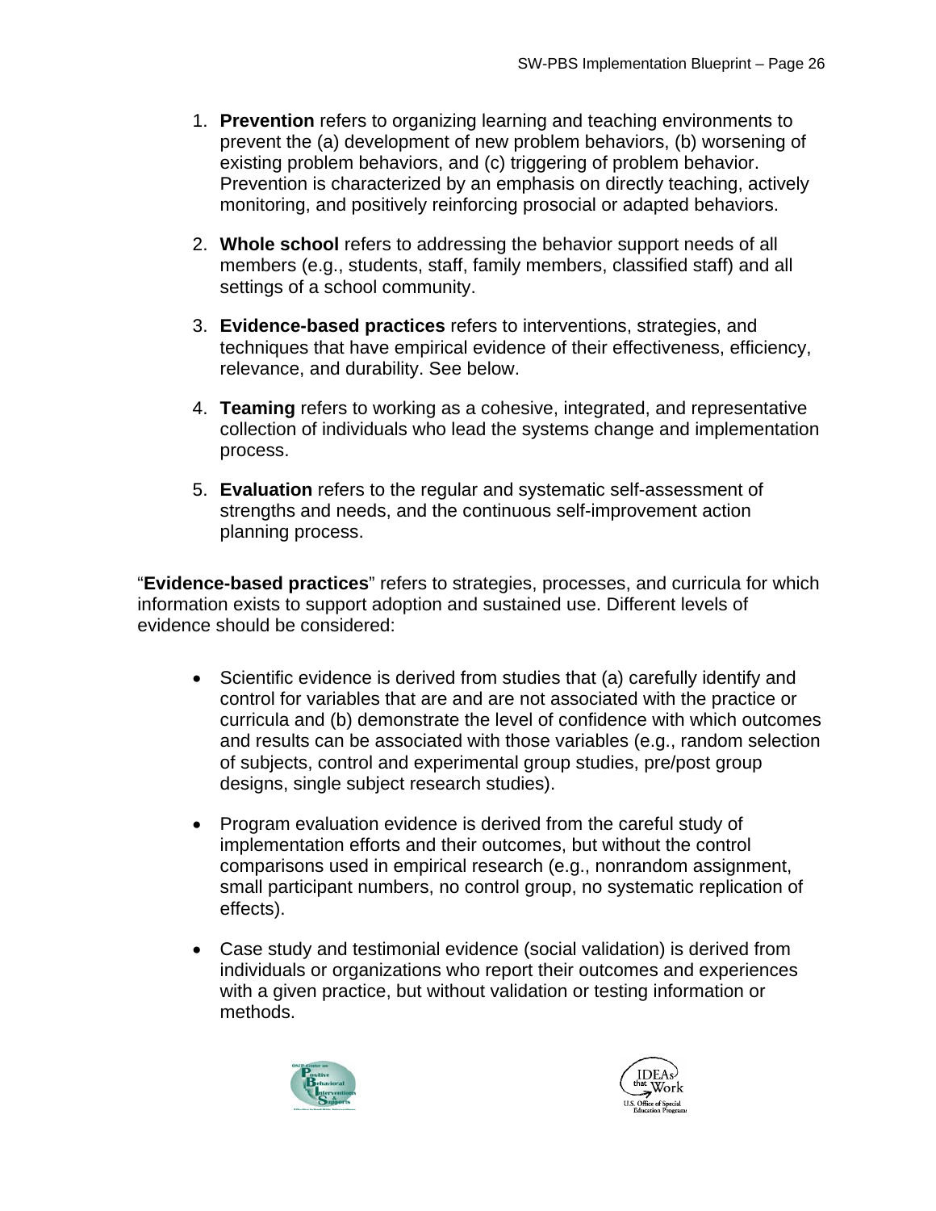1. **Prevention** refers to organizing learning and teaching environments to prevent the (a) development of new problem behaviors, (b) worsening of existing problem behaviors, and (c) triggering of problem behavior. Prevention is characterized by an emphasis on directly teaching, actively monitoring, and positively reinforcing prosocial or adapted behaviors.

2. **Whole school** refers to addressing the behavior support needs of all members (e.g., students, staff, family members, classified staff) and all settings of a school community.

3. **Evidence-based practices** refers to interventions, strategies, and techniques that have empirical evidence of their effectiveness, efficiency, relevance, and durability. See below.

4. **Teaming** refers to working as a cohesive, integrated, and representative collection of individuals who lead the systems change and implementation process.

5. **Evaluation** refers to the regular and systematic self-assessment of strengths and needs, and the continuous self-improvement action planning process.

"**Evidence-based practices**" refers to strategies, processes, and curricula for which information exists to support adoption and sustained use. Different levels of evidence should be considered:

- Scientific evidence is derived from studies that (a) carefully identify and control for variables that are and are not associated with the practice or curricula and (b) demonstrate the level of confidence with which outcomes and results can be associated with those variables (e.g., random selection of subjects, control and experimental group studies, pre/post group designs, single subject research studies).

- Program evaluation evidence is derived from the careful study of implementation efforts and their outcomes, but without the control comparisons used in empirical research (e.g., nonrandom assignment, small participant numbers, no control group, no systematic replication of effects).

- Case study and testimonial evidence (social validation) is derived from individuals or organizations who report their outcomes and experiences with a given practice, but without validation or testing information or methods.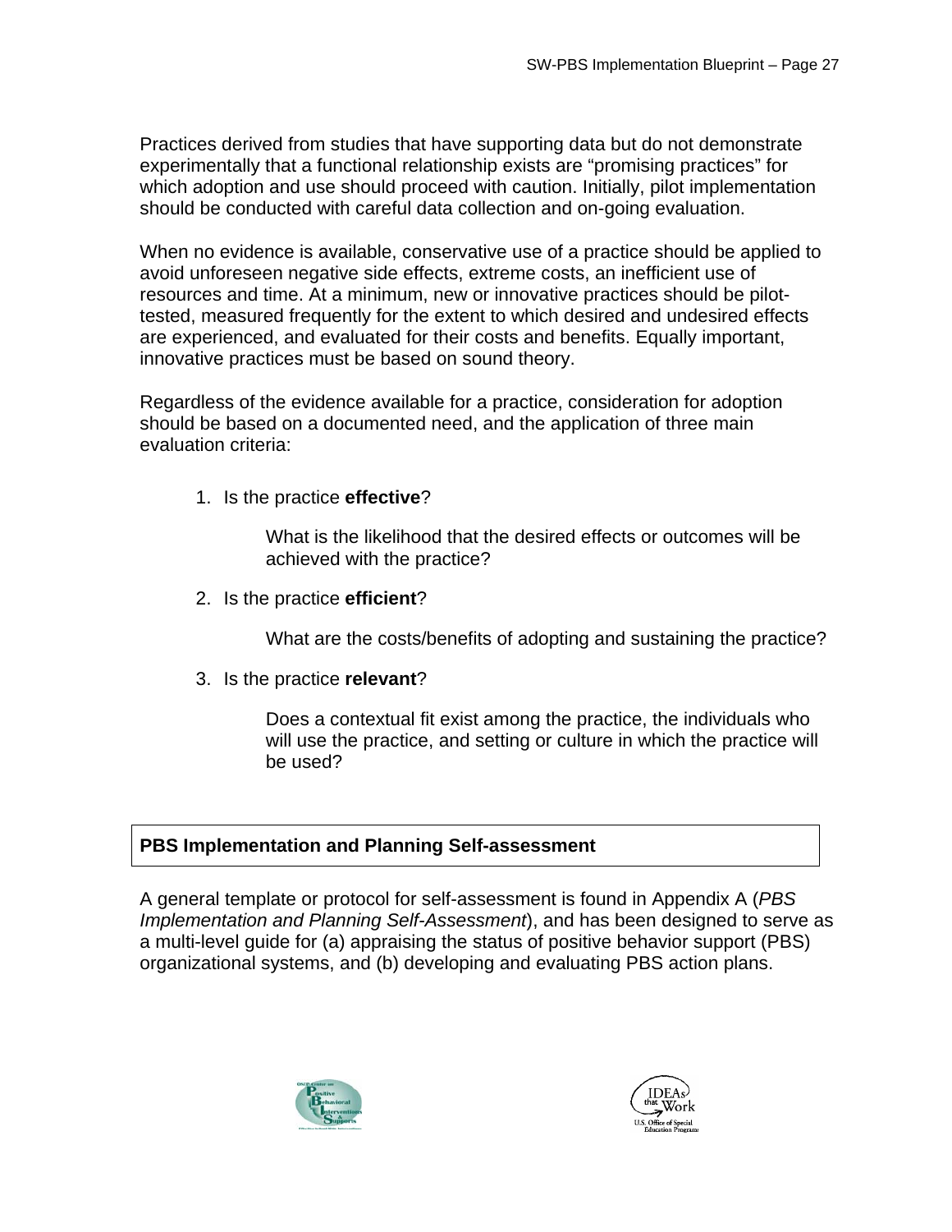Practices derived from studies that have supporting data but do not demonstrate experimentally that a functional relationship exists are "promising practices" for which adoption and use should proceed with caution. Initially, pilot implementation should be conducted with careful data collection and on-going evaluation.

When no evidence is available, conservative use of a practice should be applied to avoid unforeseen negative side effects, extreme costs, an inefficient use of resources and time. At a minimum, new or innovative practices should be pilot-tested, measured frequently for the extent to which desired and undesired effects are experienced, and evaluated for their costs and benefits. Equally important, innovative practices must be based on sound theory.

Regardless of the evidence available for a practice, consideration for adoption should be based on a documented need, and the application of three main evaluation criteria:

1. Is the practice **effective**?

   What is the likelihood that the desired effects or outcomes will be achieved with the practice?

2. Is the practice **efficient**?

   What are the costs/benefits of adopting and sustaining the practice?

3. Is the practice **relevant**?

   Does a contextual fit exist among the practice, the individuals who will use the practice, and setting or culture in which the practice will be used?

## PBS Implementation and Planning Self-assessment

A general template or protocol for self-assessment is found in Appendix A (*PBS Implementation and Planning Self-Assessment*), and has been designed to serve as a multi-level guide for (a) appraising the status of positive behavior support (PBS) organizational systems, and (b) developing and evaluating PBS action plans.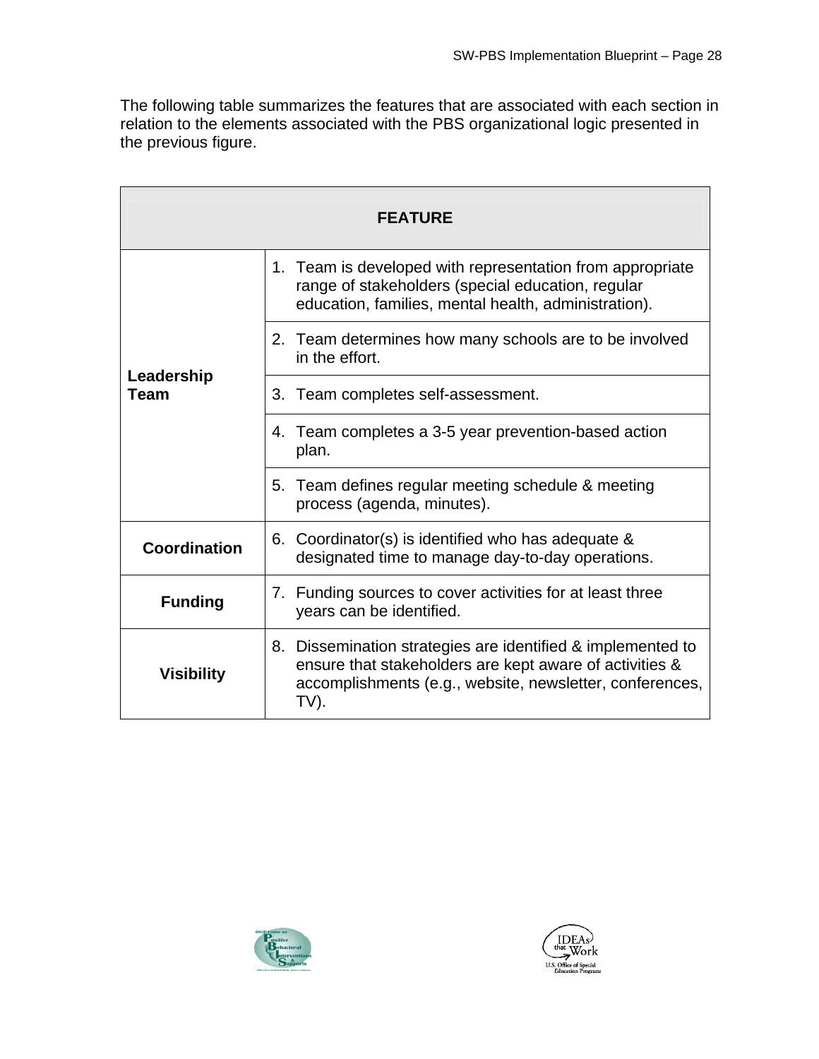The following table summarizes the features that are associated with each section in relation to the elements associated with the PBS organizational logic presented in the previous figure.

| FEATURE | |
|---|---|
| **Leadership Team** | 1. Team is developed with representation from appropriate range of stakeholders (special education, regular education, families, mental health, administration). |
| | 2. Team determines how many schools are to be involved in the effort. |
| | 3. Team completes self-assessment. |
| | 4. Team completes a 3-5 year prevention-based action plan. |
| | 5. Team defines regular meeting schedule & meeting process (agenda, minutes). |
| **Coordination** | 6. Coordinator(s) is identified who has adequate & designated time to manage day-to-day operations. |
| **Funding** | 7. Funding sources to cover activities for at least three years can be identified. |
| **Visibility** | 8. Dissemination strategies are identified & implemented to ensure that stakeholders are kept aware of activities & accomplishments (e.g., website, newsletter, conferences, TV). |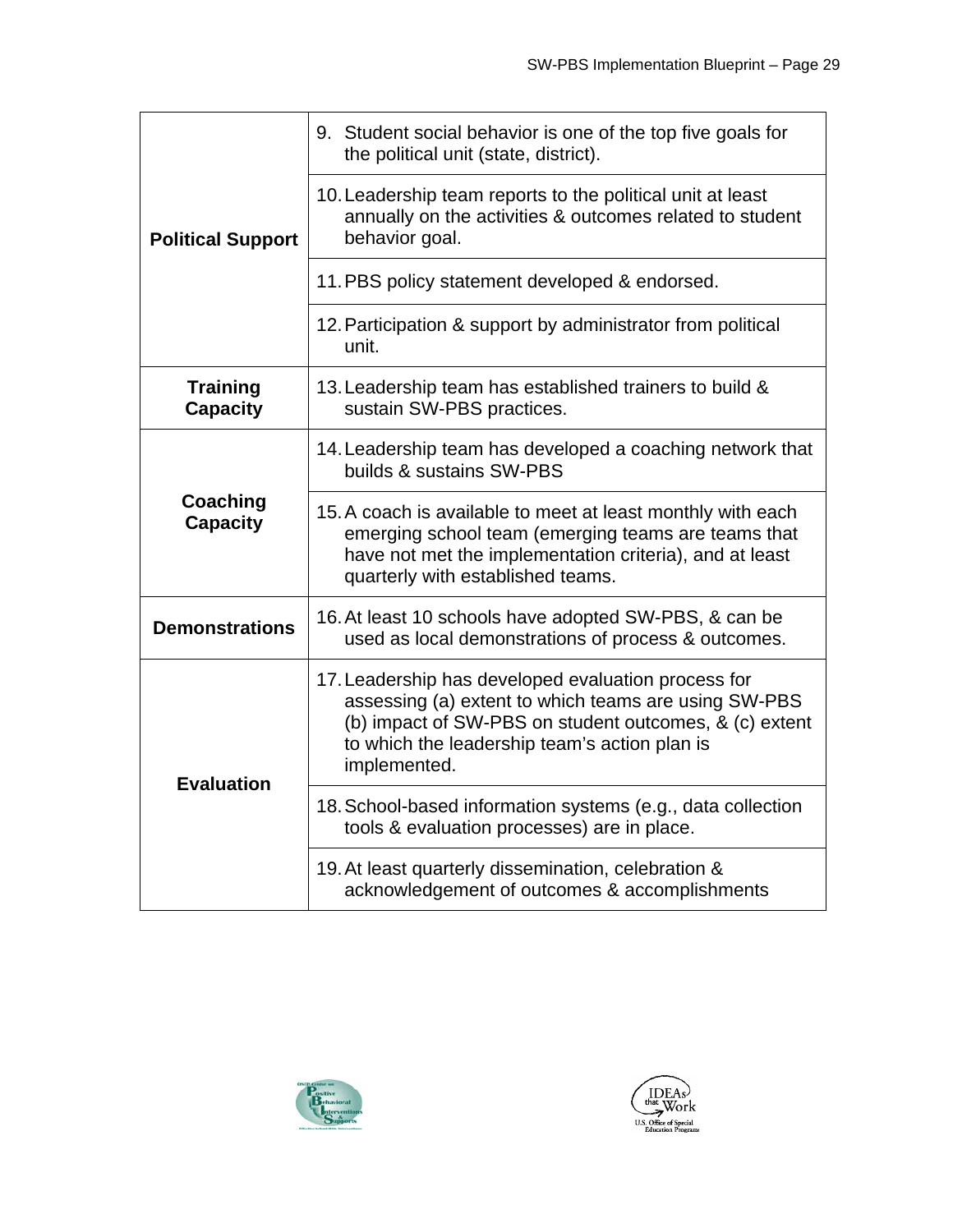| | |
|---|---|
| **Political Support** | 9. Student social behavior is one of the top five goals for the political unit (state, district). |
| | 10. Leadership team reports to the political unit at least annually on the activities & outcomes related to student behavior goal. |
| | 11. PBS policy statement developed & endorsed. |
| | 12. Participation & support by administrator from political unit. |
| **Training Capacity** | 13. Leadership team has established trainers to build & sustain SW-PBS practices. |
| **Coaching Capacity** | 14. Leadership team has developed a coaching network that builds & sustains SW-PBS |
| | 15. A coach is available to meet at least monthly with each emerging school team (emerging teams are teams that have not met the implementation criteria), and at least quarterly with established teams. |
| **Demonstrations** | 16. At least 10 schools have adopted SW-PBS, & can be used as local demonstrations of process & outcomes. |
| **Evaluation** | 17. Leadership has developed evaluation process for assessing (a) extent to which teams are using SW-PBS (b) impact of SW-PBS on student outcomes, & (c) extent to which the leadership team's action plan is implemented. |
| | 18. School-based information systems (e.g., data collection tools & evaluation processes) are in place. |
| | 19. At least quarterly dissemination, celebration & acknowledgement of outcomes & accomplishments |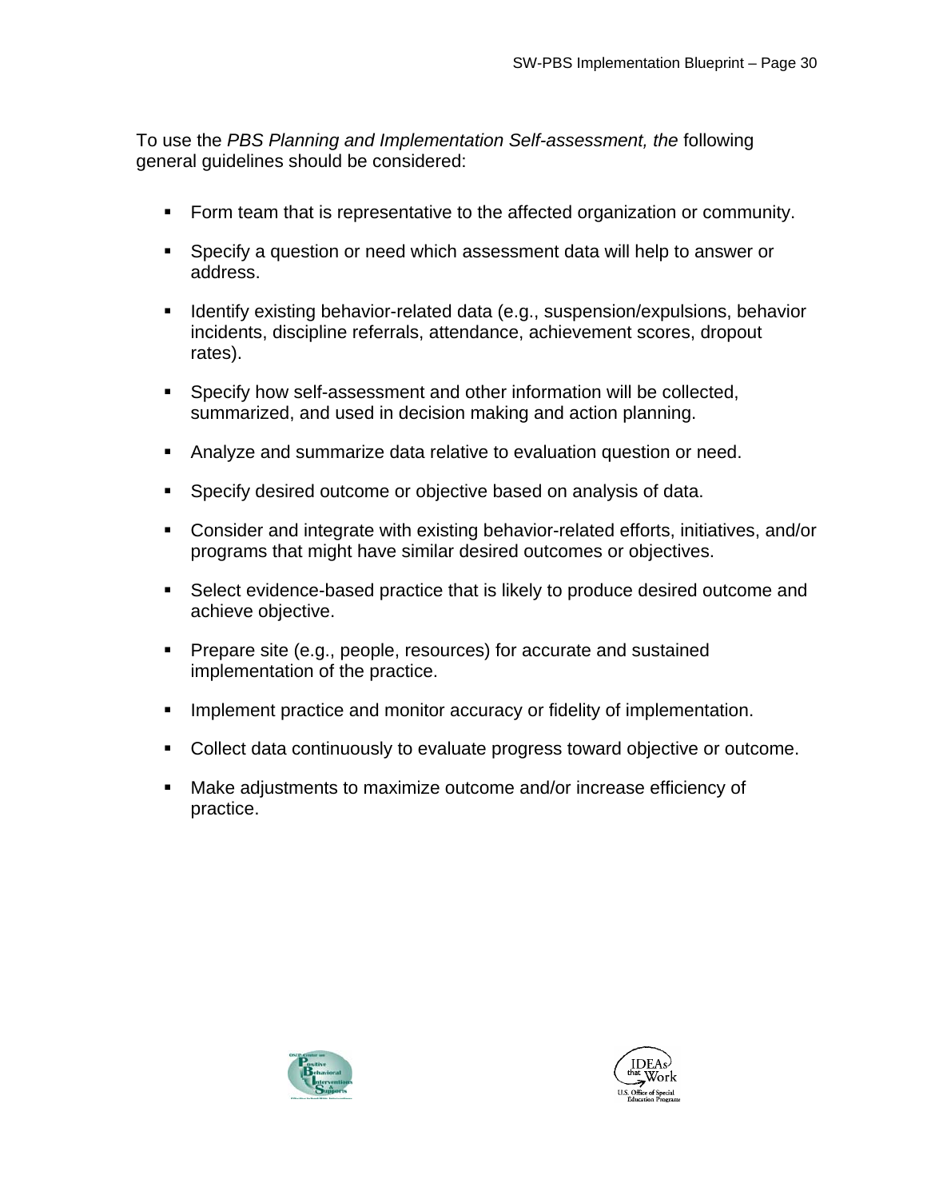To use the *PBS Planning and Implementation Self-assessment, the* following general guidelines should be considered:

- Form team that is representative to the affected organization or community.
- Specify a question or need which assessment data will help to answer or address.
- Identify existing behavior-related data (e.g., suspension/expulsions, behavior incidents, discipline referrals, attendance, achievement scores, dropout rates).
- Specify how self-assessment and other information will be collected, summarized, and used in decision making and action planning.
- Analyze and summarize data relative to evaluation question or need.
- Specify desired outcome or objective based on analysis of data.
- Consider and integrate with existing behavior-related efforts, initiatives, and/or programs that might have similar desired outcomes or objectives.
- Select evidence-based practice that is likely to produce desired outcome and achieve objective.
- Prepare site (e.g., people, resources) for accurate and sustained implementation of the practice.
- Implement practice and monitor accuracy or fidelity of implementation.
- Collect data continuously to evaluate progress toward objective or outcome.
- Make adjustments to maximize outcome and/or increase efficiency of practice.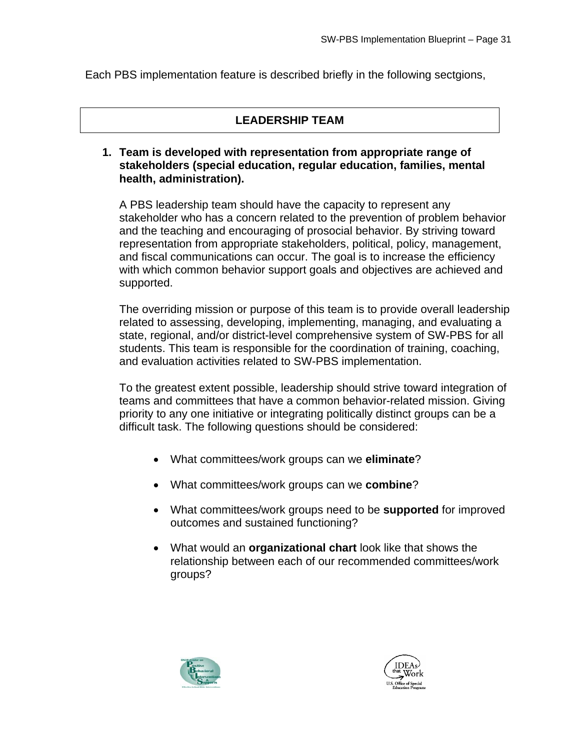Each PBS implementation feature is described briefly in the following sectgions,

## LEADERSHIP TEAM

**1. Team is developed with representation from appropriate range of stakeholders (special education, regular education, families, mental health, administration).**

A PBS leadership team should have the capacity to represent any stakeholder who has a concern related to the prevention of problem behavior and the teaching and encouraging of prosocial behavior. By striving toward representation from appropriate stakeholders, political, policy, management, and fiscal communications can occur. The goal is to increase the efficiency with which common behavior support goals and objectives are achieved and supported.

The overriding mission or purpose of this team is to provide overall leadership related to assessing, developing, implementing, managing, and evaluating a state, regional, and/or district-level comprehensive system of SW-PBS for all students. This team is responsible for the coordination of training, coaching, and evaluation activities related to SW-PBS implementation.

To the greatest extent possible, leadership should strive toward integration of teams and committees that have a common behavior-related mission. Giving priority to any one initiative or integrating politically distinct groups can be a difficult task. The following questions should be considered:

- What committees/work groups can we **eliminate**?
- What committees/work groups can we **combine**?
- What committees/work groups need to be **supported** for improved outcomes and sustained functioning?
- What would an **organizational chart** look like that shows the relationship between each of our recommended committees/work groups?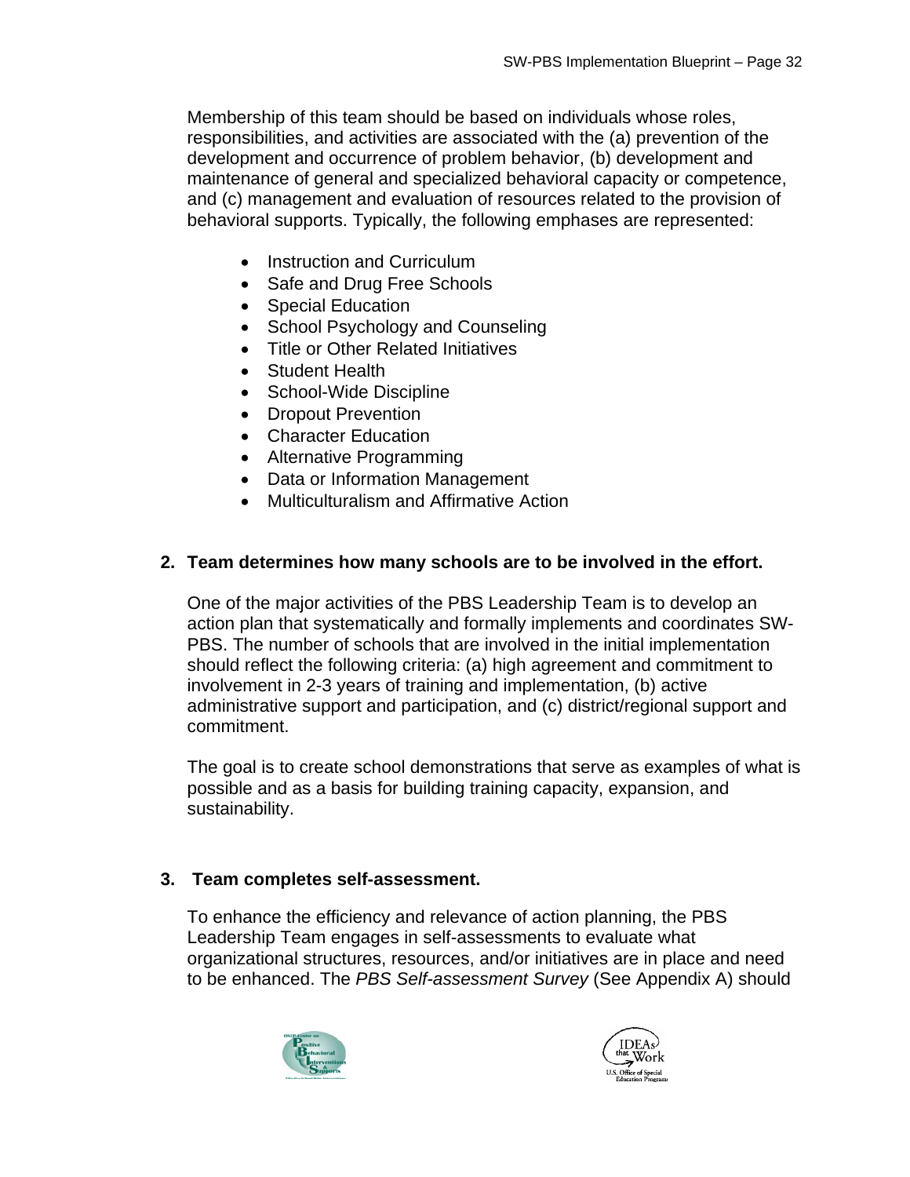Membership of this team should be based on individuals whose roles, responsibilities, and activities are associated with the (a) prevention of the development and occurrence of problem behavior, (b) development and maintenance of general and specialized behavioral capacity or competence, and (c) management and evaluation of resources related to the provision of behavioral supports. Typically, the following emphases are represented:

- Instruction and Curriculum
- Safe and Drug Free Schools
- Special Education
- School Psychology and Counseling
- Title or Other Related Initiatives
- Student Health
- School-Wide Discipline
- Dropout Prevention
- Character Education
- Alternative Programming
- Data or Information Management
- Multiculturalism and Affirmative Action

**2. Team determines how many schools are to be involved in the effort.**

One of the major activities of the PBS Leadership Team is to develop an action plan that systematically and formally implements and coordinates SW-PBS. The number of schools that are involved in the initial implementation should reflect the following criteria: (a) high agreement and commitment to involvement in 2-3 years of training and implementation, (b) active administrative support and participation, and (c) district/regional support and commitment.

The goal is to create school demonstrations that serve as examples of what is possible and as a basis for building training capacity, expansion, and sustainability.

**3. Team completes self-assessment.**

To enhance the efficiency and relevance of action planning, the PBS Leadership Team engages in self-assessments to evaluate what organizational structures, resources, and/or initiatives are in place and need to be enhanced. The *PBS Self-assessment Survey* (See Appendix A) should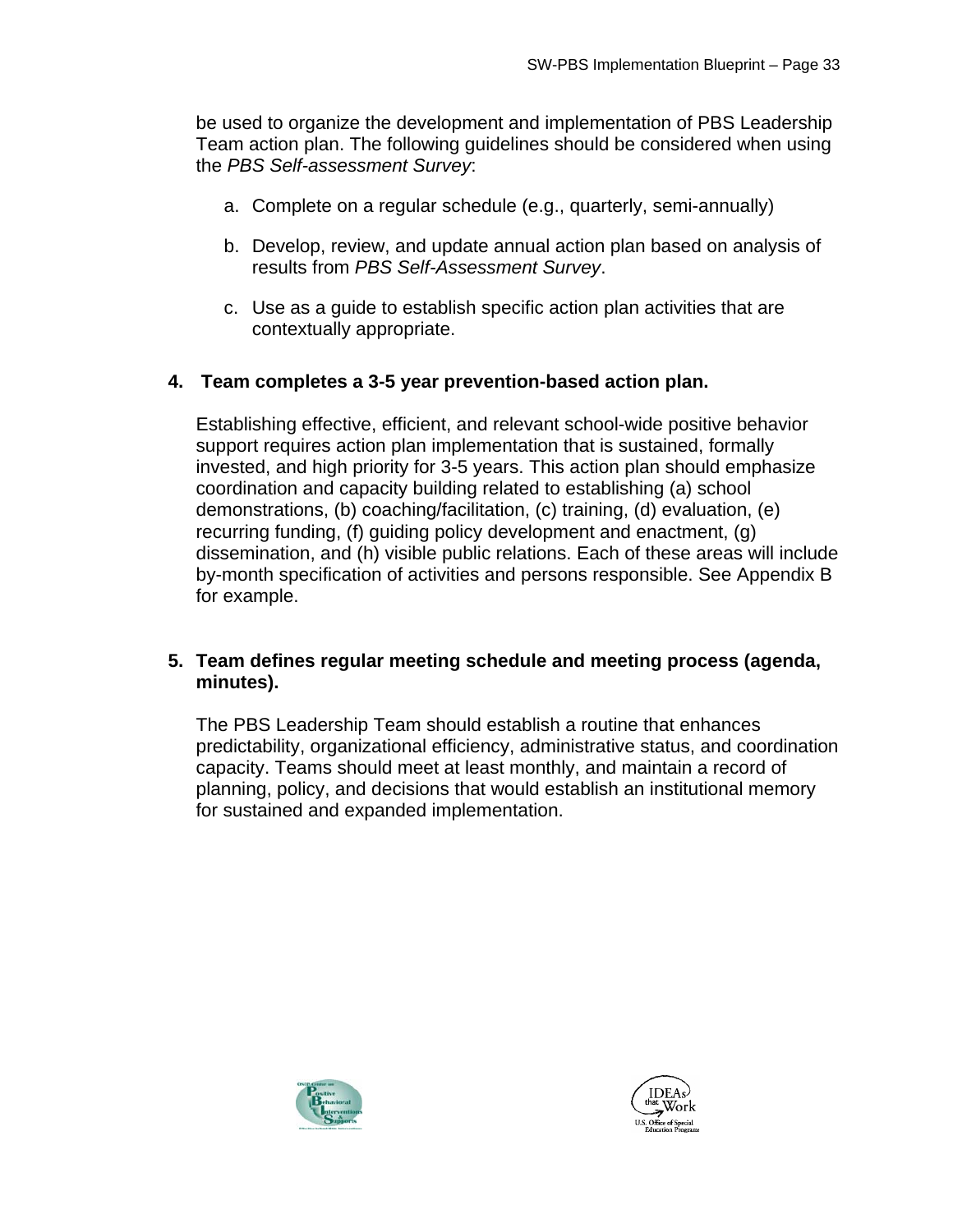be used to organize the development and implementation of PBS Leadership Team action plan. The following guidelines should be considered when using the *PBS Self-assessment Survey*:

a. Complete on a regular schedule (e.g., quarterly, semi-annually)

b. Develop, review, and update annual action plan based on analysis of results from *PBS Self-Assessment Survey*.

c. Use as a guide to establish specific action plan activities that are contextually appropriate.

**4. Team completes a 3-5 year prevention-based action plan.**

Establishing effective, efficient, and relevant school-wide positive behavior support requires action plan implementation that is sustained, formally invested, and high priority for 3-5 years. This action plan should emphasize coordination and capacity building related to establishing (a) school demonstrations, (b) coaching/facilitation, (c) training, (d) evaluation, (e) recurring funding, (f) guiding policy development and enactment, (g) dissemination, and (h) visible public relations. Each of these areas will include by-month specification of activities and persons responsible. See Appendix B for example.

**5. Team defines regular meeting schedule and meeting process (agenda, minutes).**

The PBS Leadership Team should establish a routine that enhances predictability, organizational efficiency, administrative status, and coordination capacity. Teams should meet at least monthly, and maintain a record of planning, policy, and decisions that would establish an institutional memory for sustained and expanded implementation.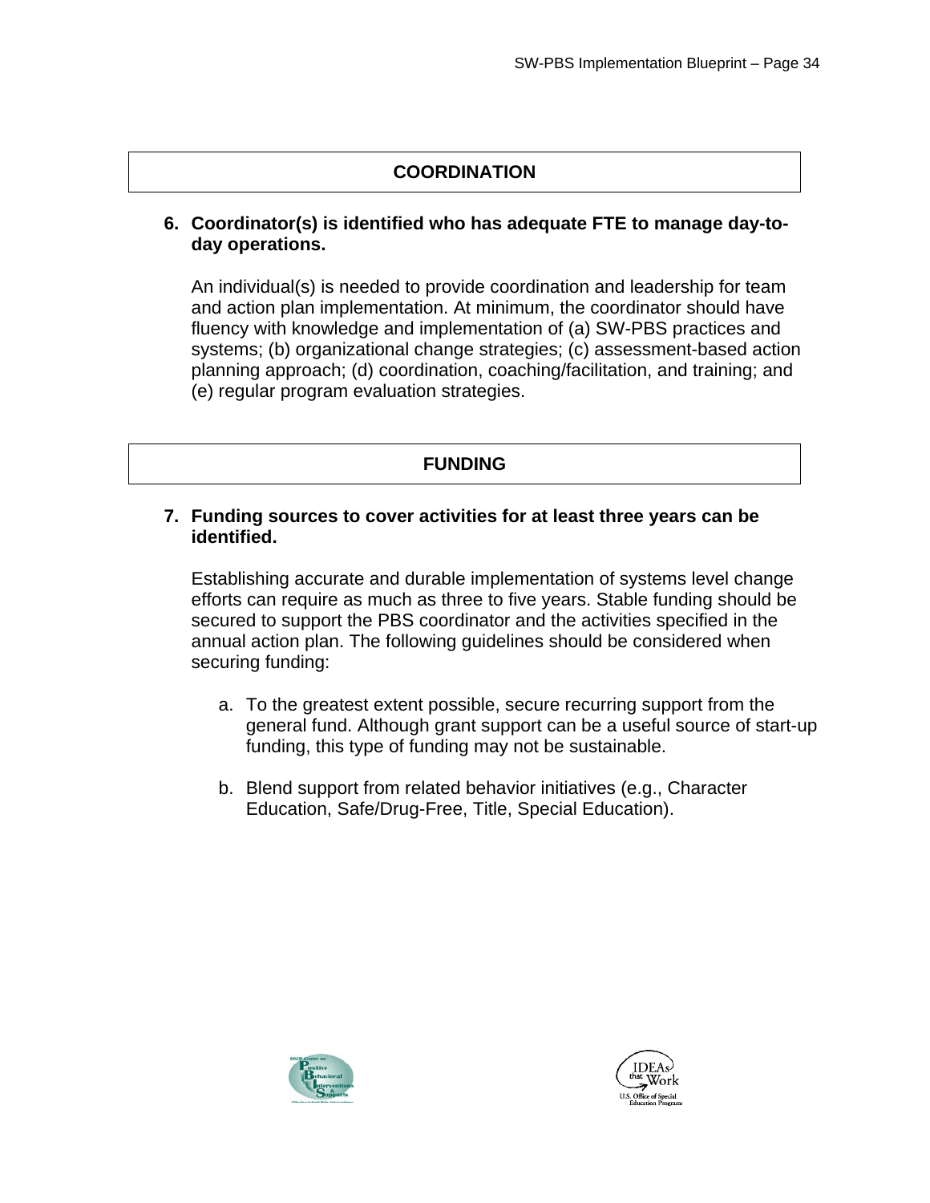## COORDINATION

**6. Coordinator(s) is identified who has adequate FTE to manage day-to-day operations.**

An individual(s) is needed to provide coordination and leadership for team and action plan implementation. At minimum, the coordinator should have fluency with knowledge and implementation of (a) SW-PBS practices and systems; (b) organizational change strategies; (c) assessment-based action planning approach; (d) coordination, coaching/facilitation, and training; and (e) regular program evaluation strategies.

## FUNDING

**7. Funding sources to cover activities for at least three years can be identified.**

Establishing accurate and durable implementation of systems level change efforts can require as much as three to five years. Stable funding should be secured to support the PBS coordinator and the activities specified in the annual action plan. The following guidelines should be considered when securing funding:

a. To the greatest extent possible, secure recurring support from the general fund. Although grant support can be a useful source of start-up funding, this type of funding may not be sustainable.

b. Blend support from related behavior initiatives (e.g., Character Education, Safe/Drug-Free, Title, Special Education).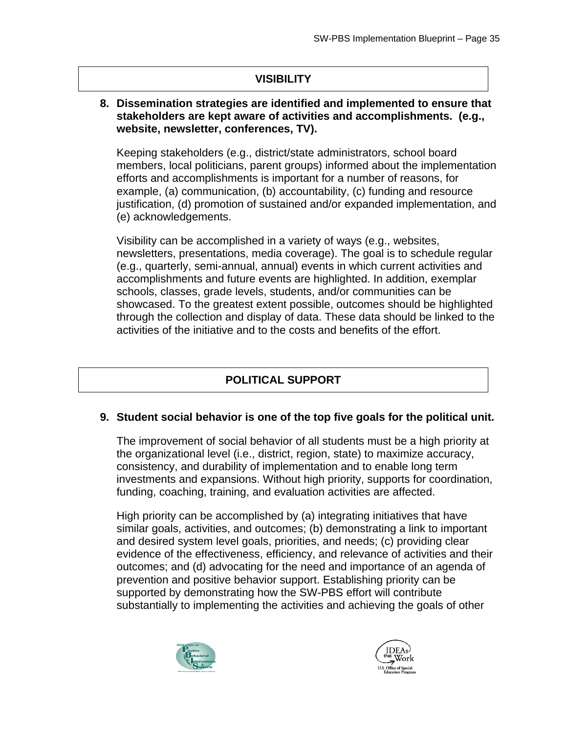## VISIBILITY

**8. Dissemination strategies are identified and implemented to ensure that stakeholders are kept aware of activities and accomplishments. (e.g., website, newsletter, conferences, TV).**

Keeping stakeholders (e.g., district/state administrators, school board members, local politicians, parent groups) informed about the implementation efforts and accomplishments is important for a number of reasons, for example, (a) communication, (b) accountability, (c) funding and resource justification, (d) promotion of sustained and/or expanded implementation, and (e) acknowledgements.

Visibility can be accomplished in a variety of ways (e.g., websites, newsletters, presentations, media coverage). The goal is to schedule regular (e.g., quarterly, semi-annual, annual) events in which current activities and accomplishments and future events are highlighted. In addition, exemplar schools, classes, grade levels, students, and/or communities can be showcased. To the greatest extent possible, outcomes should be highlighted through the collection and display of data. These data should be linked to the activities of the initiative and to the costs and benefits of the effort.

## POLITICAL SUPPORT

**9. Student social behavior is one of the top five goals for the political unit.**

The improvement of social behavior of all students must be a high priority at the organizational level (i.e., district, region, state) to maximize accuracy, consistency, and durability of implementation and to enable long term investments and expansions. Without high priority, supports for coordination, funding, coaching, training, and evaluation activities are affected.

High priority can be accomplished by (a) integrating initiatives that have similar goals, activities, and outcomes; (b) demonstrating a link to important and desired system level goals, priorities, and needs; (c) providing clear evidence of the effectiveness, efficiency, and relevance of activities and their outcomes; and (d) advocating for the need and importance of an agenda of prevention and positive behavior support. Establishing priority can be supported by demonstrating how the SW-PBS effort will contribute substantially to implementing the activities and achieving the goals of other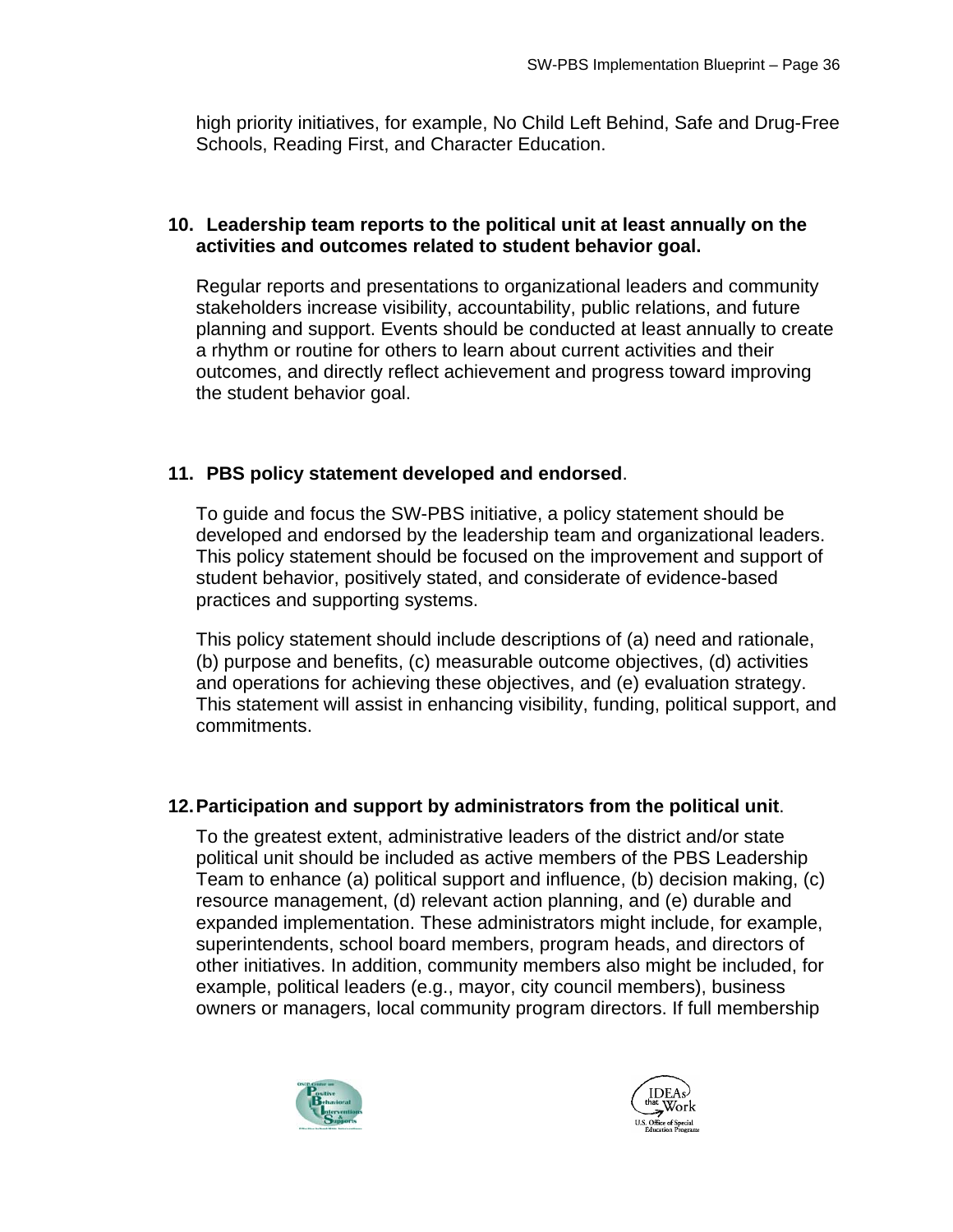high priority initiatives, for example, No Child Left Behind, Safe and Drug-Free Schools, Reading First, and Character Education.

**10. Leadership team reports to the political unit at least annually on the activities and outcomes related to student behavior goal.**

Regular reports and presentations to organizational leaders and community stakeholders increase visibility, accountability, public relations, and future planning and support. Events should be conducted at least annually to create a rhythm or routine for others to learn about current activities and their outcomes, and directly reflect achievement and progress toward improving the student behavior goal.

**11. PBS policy statement developed and endorsed**.

To guide and focus the SW-PBS initiative, a policy statement should be developed and endorsed by the leadership team and organizational leaders. This policy statement should be focused on the improvement and support of student behavior, positively stated, and considerate of evidence-based practices and supporting systems.

This policy statement should include descriptions of (a) need and rationale, (b) purpose and benefits, (c) measurable outcome objectives, (d) activities and operations for achieving these objectives, and (e) evaluation strategy. This statement will assist in enhancing visibility, funding, political support, and commitments.

**12. Participation and support by administrators from the political unit**.

To the greatest extent, administrative leaders of the district and/or state political unit should be included as active members of the PBS Leadership Team to enhance (a) political support and influence, (b) decision making, (c) resource management, (d) relevant action planning, and (e) durable and expanded implementation. These administrators might include, for example, superintendents, school board members, program heads, and directors of other initiatives. In addition, community members also might be included, for example, political leaders (e.g., mayor, city council members), business owners or managers, local community program directors. If full membership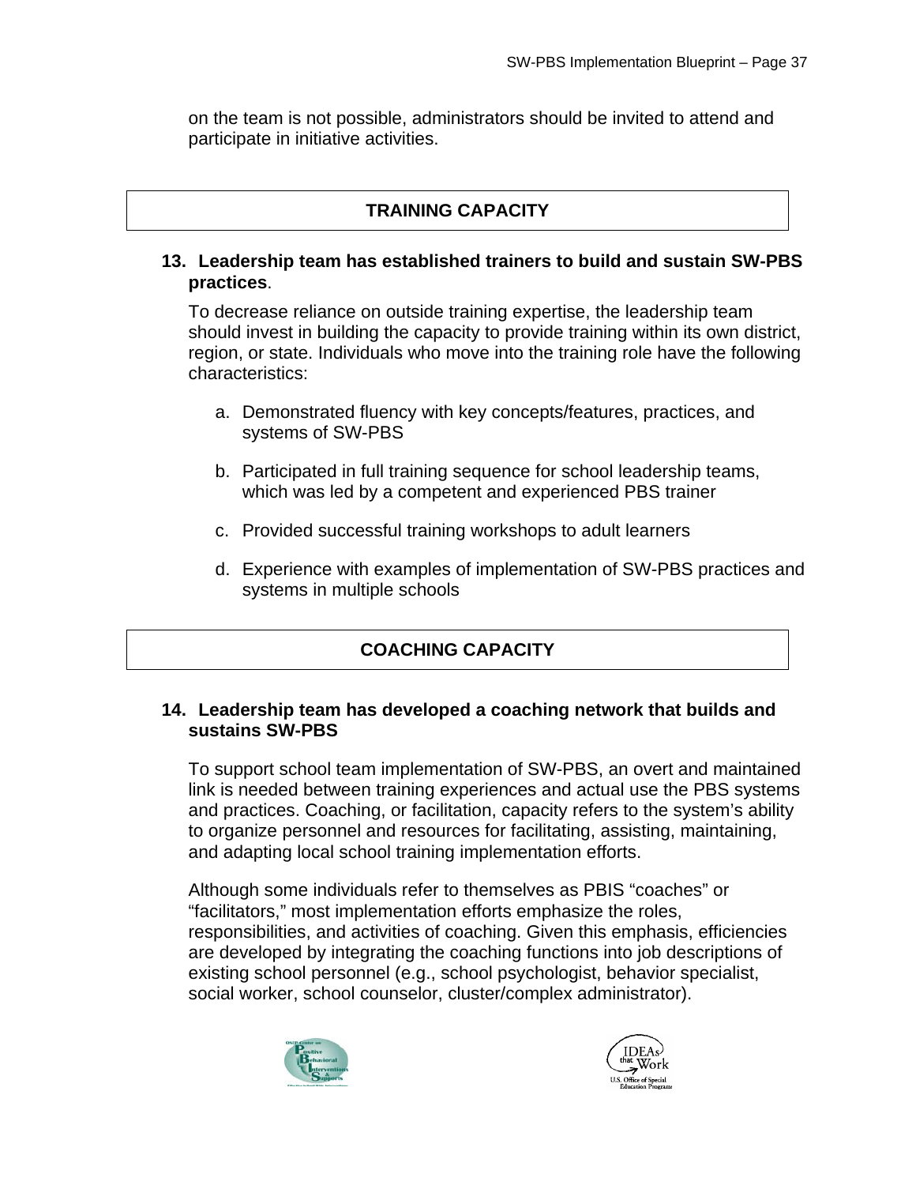on the team is not possible, administrators should be invited to attend and participate in initiative activities.

## TRAINING CAPACITY

**13. Leadership team has established trainers to build and sustain SW-PBS practices**.

To decrease reliance on outside training expertise, the leadership team should invest in building the capacity to provide training within its own district, region, or state. Individuals who move into the training role have the following characteristics:

a. Demonstrated fluency with key concepts/features, practices, and systems of SW-PBS

b. Participated in full training sequence for school leadership teams, which was led by a competent and experienced PBS trainer

c. Provided successful training workshops to adult learners

d. Experience with examples of implementation of SW-PBS practices and systems in multiple schools

## COACHING CAPACITY

**14. Leadership team has developed a coaching network that builds and sustains SW-PBS**

To support school team implementation of SW-PBS, an overt and maintained link is needed between training experiences and actual use the PBS systems and practices. Coaching, or facilitation, capacity refers to the system's ability to organize personnel and resources for facilitating, assisting, maintaining, and adapting local school training implementation efforts.

Although some individuals refer to themselves as PBIS "coaches" or "facilitators," most implementation efforts emphasize the roles, responsibilities, and activities of coaching. Given this emphasis, efficiencies are developed by integrating the coaching functions into job descriptions of existing school personnel (e.g., school psychologist, behavior specialist, social worker, school counselor, cluster/complex administrator).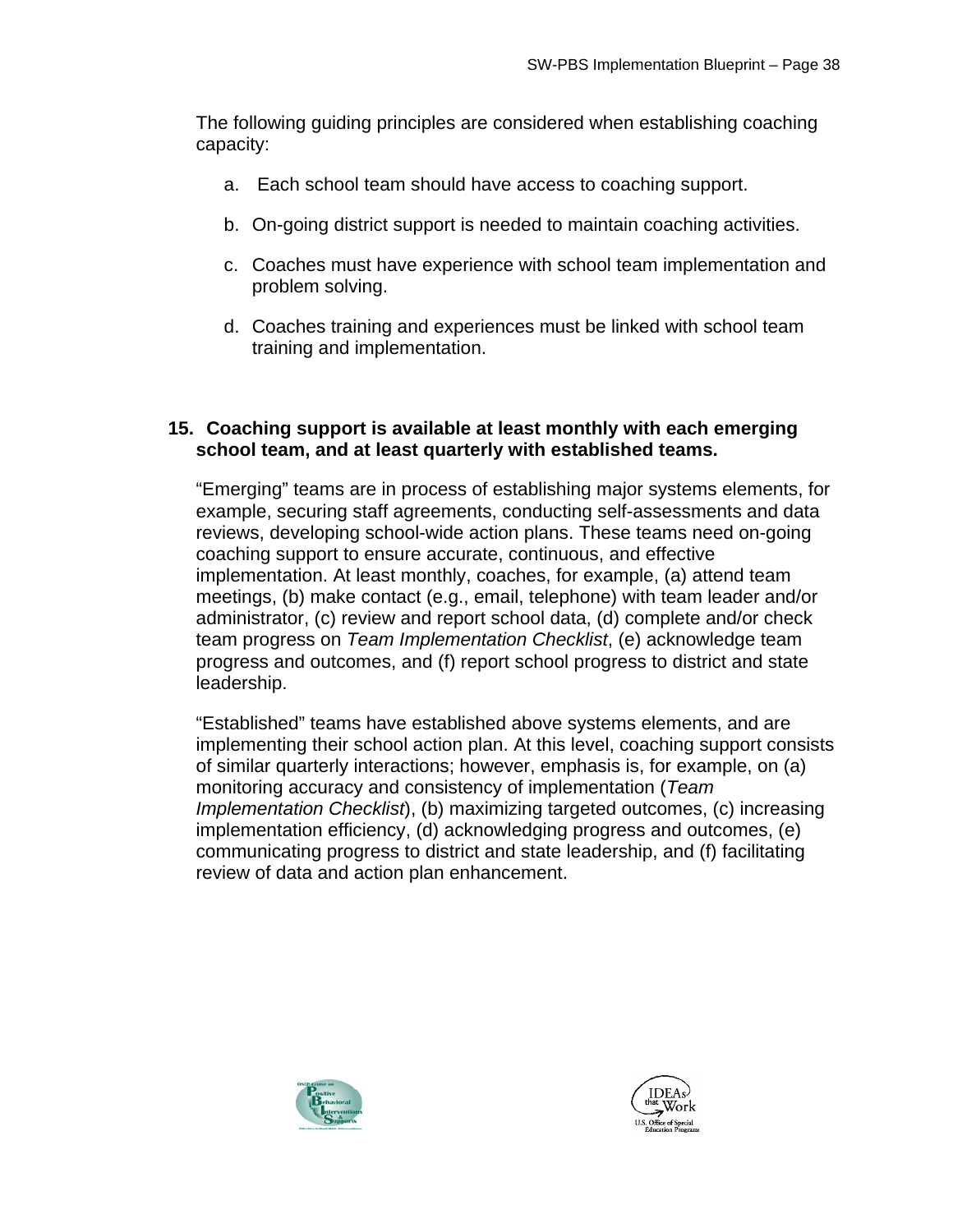The following guiding principles are considered when establishing coaching capacity:

a. Each school team should have access to coaching support.

b. On-going district support is needed to maintain coaching activities.

c. Coaches must have experience with school team implementation and problem solving.

d. Coaches training and experiences must be linked with school team training and implementation.

**15. Coaching support is available at least monthly with each emerging school team, and at least quarterly with established teams.**

"Emerging" teams are in process of establishing major systems elements, for example, securing staff agreements, conducting self-assessments and data reviews, developing school-wide action plans. These teams need on-going coaching support to ensure accurate, continuous, and effective implementation. At least monthly, coaches, for example, (a) attend team meetings, (b) make contact (e.g., email, telephone) with team leader and/or administrator, (c) review and report school data, (d) complete and/or check team progress on *Team Implementation Checklist*, (e) acknowledge team progress and outcomes, and (f) report school progress to district and state leadership.

"Established" teams have established above systems elements, and are implementing their school action plan. At this level, coaching support consists of similar quarterly interactions; however, emphasis is, for example, on (a) monitoring accuracy and consistency of implementation (*Team Implementation Checklist*), (b) maximizing targeted outcomes, (c) increasing implementation efficiency, (d) acknowledging progress and outcomes, (e) communicating progress to district and state leadership, and (f) facilitating review of data and action plan enhancement.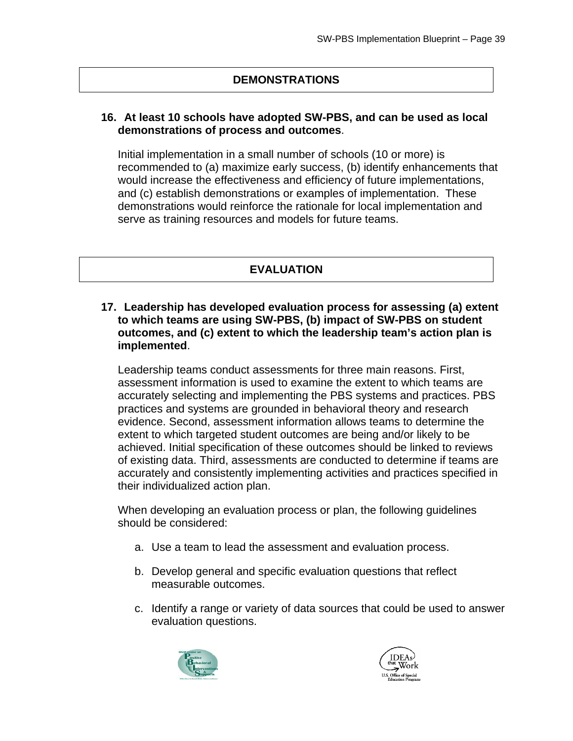## DEMONSTRATIONS

**16. At least 10 schools have adopted SW-PBS, and can be used as local demonstrations of process and outcomes**.

Initial implementation in a small number of schools (10 or more) is recommended to (a) maximize early success, (b) identify enhancements that would increase the effectiveness and efficiency of future implementations, and (c) establish demonstrations or examples of implementation. These demonstrations would reinforce the rationale for local implementation and serve as training resources and models for future teams.

## EVALUATION

**17. Leadership has developed evaluation process for assessing (a) extent to which teams are using SW-PBS, (b) impact of SW-PBS on student outcomes, and (c) extent to which the leadership team's action plan is implemented**.

Leadership teams conduct assessments for three main reasons. First, assessment information is used to examine the extent to which teams are accurately selecting and implementing the PBS systems and practices. PBS practices and systems are grounded in behavioral theory and research evidence. Second, assessment information allows teams to determine the extent to which targeted student outcomes are being and/or likely to be achieved. Initial specification of these outcomes should be linked to reviews of existing data. Third, assessments are conducted to determine if teams are accurately and consistently implementing activities and practices specified in their individualized action plan.

When developing an evaluation process or plan, the following guidelines should be considered:

a. Use a team to lead the assessment and evaluation process.

b. Develop general and specific evaluation questions that reflect measurable outcomes.

c. Identify a range or variety of data sources that could be used to answer evaluation questions.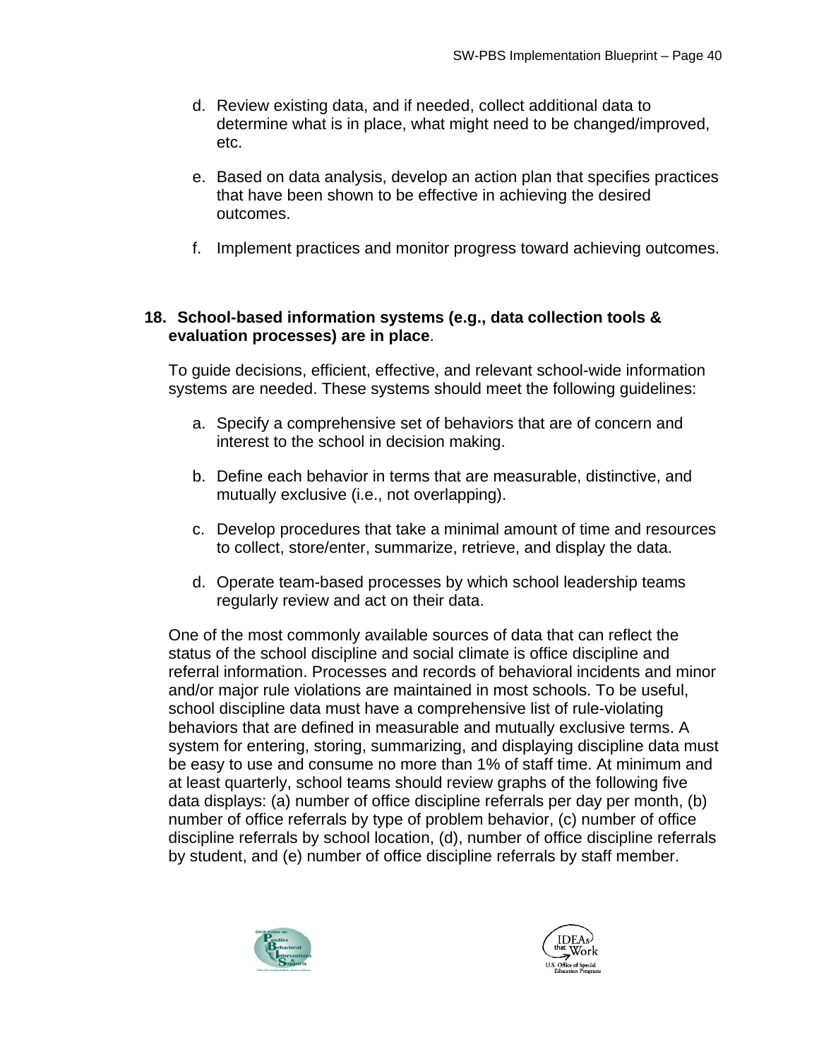d. Review existing data, and if needed, collect additional data to determine what is in place, what might need to be changed/improved, etc.

e. Based on data analysis, develop an action plan that specifies practices that have been shown to be effective in achieving the desired outcomes.

f. Implement practices and monitor progress toward achieving outcomes.

**18. School-based information systems (e.g., data collection tools & evaluation processes) are in place**.

To guide decisions, efficient, effective, and relevant school-wide information systems are needed. These systems should meet the following guidelines:

a. Specify a comprehensive set of behaviors that are of concern and interest to the school in decision making.

b. Define each behavior in terms that are measurable, distinctive, and mutually exclusive (i.e., not overlapping).

c. Develop procedures that take a minimal amount of time and resources to collect, store/enter, summarize, retrieve, and display the data.

d. Operate team-based processes by which school leadership teams regularly review and act on their data.

One of the most commonly available sources of data that can reflect the status of the school discipline and social climate is office discipline and referral information. Processes and records of behavioral incidents and minor and/or major rule violations are maintained in most schools. To be useful, school discipline data must have a comprehensive list of rule-violating behaviors that are defined in measurable and mutually exclusive terms. A system for entering, storing, summarizing, and displaying discipline data must be easy to use and consume no more than 1% of staff time. At minimum and at least quarterly, school teams should review graphs of the following five data displays: (a) number of office discipline referrals per day per month, (b) number of office referrals by type of problem behavior, (c) number of office discipline referrals by school location, (d), number of office discipline referrals by student, and (e) number of office discipline referrals by staff member.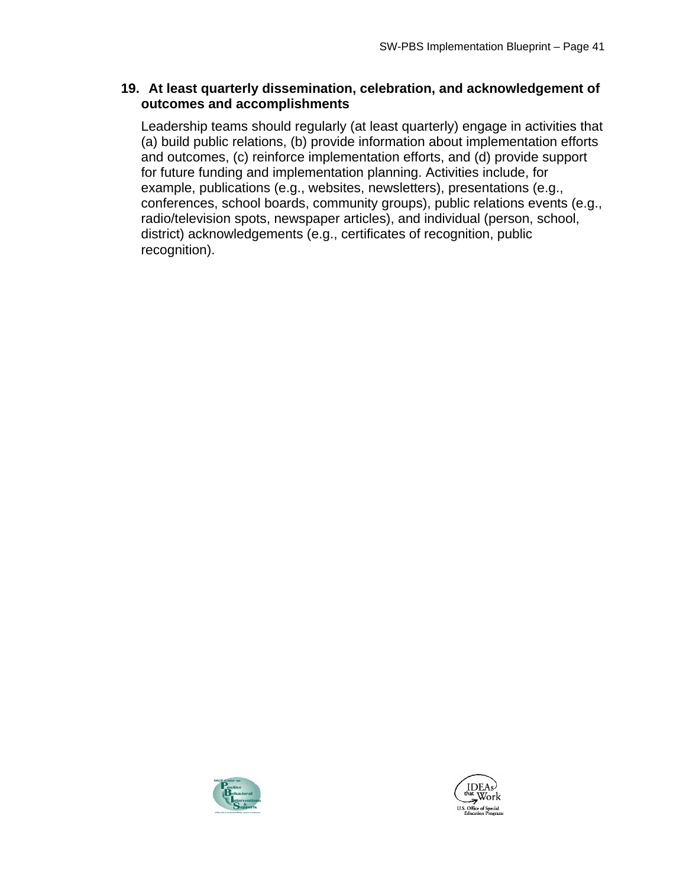**19. At least quarterly dissemination, celebration, and acknowledgement of outcomes and accomplishments**

Leadership teams should regularly (at least quarterly) engage in activities that (a) build public relations, (b) provide information about implementation efforts and outcomes, (c) reinforce implementation efforts, and (d) provide support for future funding and implementation planning. Activities include, for example, publications (e.g., websites, newsletters), presentations (e.g., conferences, school boards, community groups), public relations events (e.g., radio/television spots, newspaper articles), and individual (person, school, district) acknowledgements (e.g., certificates of recognition, public recognition).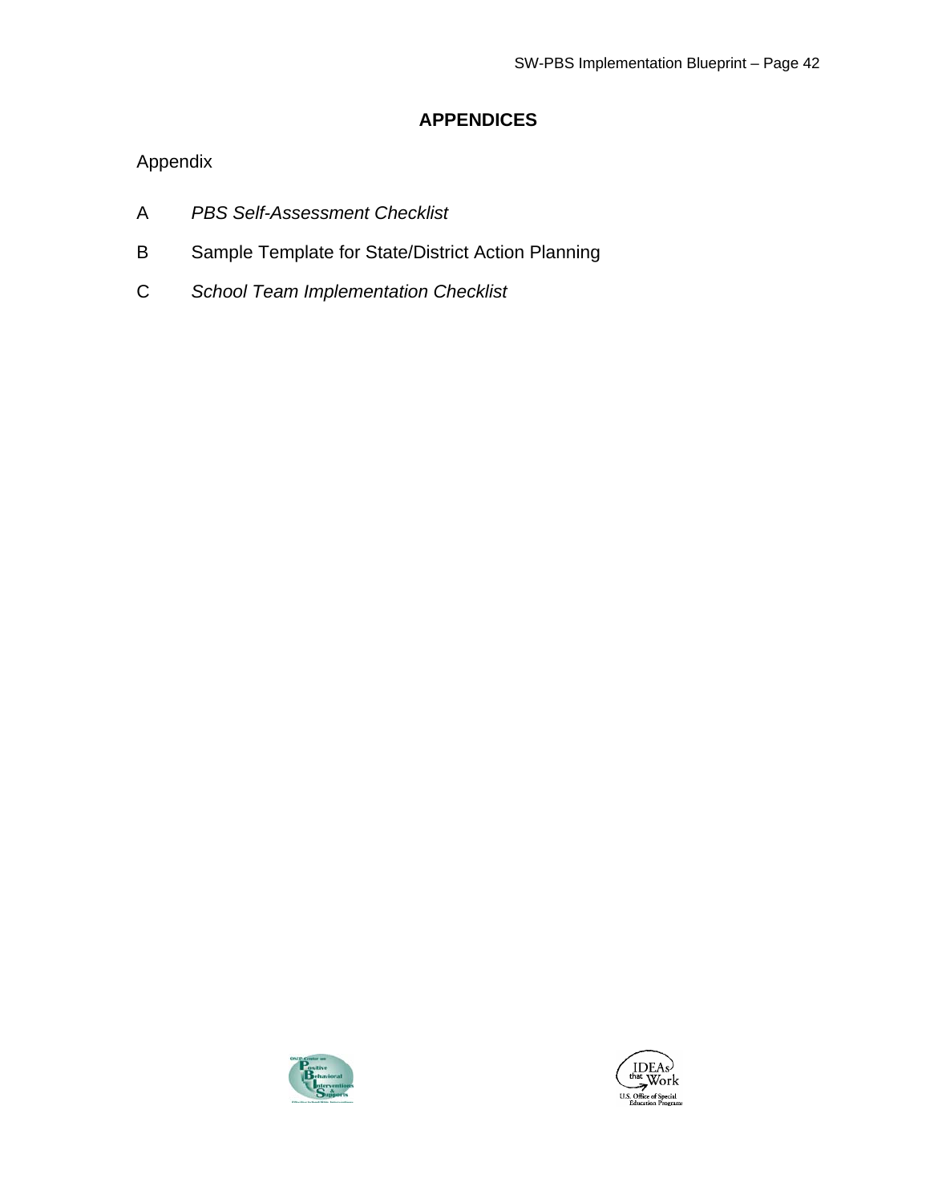## APPENDICES

Appendix

A *PBS Self-Assessment Checklist*

B Sample Template for State/District Action Planning

C *School Team Implementation Checklist*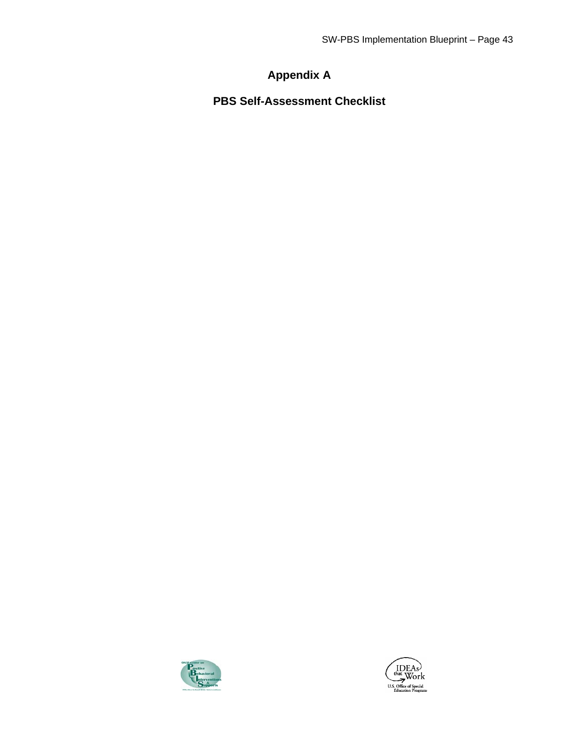# Appendix A

## PBS Self-Assessment Checklist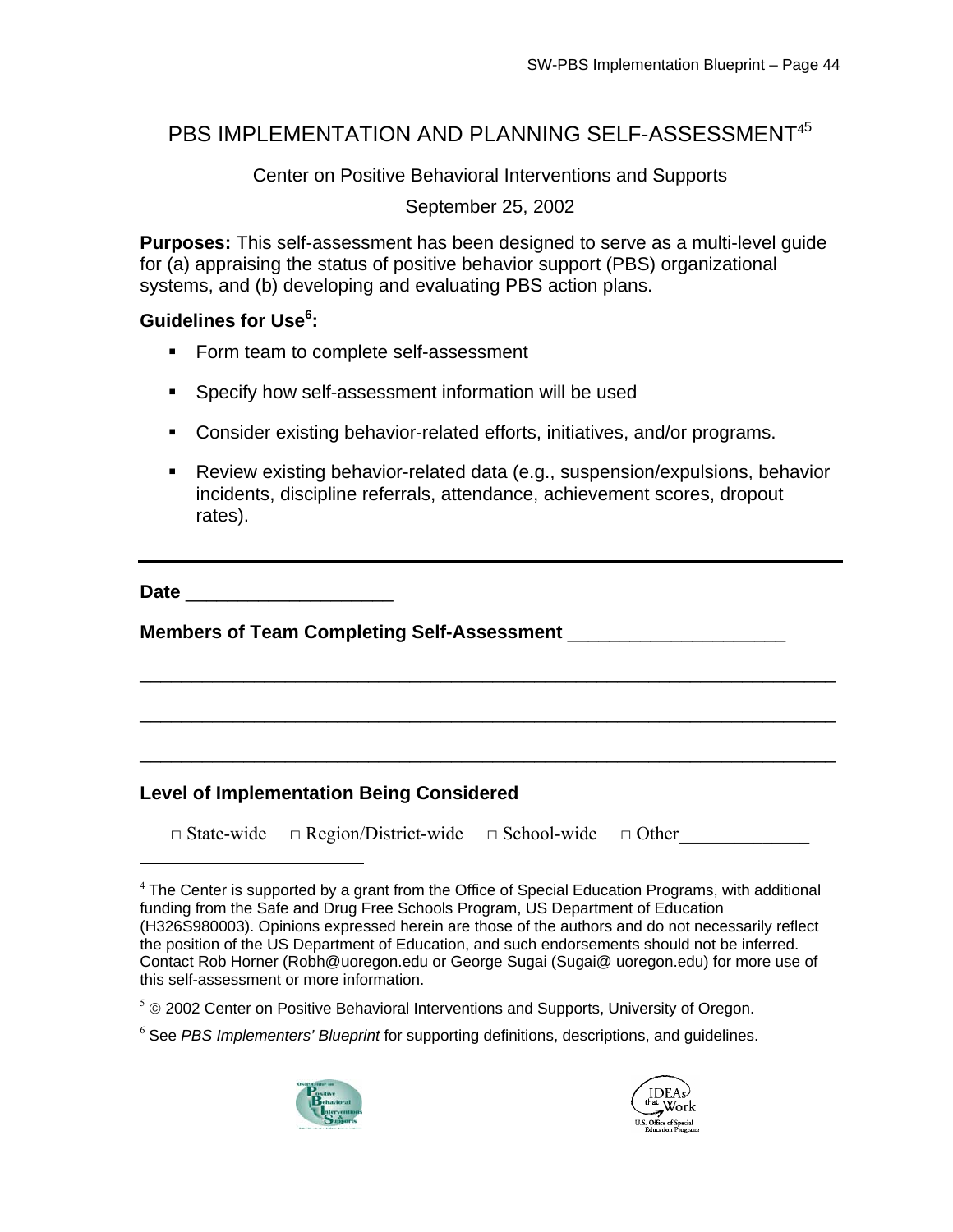# PBS IMPLEMENTATION AND PLANNING SELF-ASSESSMENT[4][5]

Center on Positive Behavioral Interventions and Supports

September 25, 2002

**Purposes:** This self-assessment has been designed to serve as a multi-level guide for (a) appraising the status of positive behavior support (PBS) organizational systems, and (b) developing and evaluating PBS action plans.

**Guidelines for Use[6]:**

- Form team to complete self-assessment
- Specify how self-assessment information will be used
- Consider existing behavior-related efforts, initiatives, and/or programs.
- Review existing behavior-related data (e.g., suspension/expulsions, behavior incidents, discipline referrals, attendance, achievement scores, dropout rates).

---

**Date** ____________________

**Members of Team Completing Self-Assessment** _____________________

_____________________________________________________________________

_____________________________________________________________________

_____________________________________________________________________

**Level of Implementation Being Considered**

□ State-wide  □ Region/District-wide  □ School-wide  □ Other______________

---

[4] The Center is supported by a grant from the Office of Special Education Programs, with additional funding from the Safe and Drug Free Schools Program, US Department of Education (H326S980003). Opinions expressed herein are those of the authors and do not necessarily reflect the position of the US Department of Education, and such endorsements should not be inferred. Contact Rob Horner (Robh@uoregon.edu or George Sugai (Sugai@ uoregon.edu) for more use of this self-assessment or more information.

[5] © 2002 Center on Positive Behavioral Interventions and Supports, University of Oregon.

[6] See *PBS Implementers' Blueprint* for supporting definitions, descriptions, and guidelines.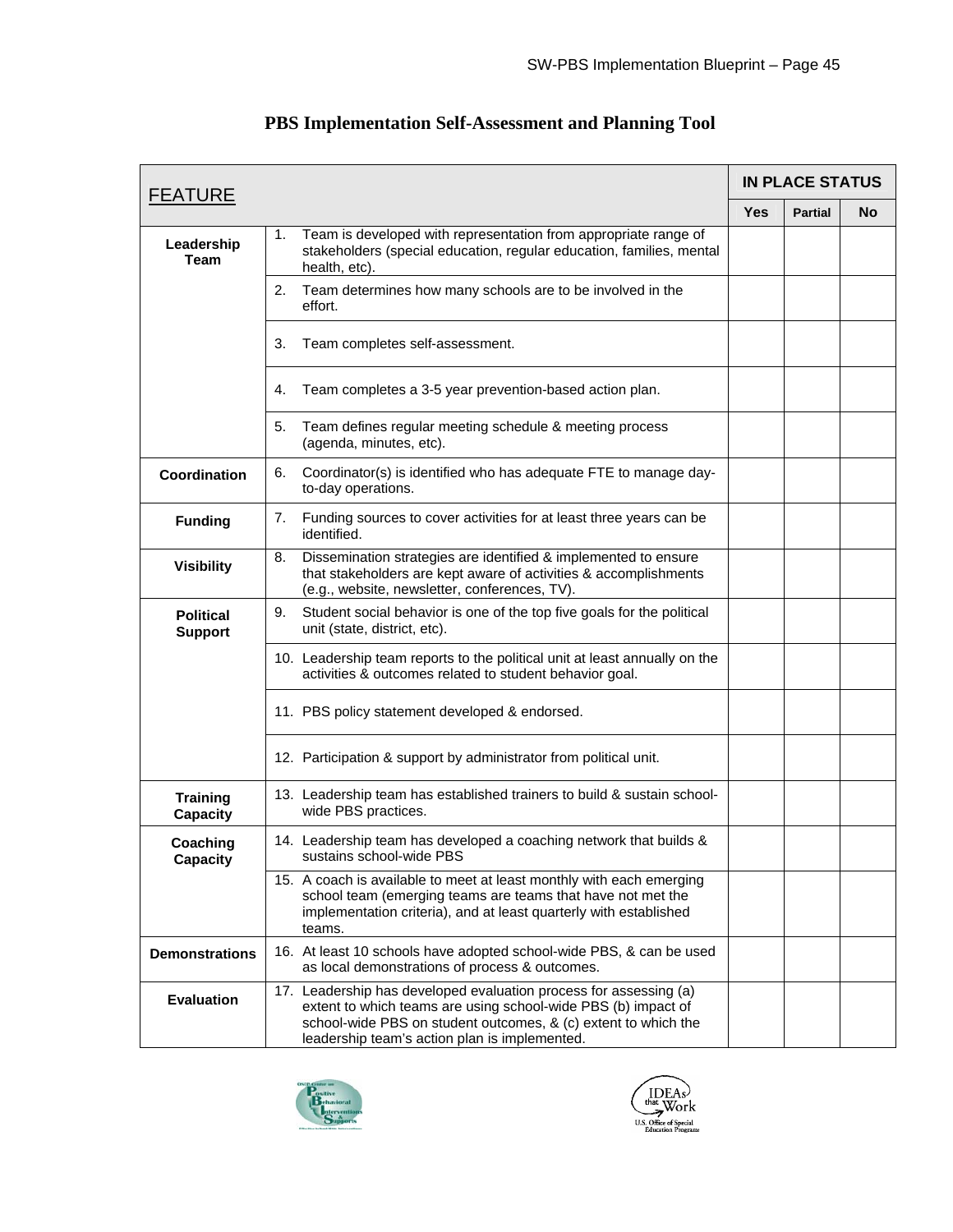# PBS Implementation Self-Assessment and Planning Tool

| FEATURE | | IN PLACE STATUS | | |
|---|---|---|---|---|
| | | Yes | Partial | No |
| **Leadership Team** | 1. Team is developed with representation from appropriate range of stakeholders (special education, regular education, families, mental health, etc). | | | |
| | 2. Team determines how many schools are to be involved in the effort. | | | |
| | 3. Team completes self-assessment. | | | |
| | 4. Team completes a 3-5 year prevention-based action plan. | | | |
| | 5. Team defines regular meeting schedule & meeting process (agenda, minutes, etc). | | | |
| **Coordination** | 6. Coordinator(s) is identified who has adequate FTE to manage day-to-day operations. | | | |
| **Funding** | 7. Funding sources to cover activities for at least three years can be identified. | | | |
| **Visibility** | 8. Dissemination strategies are identified & implemented to ensure that stakeholders are kept aware of activities & accomplishments (e.g., website, newsletter, conferences, TV). | | | |
| **Political Support** | 9. Student social behavior is one of the top five goals for the political unit (state, district, etc). | | | |
| | 10. Leadership team reports to the political unit at least annually on the activities & outcomes related to student behavior goal. | | | |
| | 11. PBS policy statement developed & endorsed. | | | |
| | 12. Participation & support by administrator from political unit. | | | |
| **Training Capacity** | 13. Leadership team has established trainers to build & sustain school-wide PBS practices. | | | |
| **Coaching Capacity** | 14. Leadership team has developed a coaching network that builds & sustains school-wide PBS | | | |
| | 15. A coach is available to meet at least monthly with each emerging school team (emerging teams are teams that have not met the implementation criteria), and at least quarterly with established teams. | | | |
| **Demonstrations** | 16. At least 10 schools have adopted school-wide PBS, & can be used as local demonstrations of process & outcomes. | | | |
| **Evaluation** | 17. Leadership has developed evaluation process for assessing (a) extent to which teams are using school-wide PBS (b) impact of school-wide PBS on student outcomes, & (c) extent to which the leadership team's action plan is implemented. | | | |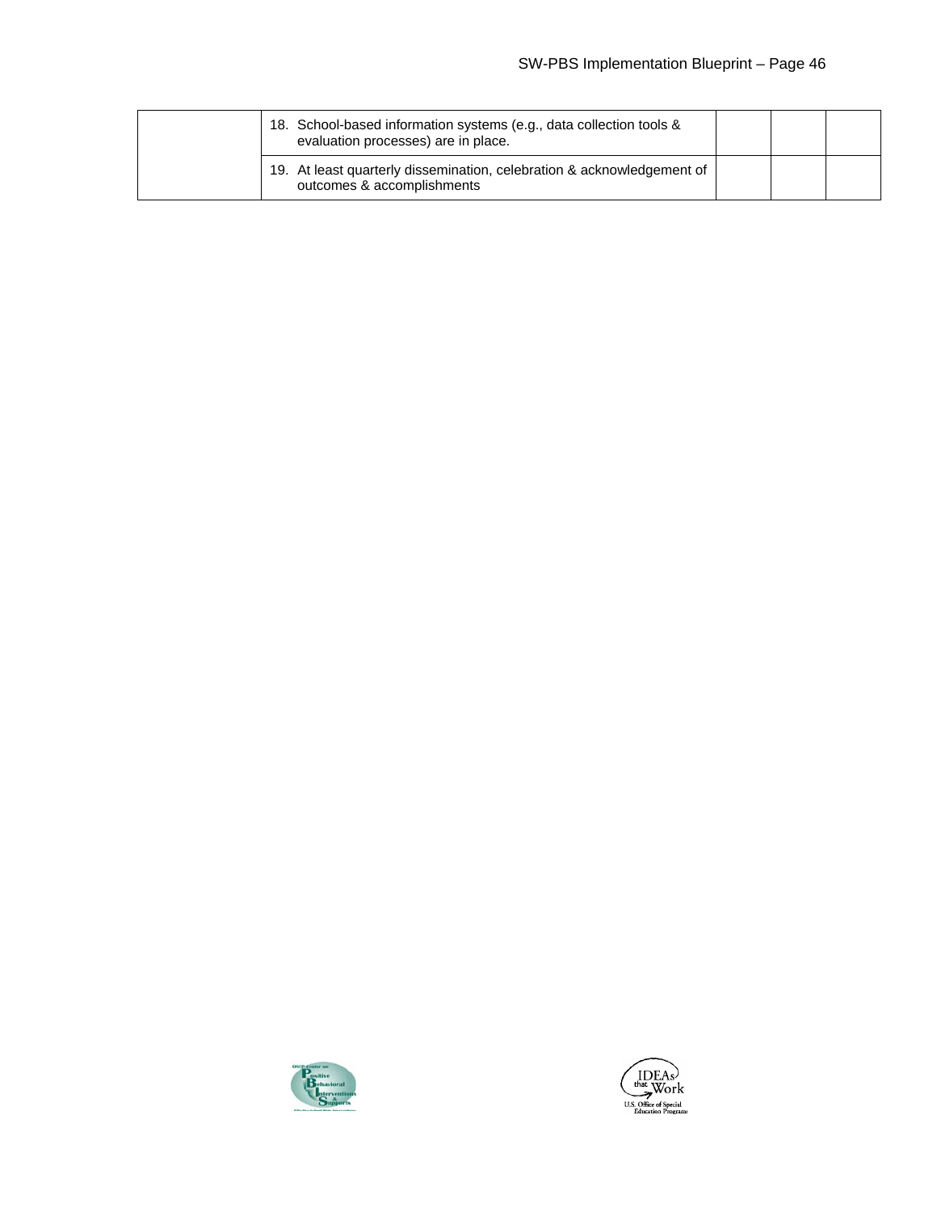| | | | | |
|---|---|---|---|---|
| | 18. School-based information systems (e.g., data collection tools & evaluation processes) are in place. | | | |
| | 19. At least quarterly dissemination, celebration & acknowledgement of outcomes & accomplishments | | | |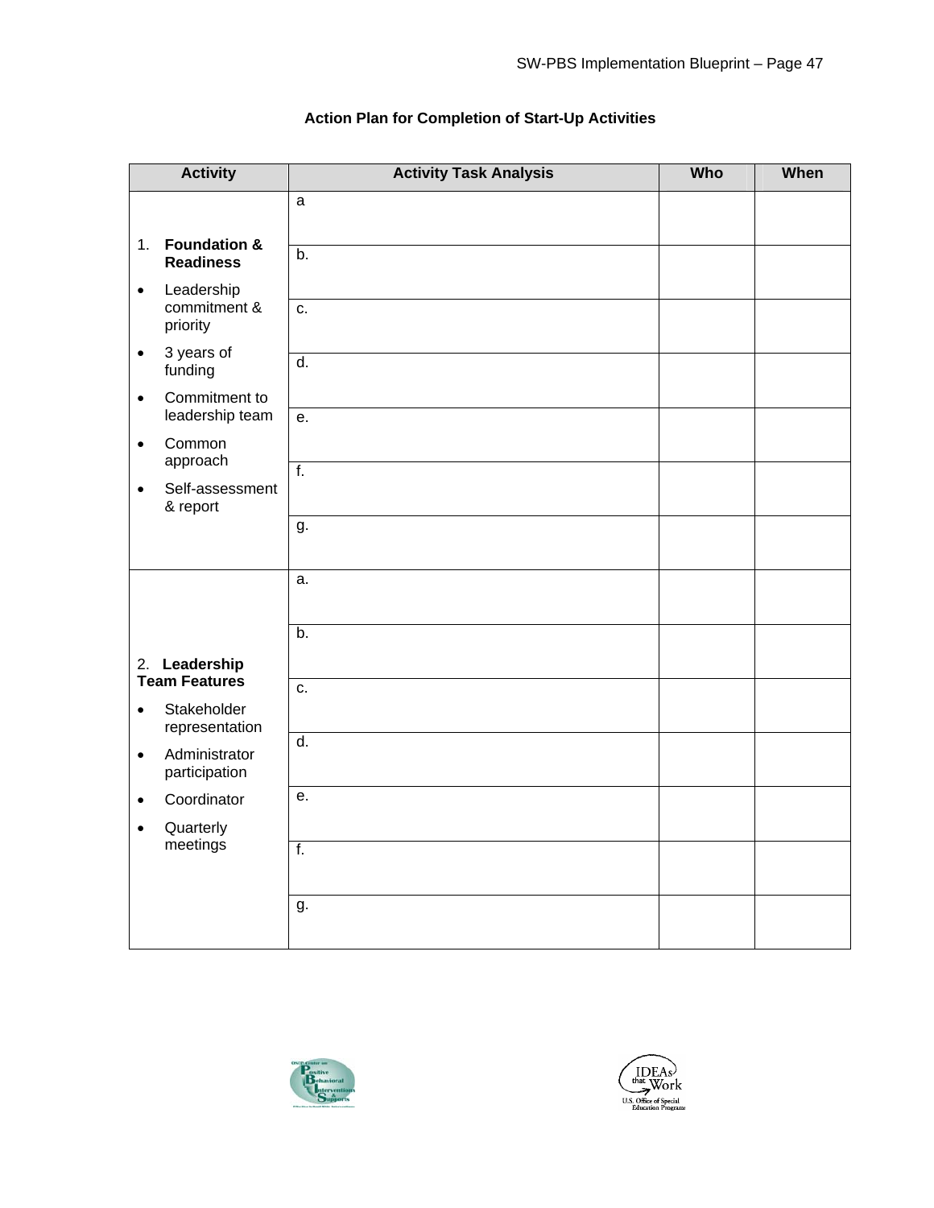**Action Plan for Completion of Start-Up Activities**

| Activity | Activity Task Analysis | Who | When |
|---|---|---|---|
| 1. **Foundation & Readiness**<br>• Leadership commitment & priority<br>• 3 years of funding<br>• Commitment to leadership team<br>• Common approach<br>• Self-assessment & report | a | | |
| | b. | | |
| | c. | | |
| | d. | | |
| | e. | | |
| | f. | | |
| | g. | | |
| 2. **Leadership Team Features**<br>• Stakeholder representation<br>• Administrator participation<br>• Coordinator<br>• Quarterly meetings | a. | | |
| | b. | | |
| | c. | | |
| | d. | | |
| | e. | | |
| | f. | | |
| | g. | | |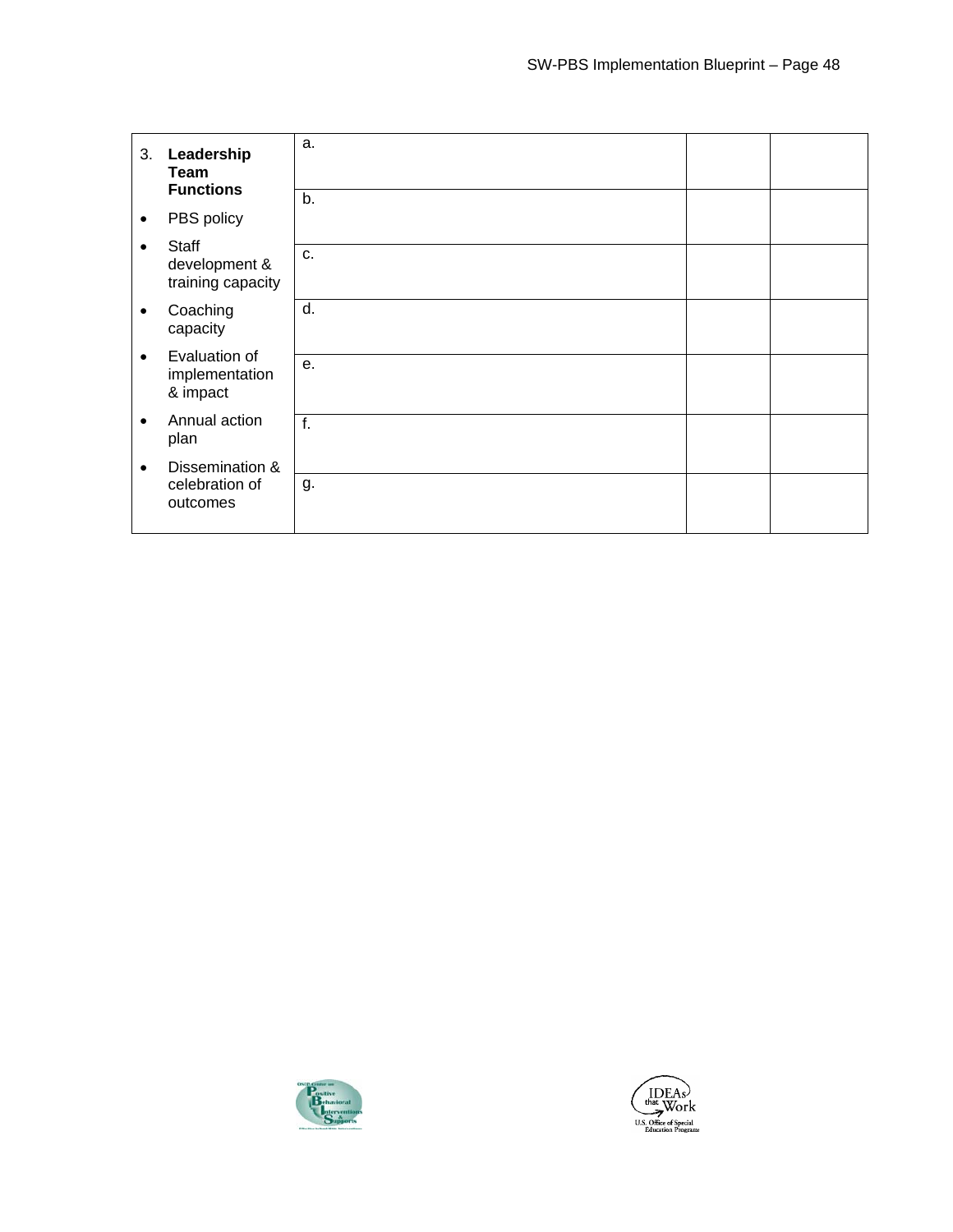| 3. **Leadership Team Functions**<br>• PBS policy<br>• Staff development & training capacity<br>• Coaching capacity<br>• Evaluation of implementation & impact<br>• Annual action plan<br>• Dissemination & celebration of outcomes | a. | | |
|---|---|---|---|
| | b. | | |
| | c. | | |
| | d. | | |
| | e. | | |
| | f. | | |
| | g. | | |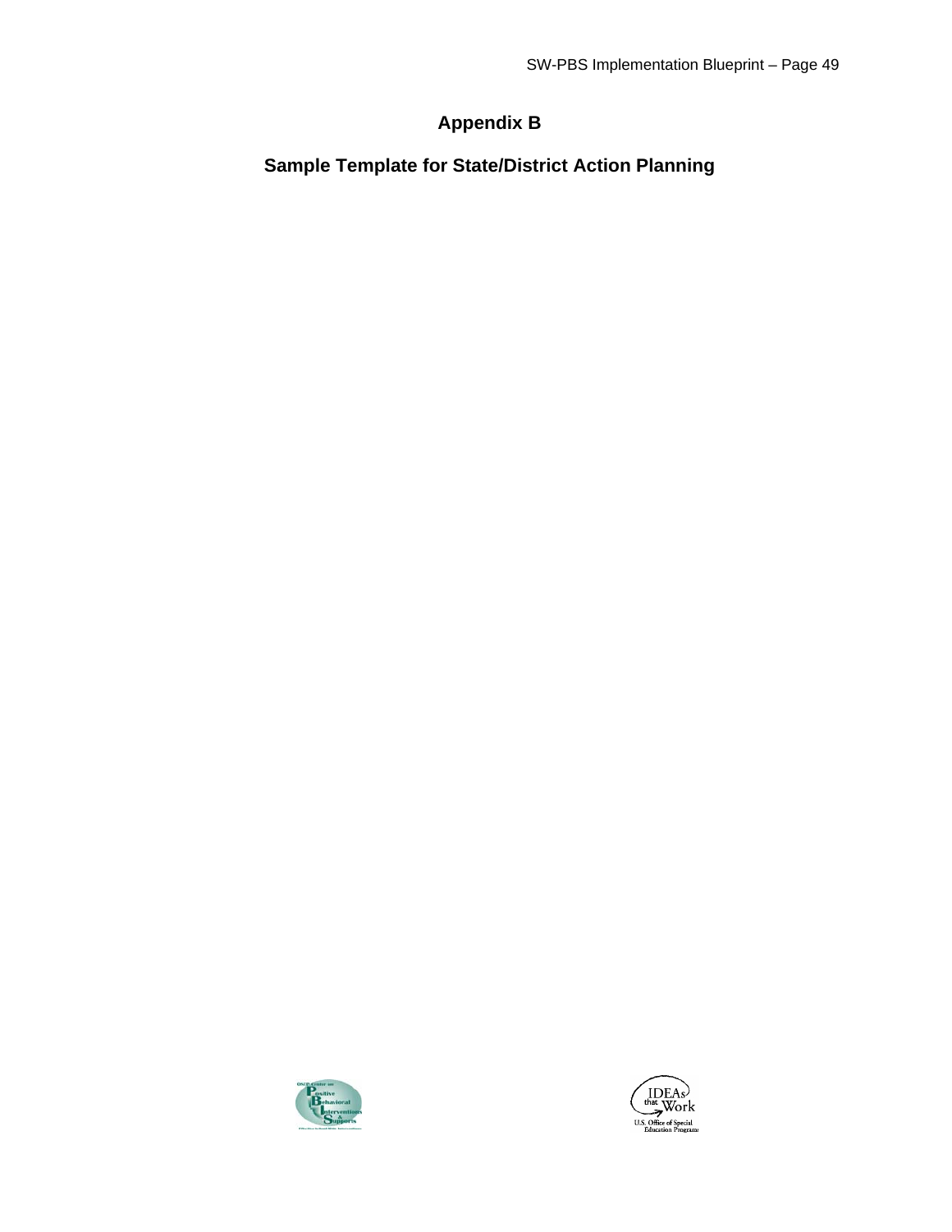# Appendix B

## Sample Template for State/District Action Planning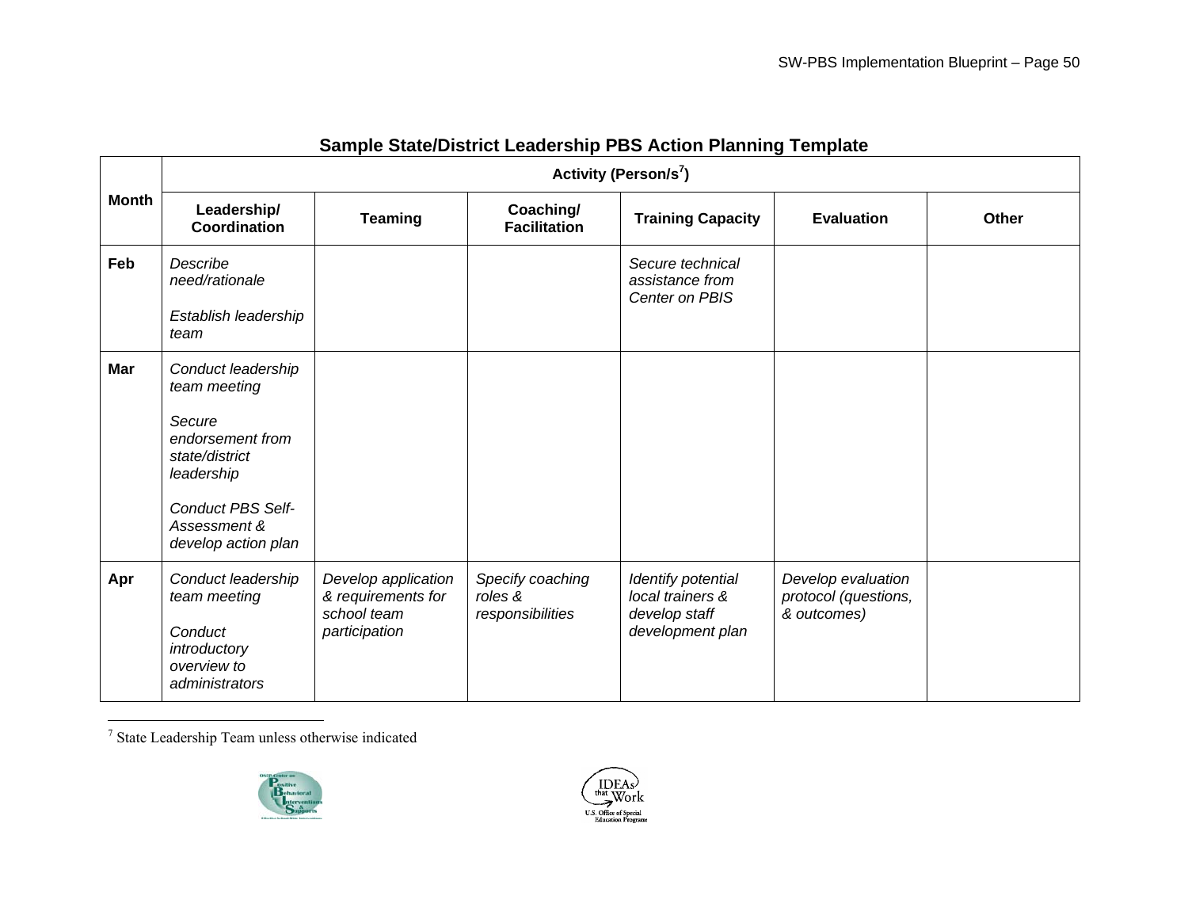## Sample State/District Leadership PBS Action Planning Template

| Month | Activity (Person/s[7]) | | | | | |
|---|---|---|---|---|---|---|
| | **Leadership/ Coordination** | **Teaming** | **Coaching/ Facilitation** | **Training Capacity** | **Evaluation** | **Other** |
| **Feb** | *Describe need/rationale*<br><br>*Establish leadership team* | | | *Secure technical assistance from Center on PBIS* | | |
| **Mar** | *Conduct leadership team meeting*<br><br>*Secure endorsement from state/district leadership*<br><br>*Conduct PBS Self-Assessment & develop action plan* | | | | | |
| **Apr** | *Conduct leadership team meeting*<br><br>*Conduct introductory overview to administrators* | *Develop application & requirements for school team participation* | *Specify coaching roles & responsibilities* | *Identify potential local trainers & develop staff development plan* | *Develop evaluation protocol (questions, & outcomes)* | |

[7] State Leadership Team unless otherwise indicated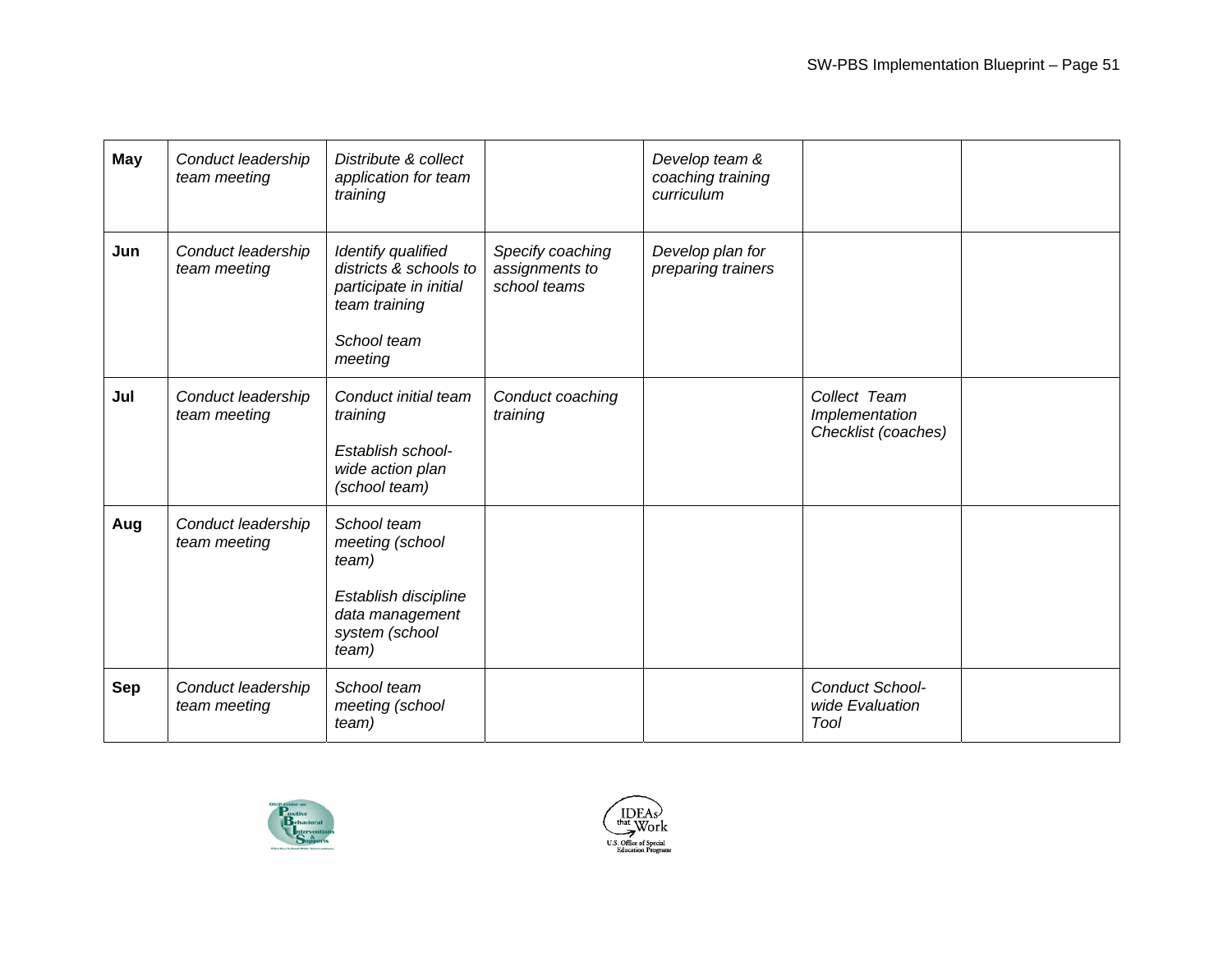| | | | | | | |
|---|---|---|---|---|---|---|
| **May** | *Conduct leadership team meeting* | *Distribute & collect application for team training* | | *Develop team & coaching training curriculum* | | |
| **Jun** | *Conduct leadership team meeting* | *Identify qualified districts & schools to participate in initial team training*<br><br>*School team meeting* | *Specify coaching assignments to school teams* | *Develop plan for preparing trainers* | | |
| **Jul** | *Conduct leadership team meeting* | *Conduct initial team training*<br><br>*Establish school-wide action plan (school team)* | *Conduct coaching training* | | *Collect Team Implementation Checklist (coaches)* | |
| **Aug** | *Conduct leadership team meeting* | *School team meeting (school team)*<br><br>*Establish discipline data management system (school team)* | | | | |
| **Sep** | *Conduct leadership team meeting* | *School team meeting (school team)* | | | *Conduct School-wide Evaluation Tool* | |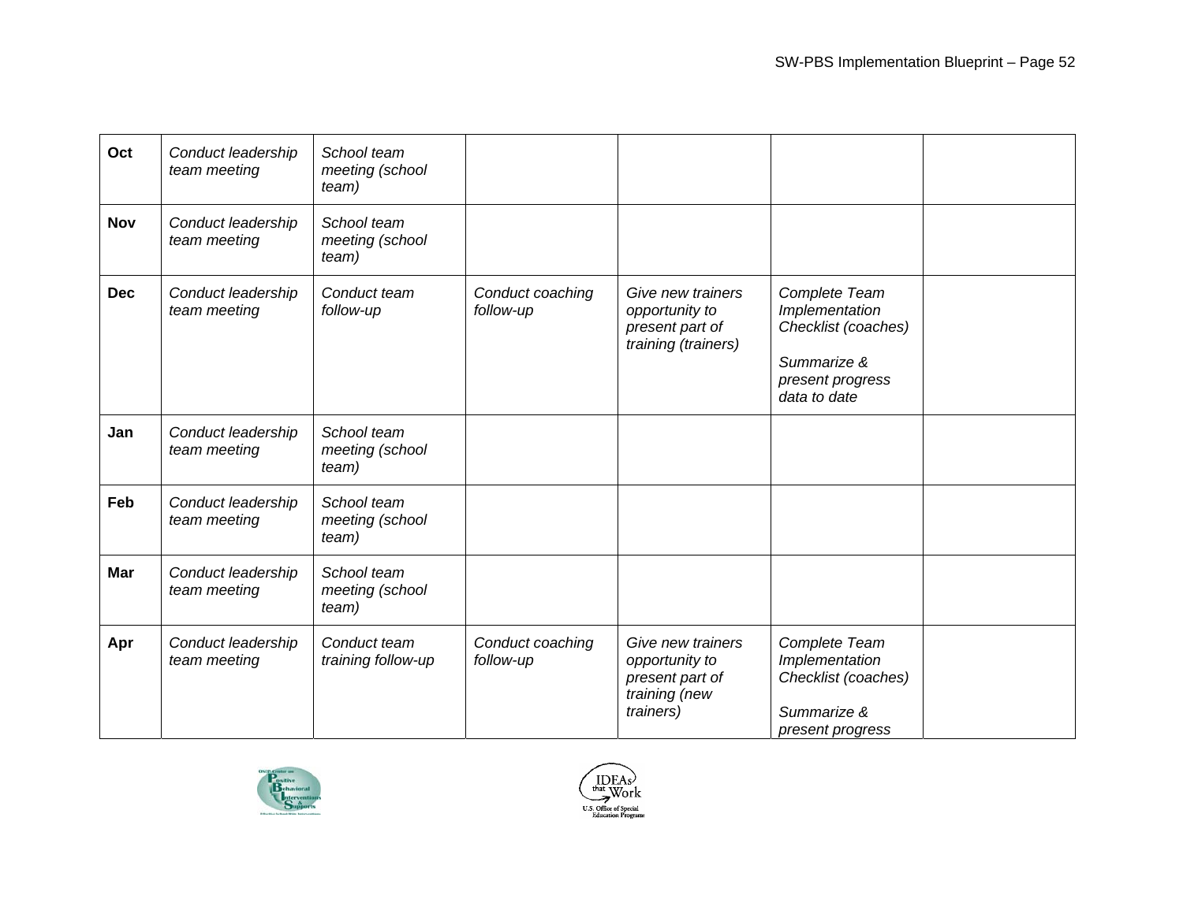| **Oct** | *Conduct leadership team meeting* | *School team meeting (school team)* | | | | |
|---|---|---|---|---|---|---|
| **Nov** | *Conduct leadership team meeting* | *School team meeting (school team)* | | | | |
| **Dec** | *Conduct leadership team meeting* | *Conduct team follow-up* | *Conduct coaching follow-up* | *Give new trainers opportunity to present part of training (trainers)* | *Complete Team Implementation Checklist (coaches)*<br><br>*Summarize & present progress data to date* | |
| **Jan** | *Conduct leadership team meeting* | *School team meeting (school team)* | | | | |
| **Feb** | *Conduct leadership team meeting* | *School team meeting (school team)* | | | | |
| **Mar** | *Conduct leadership team meeting* | *School team meeting (school team)* | | | | |
| **Apr** | *Conduct leadership team meeting* | *Conduct team training follow-up* | *Conduct coaching follow-up* | *Give new trainers opportunity to present part of training (new trainers)* | *Complete Team Implementation Checklist (coaches)*<br><br>*Summarize & present progress* | |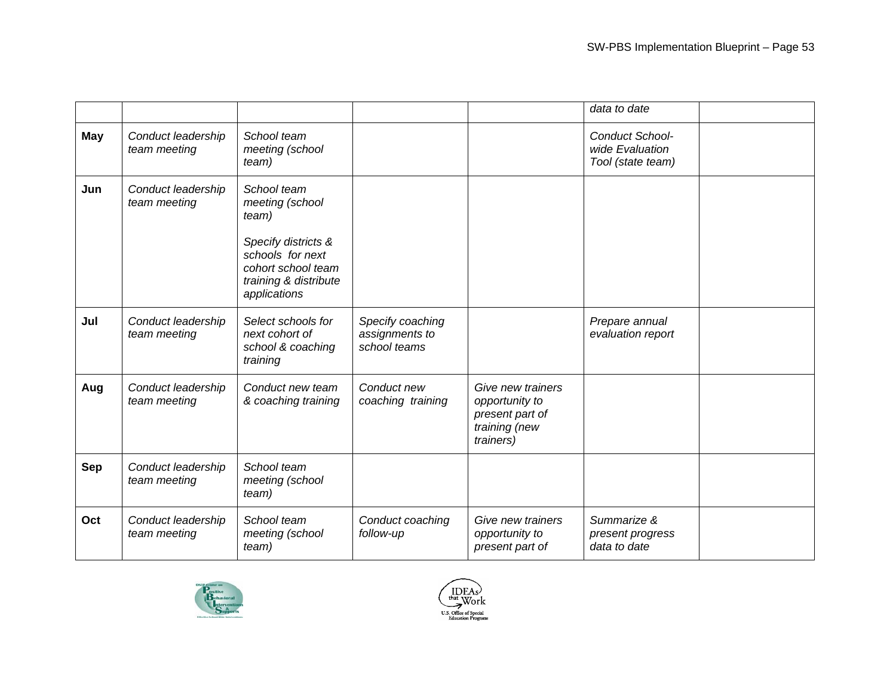| | | | | | | |
|---|---|---|---|---|---|---|
| | | | | | *data to date* | |
| **May** | *Conduct leadership team meeting* | *School team meeting (school team)* | | | *Conduct School-wide Evaluation Tool (state team)* | |
| **Jun** | *Conduct leadership team meeting* | *School team meeting (school team)*<br><br>*Specify districts & schools for next cohort school team training & distribute applications* | | | | |
| **Jul** | *Conduct leadership team meeting* | *Select schools for next cohort of school & coaching training* | *Specify coaching assignments to school teams* | | *Prepare annual evaluation report* | |
| **Aug** | *Conduct leadership team meeting* | *Conduct new team & coaching training* | *Conduct new coaching training* | *Give new trainers opportunity to present part of training (new trainers)* | | |
| **Sep** | *Conduct leadership team meeting* | *School team meeting (school team)* | | | | |
| **Oct** | *Conduct leadership team meeting* | *School team meeting (school team)* | *Conduct coaching follow-up* | *Give new trainers opportunity to present part of* | *Summarize & present progress data to date* | |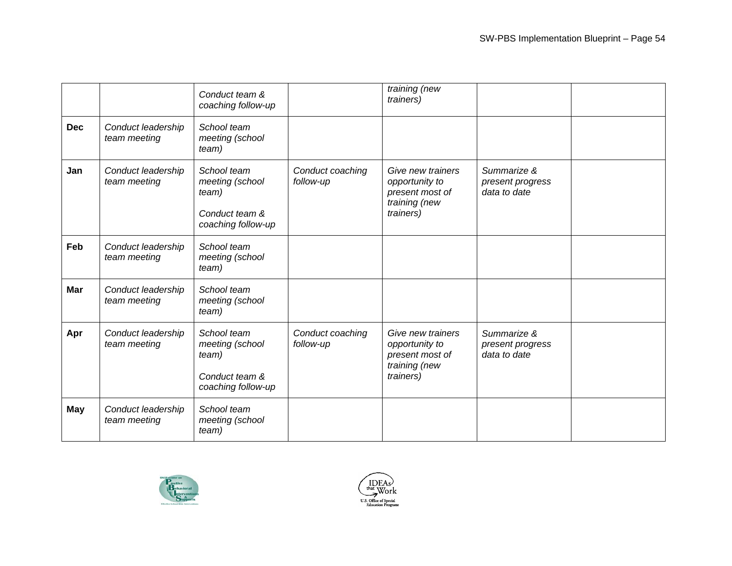| | | | | | | |
|---|---|---|---|---|---|---|
| | | *Conduct team & coaching follow-up* | | *training (new trainers)* | | |
| **Dec** | *Conduct leadership team meeting* | *School team meeting (school team)* | | | | |
| **Jan** | *Conduct leadership team meeting* | *School team meeting (school team)*<br><br>*Conduct team & coaching follow-up* | *Conduct coaching follow-up* | *Give new trainers opportunity to present most of training (new trainers)* | *Summarize & present progress data to date* | |
| **Feb** | *Conduct leadership team meeting* | *School team meeting (school team)* | | | | |
| **Mar** | *Conduct leadership team meeting* | *School team meeting (school team)* | | | | |
| **Apr** | *Conduct leadership team meeting* | *School team meeting (school team)*<br><br>*Conduct team & coaching follow-up* | *Conduct coaching follow-up* | *Give new trainers opportunity to present most of training (new trainers)* | *Summarize & present progress data to date* | |
| **May** | *Conduct leadership team meeting* | *School team meeting (school team)* | | | | |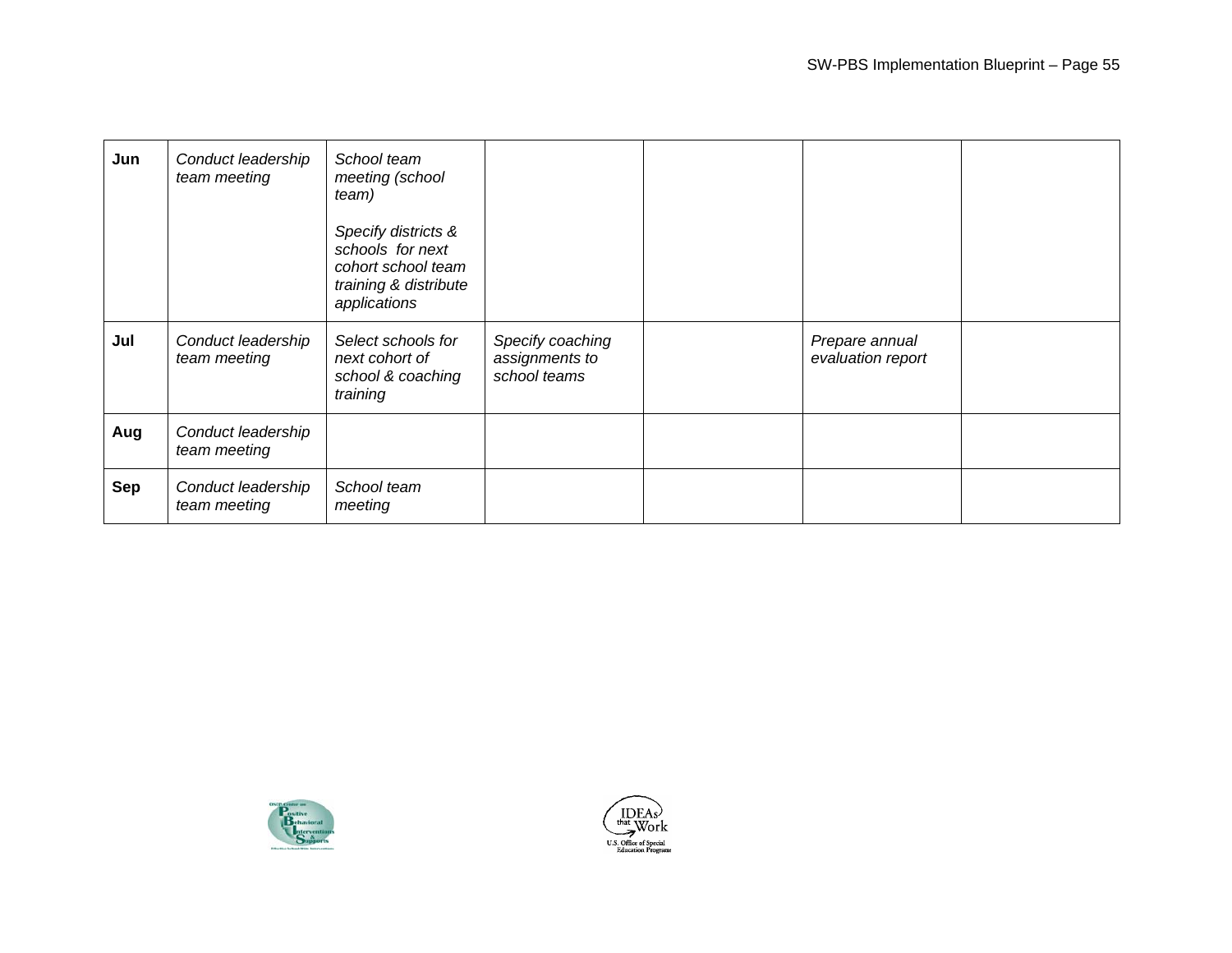| | | | | | | |
|---|---|---|---|---|---|---|
| **Jun** | *Conduct leadership team meeting* | *School team meeting (school team)*<br><br>*Specify districts & schools for next cohort school team training & distribute applications* | | | | |
| **Jul** | *Conduct leadership team meeting* | *Select schools for next cohort of school & coaching training* | *Specify coaching assignments to school teams* | | *Prepare annual evaluation report* | |
| **Aug** | *Conduct leadership team meeting* | | | | | |
| **Sep** | *Conduct leadership team meeting* | *School team meeting* | | | | |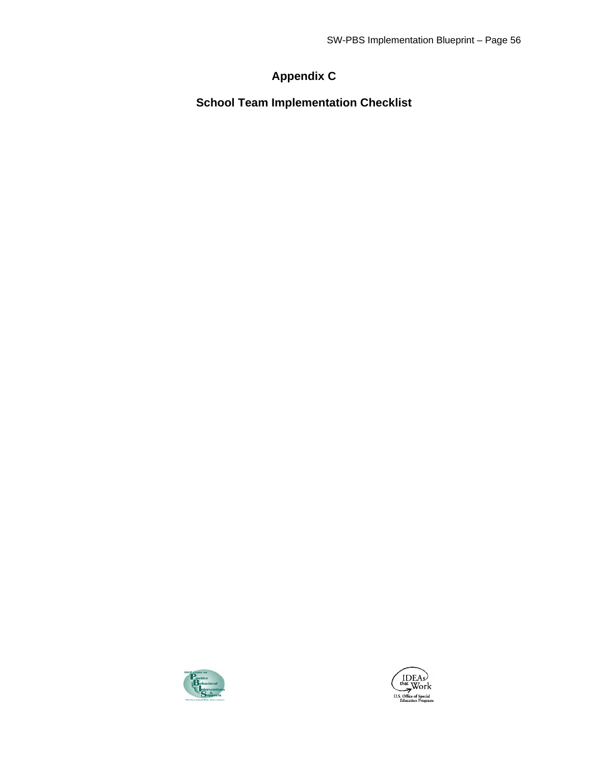# Appendix C

## School Team Implementation Checklist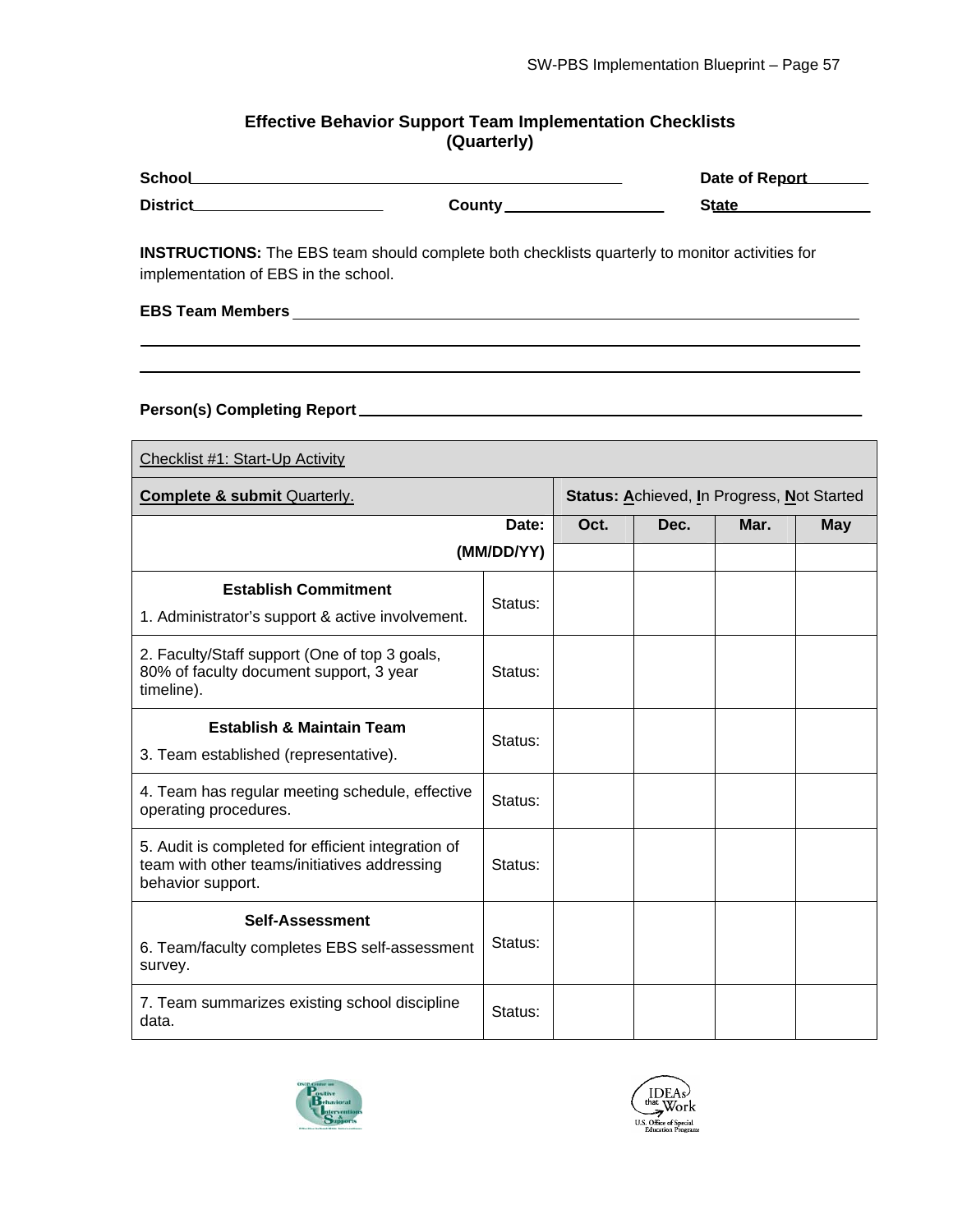## Effective Behavior Support Team Implementation Checklists (Quarterly)

**School**\_\_\_\_\_\_\_\_\_\_\_\_\_\_\_\_\_\_\_\_\_\_\_\_\_\_\_\_\_\_\_\_\_\_\_\_\_\_\_\_\_\_\_\_ **Date of Report**\_\_\_\_\_\_\_\_

**District**\_\_\_\_\_\_\_\_\_\_\_\_\_\_\_\_\_\_\_\_ **County**\_\_\_\_\_\_\_\_\_\_\_\_\_\_\_\_ **State**\_\_\_\_\_\_\_\_\_\_\_\_\_\_

**INSTRUCTIONS:** The EBS team should complete both checklists quarterly to monitor activities for implementation of EBS in the school.

**EBS Team Members** \_\_\_\_\_\_\_\_\_\_\_\_\_\_\_\_\_\_\_\_\_\_\_\_\_\_\_\_\_\_\_\_\_\_\_\_\_\_\_\_\_\_\_\_\_\_\_\_\_\_\_\_\_\_\_\_

\_\_\_\_\_\_\_\_\_\_\_\_\_\_\_\_\_\_\_\_\_\_\_\_\_\_\_\_\_\_\_\_\_\_\_\_\_\_\_\_\_\_\_\_\_\_\_\_\_\_\_\_\_\_\_\_\_\_\_\_\_\_\_\_\_\_\_\_\_\_

\_\_\_\_\_\_\_\_\_\_\_\_\_\_\_\_\_\_\_\_\_\_\_\_\_\_\_\_\_\_\_\_\_\_\_\_\_\_\_\_\_\_\_\_\_\_\_\_\_\_\_\_\_\_\_\_\_\_\_\_\_\_\_\_\_\_\_\_\_\_

**Person(s) Completing Report** \_\_\_\_\_\_\_\_\_\_\_\_\_\_\_\_\_\_\_\_\_\_\_\_\_\_\_\_\_\_\_\_\_\_\_\_\_\_\_\_\_\_\_\_\_\_\_\_\_\_

| Checklist #1: Start-Up Activity | | | | | |
|---|---|---|---|---|---|
| **Complete & submit** Quarterly. | | **Status: A**chieved, **I**n Progress, **N**ot Started | | | |
| | **Date:** | **Oct.** | **Dec.** | **Mar.** | **May** |
| | **(MM/DD/YY)** | | | | |
| **Establish Commitment**<br>1. Administrator's support & active involvement. | Status: | | | | |
| 2. Faculty/Staff support (One of top 3 goals, 80% of faculty document support, 3 year timeline). | Status: | | | | |
| **Establish & Maintain Team**<br>3. Team established (representative). | Status: | | | | |
| 4. Team has regular meeting schedule, effective operating procedures. | Status: | | | | |
| 5. Audit is completed for efficient integration of team with other teams/initiatives addressing behavior support. | Status: | | | | |
| **Self-Assessment**<br>6. Team/faculty completes EBS self-assessment survey. | Status: | | | | |
| 7. Team summarizes existing school discipline data. | Status: | | | | |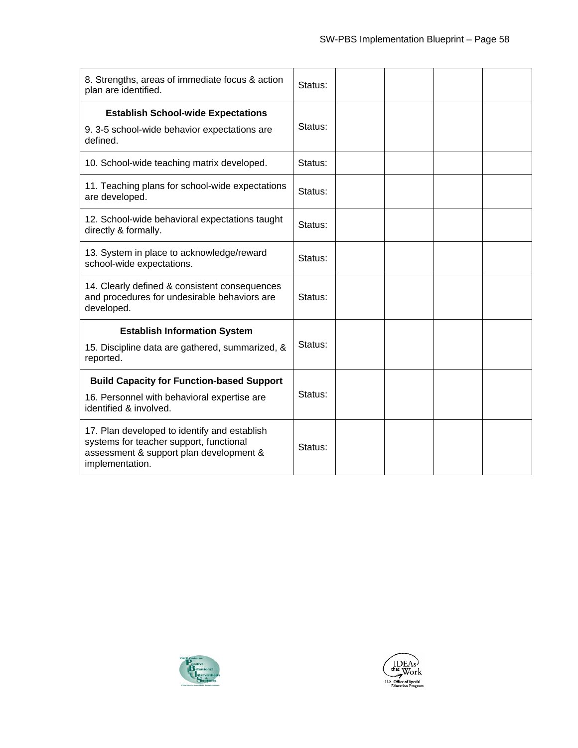| | | | | | |
|---|---|---|---|---|---|
| 8. Strengths, areas of immediate focus & action plan are identified. | Status: | | | | |
| **Establish School-wide Expectations**<br>9. 3-5 school-wide behavior expectations are defined. | Status: | | | | |
| 10. School-wide teaching matrix developed. | Status: | | | | |
| 11. Teaching plans for school-wide expectations are developed. | Status: | | | | |
| 12. School-wide behavioral expectations taught directly & formally. | Status: | | | | |
| 13. System in place to acknowledge/reward school-wide expectations. | Status: | | | | |
| 14. Clearly defined & consistent consequences and procedures for undesirable behaviors are developed. | Status: | | | | |
| **Establish Information System**<br>15. Discipline data are gathered, summarized, & reported. | Status: | | | | |
| **Build Capacity for Function-based Support**<br>16. Personnel with behavioral expertise are identified & involved. | Status: | | | | |
| 17. Plan developed to identify and establish systems for teacher support, functional assessment & support plan development & implementation. | Status: | | | | |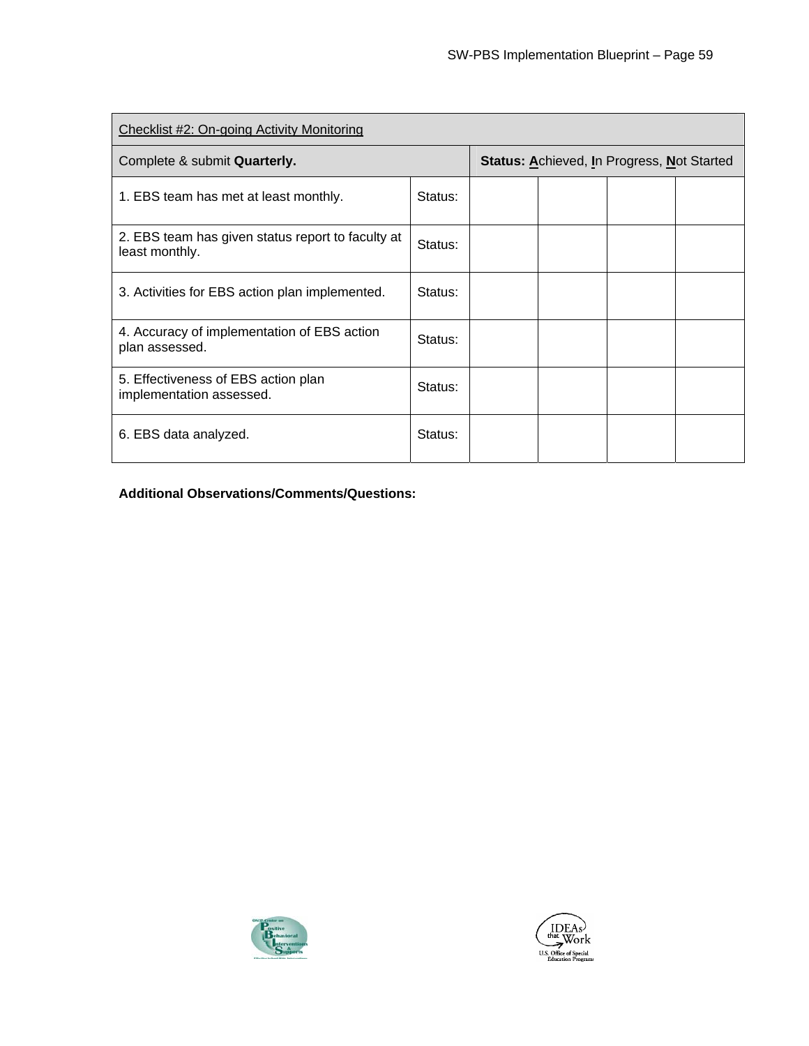| Checklist #2: On-going Activity Monitoring | | | | | |
|---|---|---|---|---|---|
| Complete & submit **Quarterly.** | | **Status:** Achieved, In Progress, Not Started | | | |
| 1. EBS team has met at least monthly. | Status: | | | | |
| 2. EBS team has given status report to faculty at least monthly. | Status: | | | | |
| 3. Activities for EBS action plan implemented. | Status: | | | | |
| 4. Accuracy of implementation of EBS action plan assessed. | Status: | | | | |
| 5. Effectiveness of EBS action plan implementation assessed. | Status: | | | | |
| 6. EBS data analyzed. | Status: | | | | |

**Additional Observations/Comments/Questions:**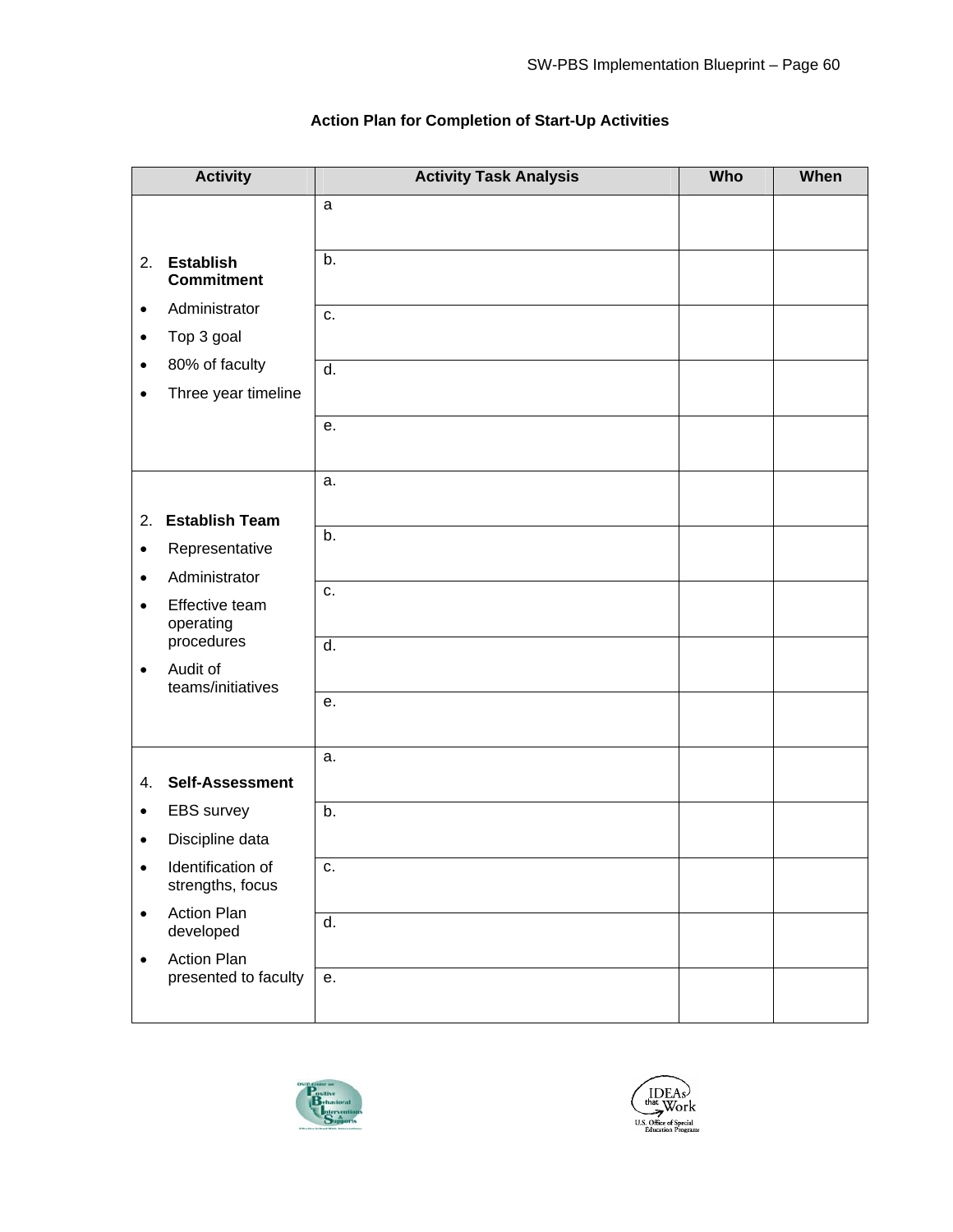**Action Plan for Completion of Start-Up Activities**

| Activity | Activity Task Analysis | Who | When |
|---|---|---|---|
| 2. **Establish Commitment**<br>• Administrator<br>• Top 3 goal<br>• 80% of faculty<br>• Three year timeline | a | | |
| | b. | | |
| | c. | | |
| | d. | | |
| | e. | | |
| 2. **Establish Team**<br>• Representative<br>• Administrator<br>• Effective team operating procedures<br>• Audit of teams/initiatives | a. | | |
| | b. | | |
| | c. | | |
| | d. | | |
| | e. | | |
| 4. **Self-Assessment**<br>• EBS survey<br>• Discipline data<br>• Identification of strengths, focus<br>• Action Plan developed<br>• Action Plan presented to faculty | a. | | |
| | b. | | |
| | c. | | |
| | d. | | |
| | e. | | |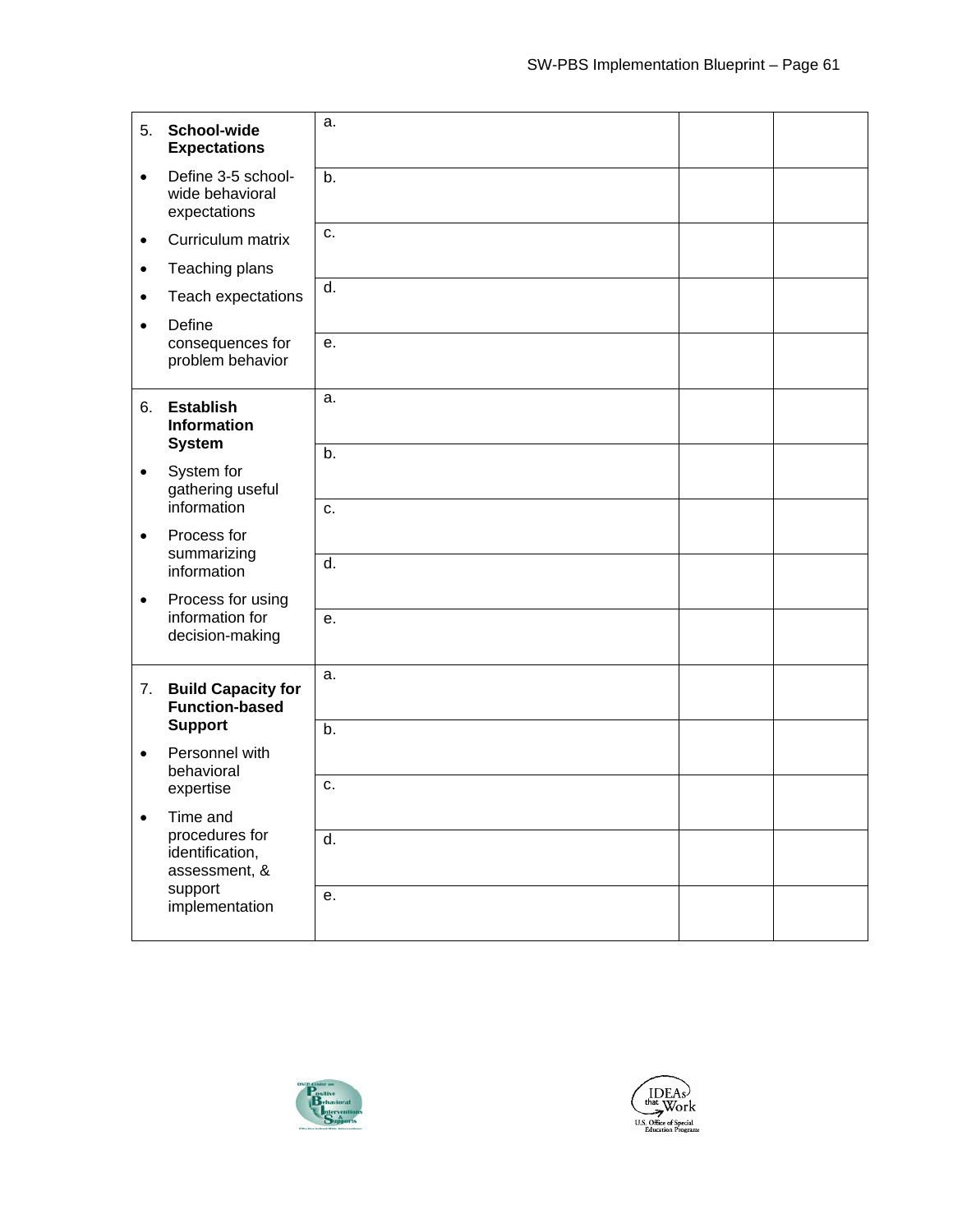| | | | |
|---|---|---|---|
| 5. **School-wide Expectations**<br>• Define 3-5 school-wide behavioral expectations<br>• Curriculum matrix<br>• Teaching plans<br>• Teach expectations<br>• Define consequences for problem behavior | a. | | |
| | b. | | |
| | c. | | |
| | d. | | |
| | e. | | |
| 6. **Establish Information System**<br>• System for gathering useful information<br>• Process for summarizing information<br>• Process for using information for decision-making | a. | | |
| | b. | | |
| | c. | | |
| | d. | | |
| | e. | | |
| 7. **Build Capacity for Function-based Support**<br>• Personnel with behavioral expertise<br>• Time and procedures for identification, assessment, & support implementation | a. | | |
| | b. | | |
| | c. | | |
| | d. | | |
| | e. | | |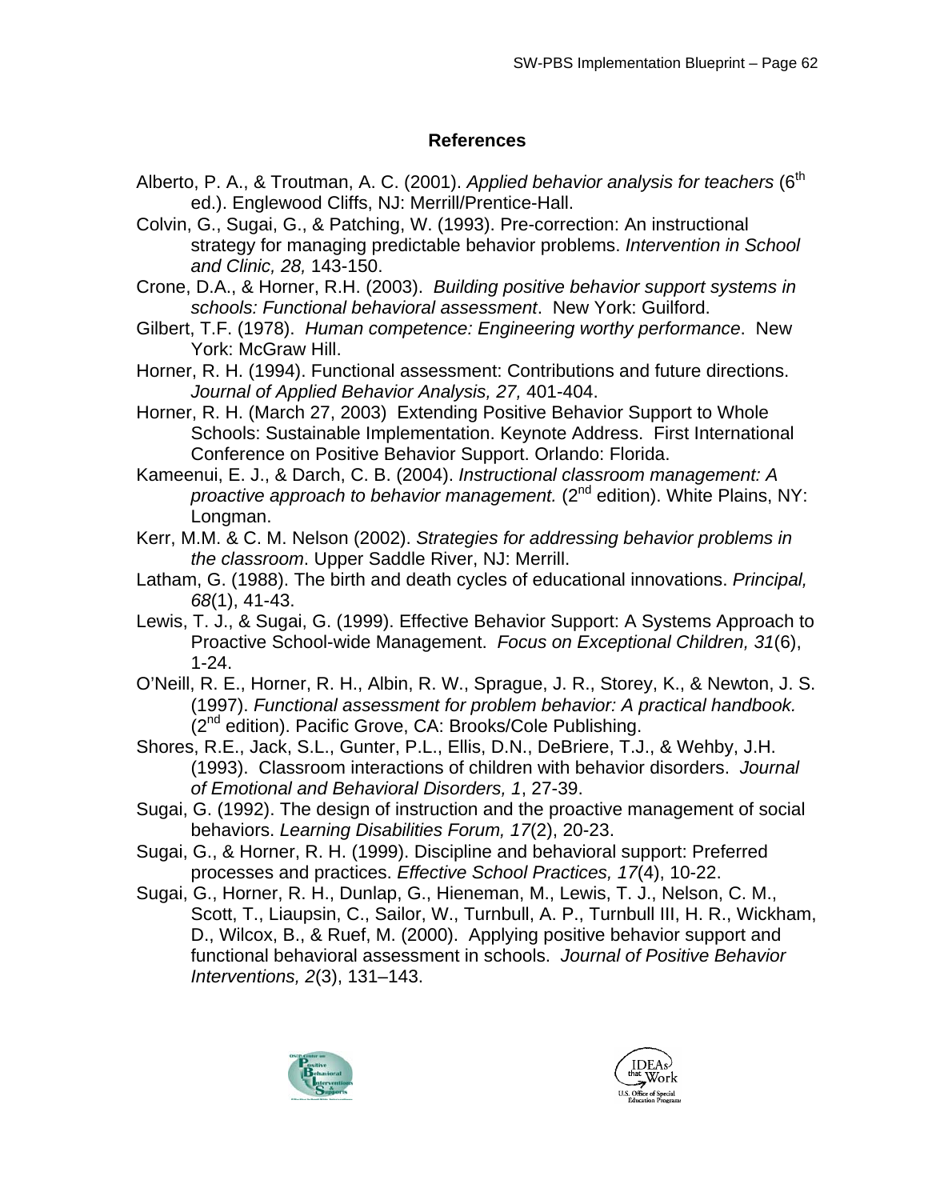## References

Alberto, P. A., & Troutman, A. C. (2001). *Applied behavior analysis for teachers* (6th ed.). Englewood Cliffs, NJ: Merrill/Prentice-Hall.

Colvin, G., Sugai, G., & Patching, W. (1993). Pre-correction: An instructional strategy for managing predictable behavior problems. *Intervention in School and Clinic, 28,* 143-150.

Crone, D.A., & Horner, R.H. (2003). *Building positive behavior support systems in schools: Functional behavioral assessment*. New York: Guilford.

Gilbert, T.F. (1978). *Human competence: Engineering worthy performance*. New York: McGraw Hill.

Horner, R. H. (1994). Functional assessment: Contributions and future directions. *Journal of Applied Behavior Analysis, 27,* 401-404.

Horner, R. H. (March 27, 2003) Extending Positive Behavior Support to Whole Schools: Sustainable Implementation. Keynote Address. First International Conference on Positive Behavior Support. Orlando: Florida.

Kameenui, E. J., & Darch, C. B. (2004). *Instructional classroom management: A proactive approach to behavior management.* (2nd edition). White Plains, NY: Longman.

Kerr, M.M. & C. M. Nelson (2002). *Strategies for addressing behavior problems in the classroom*. Upper Saddle River, NJ: Merrill.

Latham, G. (1988). The birth and death cycles of educational innovations. *Principal, 68*(1), 41-43.

Lewis, T. J., & Sugai, G. (1999). Effective Behavior Support: A Systems Approach to Proactive School-wide Management. *Focus on Exceptional Children, 31*(6), 1-24.

O'Neill, R. E., Horner, R. H., Albin, R. W., Sprague, J. R., Storey, K., & Newton, J. S. (1997). *Functional assessment for problem behavior: A practical handbook.* (2nd edition). Pacific Grove, CA: Brooks/Cole Publishing.

Shores, R.E., Jack, S.L., Gunter, P.L., Ellis, D.N., DeBriere, T.J., & Wehby, J.H. (1993). Classroom interactions of children with behavior disorders. *Journal of Emotional and Behavioral Disorders, 1*, 27-39.

Sugai, G. (1992). The design of instruction and the proactive management of social behaviors. *Learning Disabilities Forum, 17*(2), 20-23.

Sugai, G., & Horner, R. H. (1999). Discipline and behavioral support: Preferred processes and practices. *Effective School Practices, 17*(4), 10-22.

Sugai, G., Horner, R. H., Dunlap, G., Hieneman, M., Lewis, T. J., Nelson, C. M., Scott, T., Liaupsin, C., Sailor, W., Turnbull, A. P., Turnbull III, H. R., Wickham, D., Wilcox, B., & Ruef, M. (2000). Applying positive behavior support and functional behavioral assessment in schools. *Journal of Positive Behavior Interventions, 2*(3), 131–143.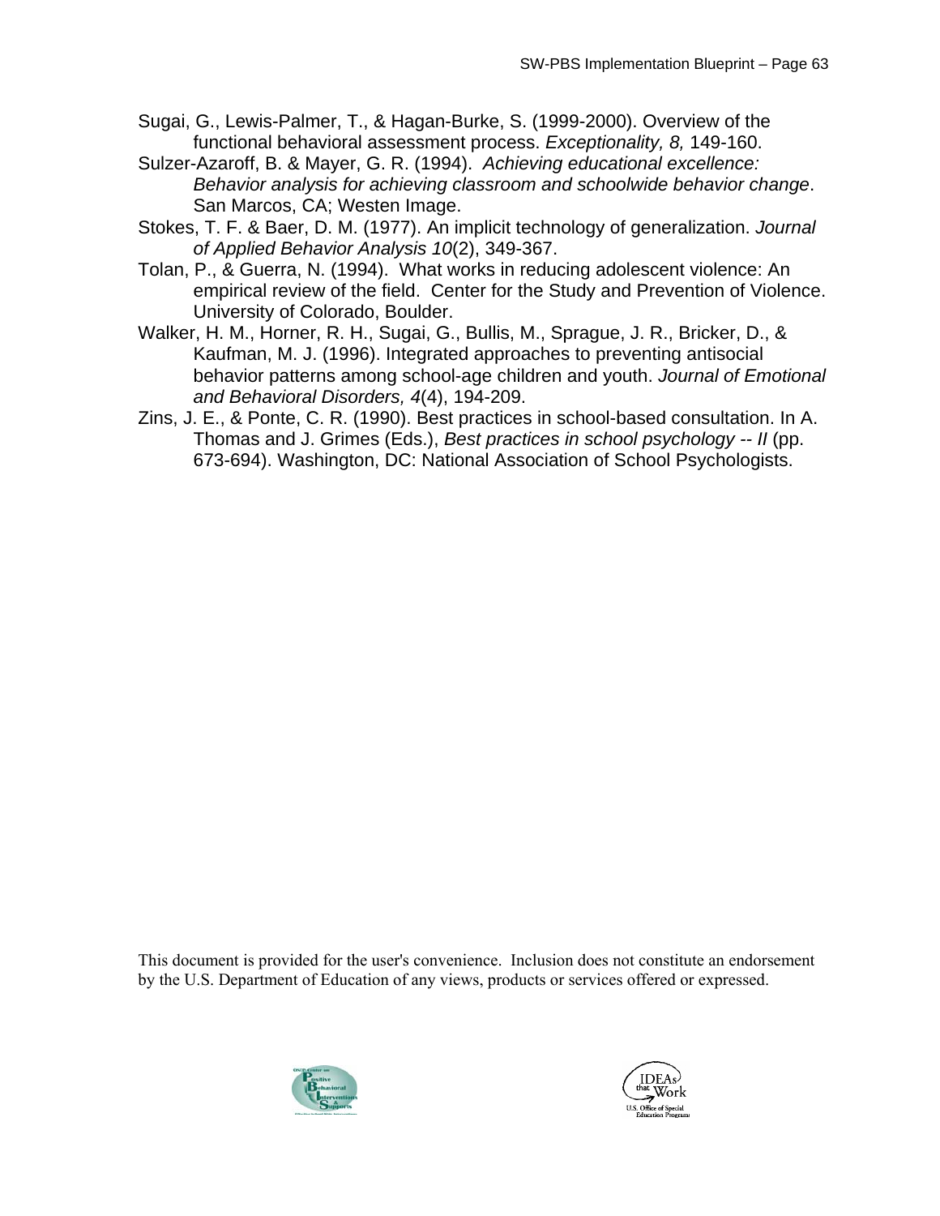Sugai, G., Lewis-Palmer, T., & Hagan-Burke, S. (1999-2000). Overview of the functional behavioral assessment process. *Exceptionality, 8,* 149-160.

Sulzer-Azaroff, B. & Mayer, G. R. (1994). *Achieving educational excellence: Behavior analysis for achieving classroom and schoolwide behavior change*. San Marcos, CA; Westen Image.

Stokes, T. F. & Baer, D. M. (1977). An implicit technology of generalization. *Journal of Applied Behavior Analysis 10*(2), 349-367.

Tolan, P., & Guerra, N. (1994). What works in reducing adolescent violence: An empirical review of the field. Center for the Study and Prevention of Violence. University of Colorado, Boulder.

Walker, H. M., Horner, R. H., Sugai, G., Bullis, M., Sprague, J. R., Bricker, D., & Kaufman, M. J. (1996). Integrated approaches to preventing antisocial behavior patterns among school-age children and youth. *Journal of Emotional and Behavioral Disorders, 4*(4), 194-209.

Zins, J. E., & Ponte, C. R. (1990). Best practices in school-based consultation. In A. Thomas and J. Grimes (Eds.), *Best practices in school psychology -- II* (pp. 673-694). Washington, DC: National Association of School Psychologists.

This document is provided for the user's convenience. Inclusion does not constitute an endorsement by the U.S. Department of Education of any views, products or services offered or expressed.